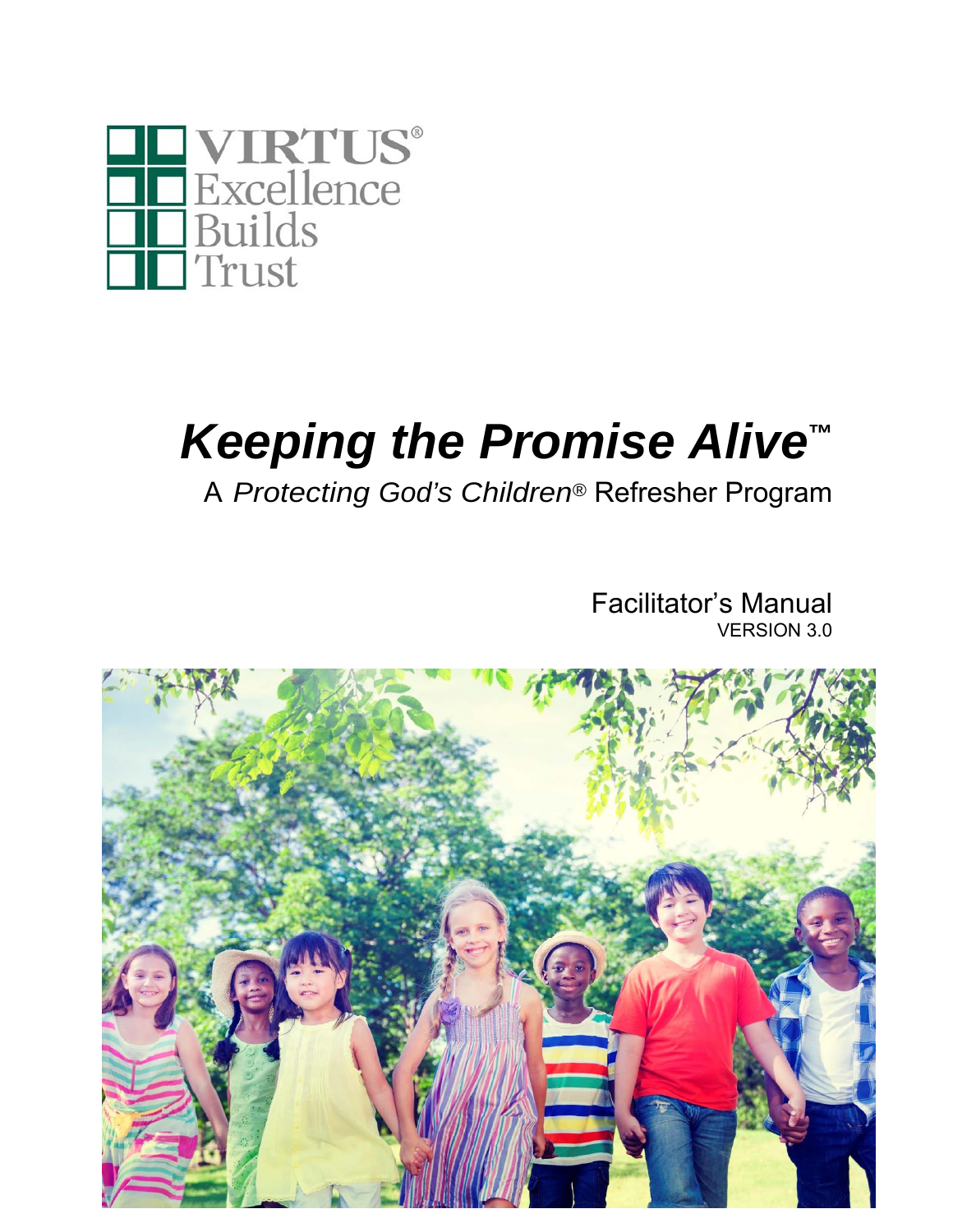VIRTUS®
Excellence
Builds
Trust

# *Keeping the Promise Alive*™

A *Protecting God's Children*® Refresher Program

Facilitator's Manual
VERSION 3.0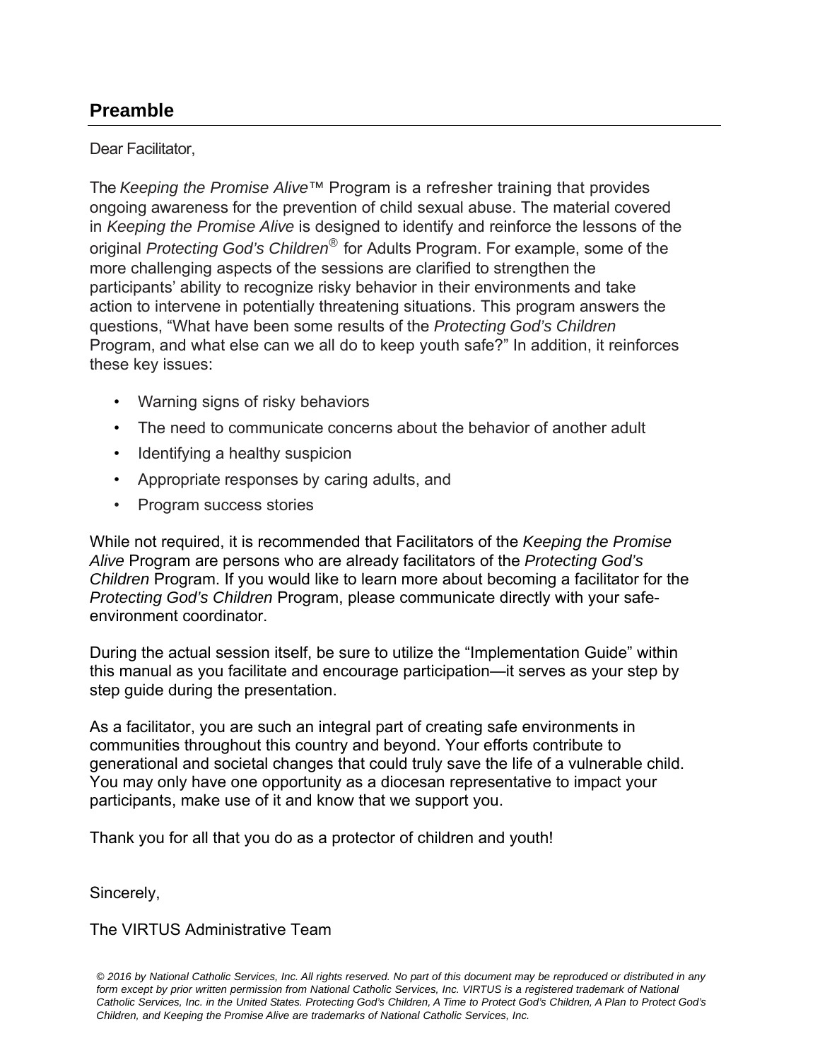## Preamble

Dear Facilitator,

The *Keeping the Promise Alive*™ Program is a refresher training that provides ongoing awareness for the prevention of child sexual abuse. The material covered in *Keeping the Promise Alive* is designed to identify and reinforce the lessons of the original *Protecting God's Children*® for Adults Program. For example, some of the more challenging aspects of the sessions are clarified to strengthen the participants' ability to recognize risky behavior in their environments and take action to intervene in potentially threatening situations. This program answers the questions, "What have been some results of the *Protecting God's Children* Program, and what else can we all do to keep youth safe?" In addition, it reinforces these key issues:

- Warning signs of risky behaviors
- The need to communicate concerns about the behavior of another adult
- Identifying a healthy suspicion
- Appropriate responses by caring adults, and
- Program success stories

While not required, it is recommended that Facilitators of the *Keeping the Promise Alive* Program are persons who are already facilitators of the *Protecting God's Children* Program. If you would like to learn more about becoming a facilitator for the *Protecting God's Children* Program, please communicate directly with your safe-environment coordinator.

During the actual session itself, be sure to utilize the "Implementation Guide" within this manual as you facilitate and encourage participation—it serves as your step by step guide during the presentation.

As a facilitator, you are such an integral part of creating safe environments in communities throughout this country and beyond. Your efforts contribute to generational and societal changes that could truly save the life of a vulnerable child. You may only have one opportunity as a diocesan representative to impact your participants, make use of it and know that we support you.

Thank you for all that you do as a protector of children and youth!

Sincerely,

The VIRTUS Administrative Team

*© 2016 by National Catholic Services, Inc. All rights reserved. No part of this document may be reproduced or distributed in any form except by prior written permission from National Catholic Services, Inc. VIRTUS is a registered trademark of National Catholic Services, Inc. in the United States. Protecting God's Children, A Time to Protect God's Children, A Plan to Protect God's Children, and Keeping the Promise Alive are trademarks of National Catholic Services, Inc.*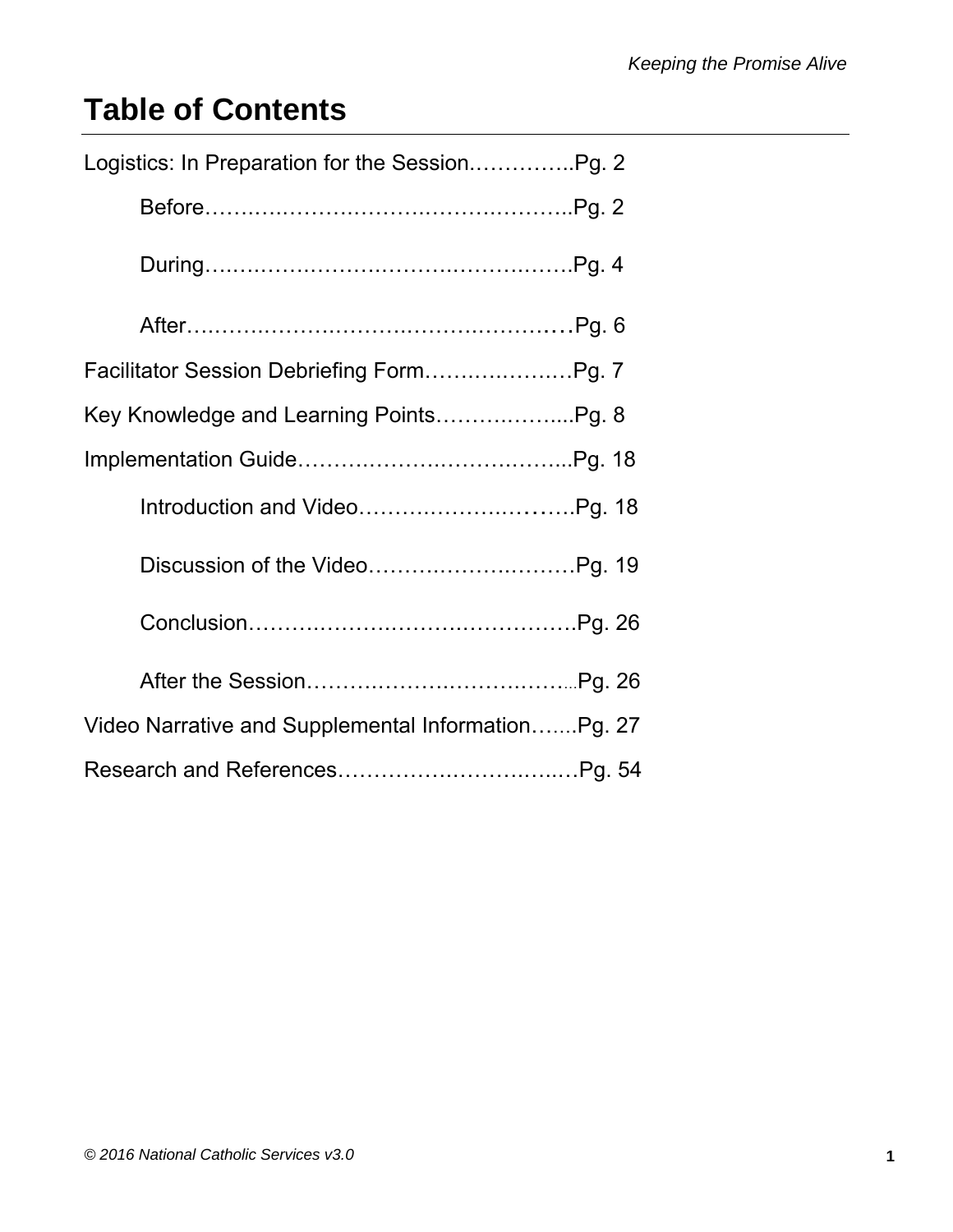# Table of Contents

Logistics: In Preparation for the Session…………..Pg. 2

- Before………………………………………..Pg. 2
- During……………………………………….Pg. 4
- After…………………………………………Pg. 6

Facilitator Session Debriefing Form…………………Pg. 7

Key Knowledge and Learning Points……………....Pg. 8

Implementation Guide……………………………...Pg. 18

- Introduction and Video…………………………Pg. 18
- Discussion of the Video………………………Pg. 19
- Conclusion……………………………………….Pg. 26
- After the Session…………………………….....Pg. 26

Video Narrative and Supplemental Information…....Pg. 27

Research and References……………………………Pg. 54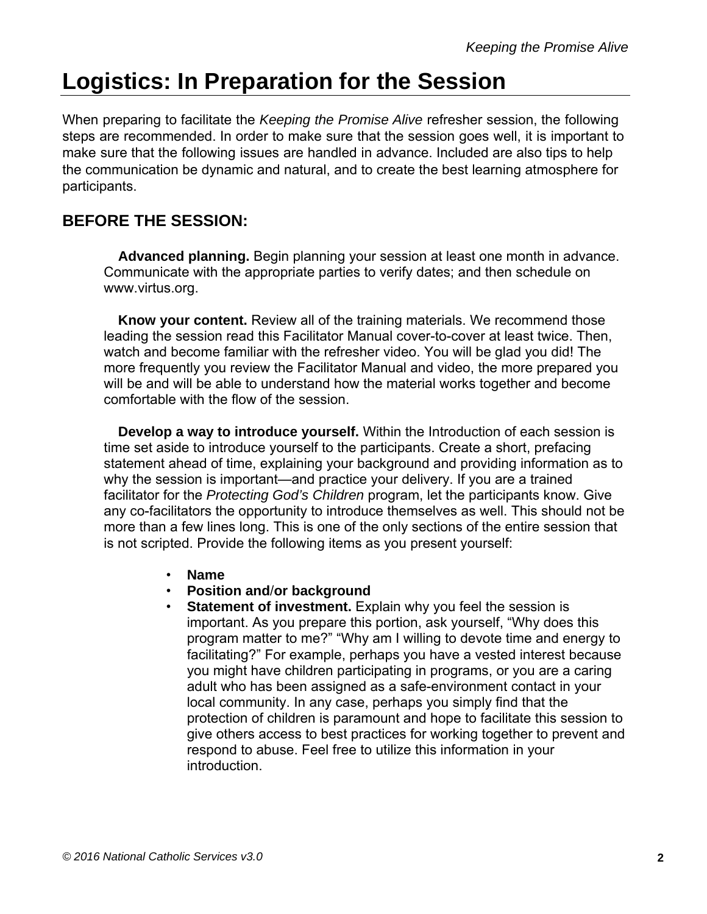# Logistics: In Preparation for the Session

When preparing to facilitate the *Keeping the Promise Alive* refresher session, the following steps are recommended. In order to make sure that the session goes well, it is important to make sure that the following issues are handled in advance. Included are also tips to help the communication be dynamic and natural, and to create the best learning atmosphere for participants.

## BEFORE THE SESSION:

**Advanced planning.** Begin planning your session at least one month in advance. Communicate with the appropriate parties to verify dates; and then schedule on www.virtus.org.

**Know your content.** Review all of the training materials. We recommend those leading the session read this Facilitator Manual cover-to-cover at least twice. Then, watch and become familiar with the refresher video. You will be glad you did! The more frequently you review the Facilitator Manual and video, the more prepared you will be and will be able to understand how the material works together and become comfortable with the flow of the session.

**Develop a way to introduce yourself.** Within the Introduction of each session is time set aside to introduce yourself to the participants. Create a short, prefacing statement ahead of time, explaining your background and providing information as to why the session is important—and practice your delivery. If you are a trained facilitator for the *Protecting God's Children* program, let the participants know. Give any co-facilitators the opportunity to introduce themselves as well. This should not be more than a few lines long. This is one of the only sections of the entire session that is not scripted. Provide the following items as you present yourself:

- **Name**
- **Position and/or background**
- **Statement of investment.** Explain why you feel the session is important. As you prepare this portion, ask yourself, "Why does this program matter to me?" "Why am I willing to devote time and energy to facilitating?" For example, perhaps you have a vested interest because you might have children participating in programs, or you are a caring adult who has been assigned as a safe-environment contact in your local community. In any case, perhaps you simply find that the protection of children is paramount and hope to facilitate this session to give others access to best practices for working together to prevent and respond to abuse. Feel free to utilize this information in your introduction.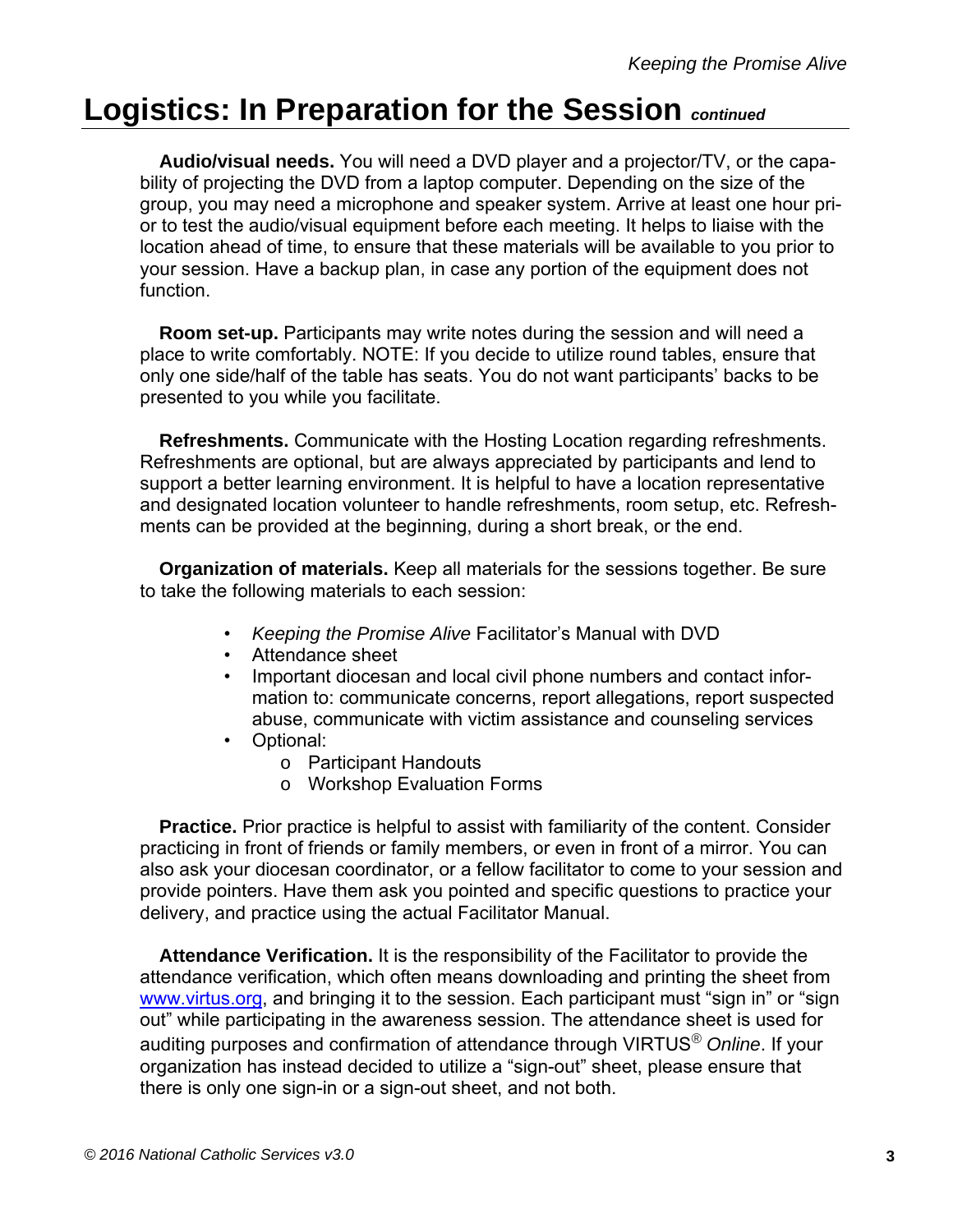# Logistics: In Preparation for the Session *continued*

**Audio/visual needs.** You will need a DVD player and a projector/TV, or the capability of projecting the DVD from a laptop computer. Depending on the size of the group, you may need a microphone and speaker system. Arrive at least one hour prior to test the audio/visual equipment before each meeting. It helps to liaise with the location ahead of time, to ensure that these materials will be available to you prior to your session. Have a backup plan, in case any portion of the equipment does not function.

**Room set-up.** Participants may write notes during the session and will need a place to write comfortably. NOTE: If you decide to utilize round tables, ensure that only one side/half of the table has seats. You do not want participants' backs to be presented to you while you facilitate.

**Refreshments.** Communicate with the Hosting Location regarding refreshments. Refreshments are optional, but are always appreciated by participants and lend to support a better learning environment. It is helpful to have a location representative and designated location volunteer to handle refreshments, room setup, etc. Refreshments can be provided at the beginning, during a short break, or the end.

**Organization of materials.** Keep all materials for the sessions together. Be sure to take the following materials to each session:

- *Keeping the Promise Alive* Facilitator's Manual with DVD
- Attendance sheet
- Important diocesan and local civil phone numbers and contact information to: communicate concerns, report allegations, report suspected abuse, communicate with victim assistance and counseling services
- Optional:
  - Participant Handouts
  - Workshop Evaluation Forms

**Practice.** Prior practice is helpful to assist with familiarity of the content. Consider practicing in front of friends or family members, or even in front of a mirror. You can also ask your diocesan coordinator, or a fellow facilitator to come to your session and provide pointers. Have them ask you pointed and specific questions to practice your delivery, and practice using the actual Facilitator Manual.

**Attendance Verification.** It is the responsibility of the Facilitator to provide the attendance verification, which often means downloading and printing the sheet from www.virtus.org, and bringing it to the session. Each participant must "sign in" or "sign out" while participating in the awareness session. The attendance sheet is used for auditing purposes and confirmation of attendance through VIRTUS® *Online*. If your organization has instead decided to utilize a "sign-out" sheet, please ensure that there is only one sign-in or a sign-out sheet, and not both.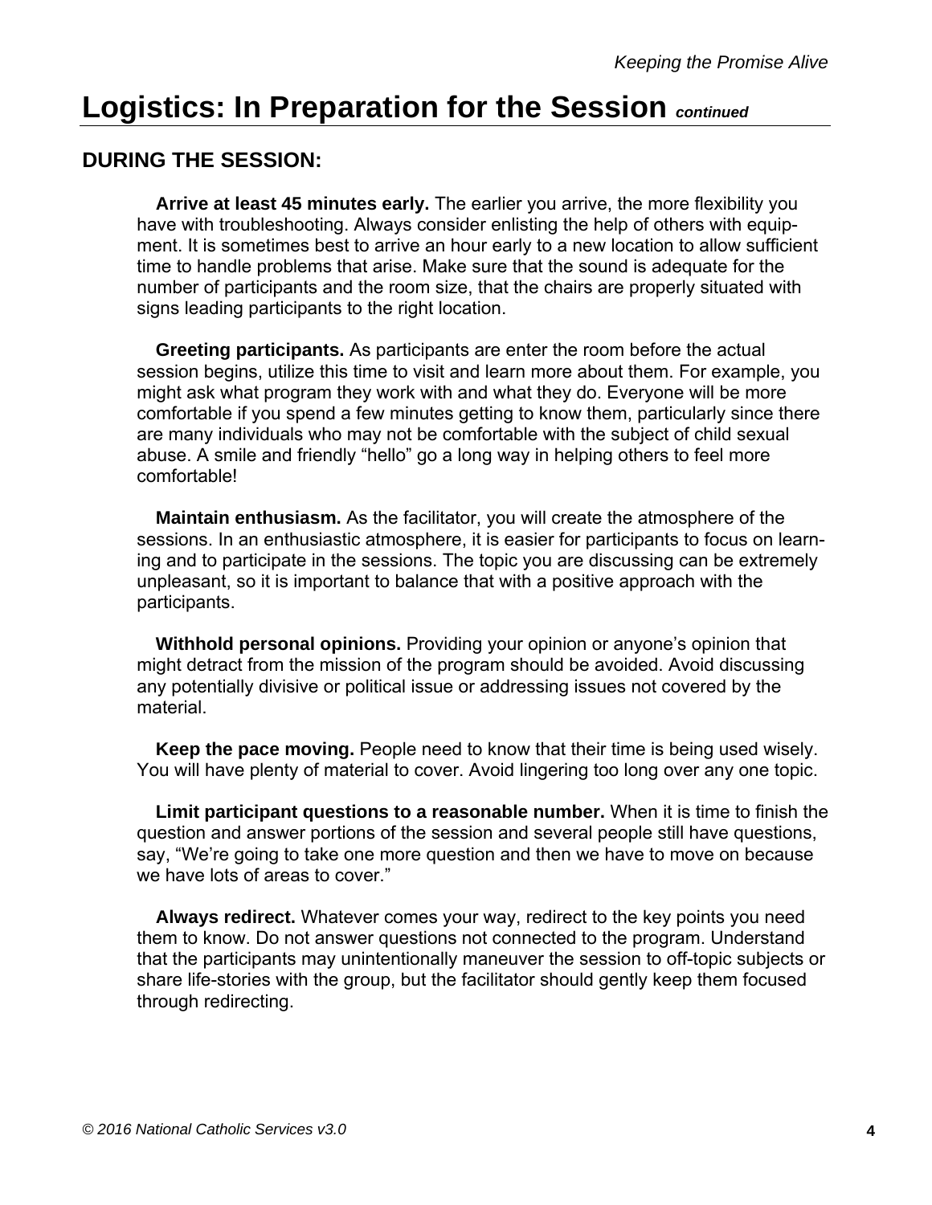# Logistics: In Preparation for the Session *continued*

## DURING THE SESSION:

**Arrive at least 45 minutes early.** The earlier you arrive, the more flexibility you have with troubleshooting. Always consider enlisting the help of others with equipment. It is sometimes best to arrive an hour early to a new location to allow sufficient time to handle problems that arise. Make sure that the sound is adequate for the number of participants and the room size, that the chairs are properly situated with signs leading participants to the right location.

**Greeting participants.** As participants are enter the room before the actual session begins, utilize this time to visit and learn more about them. For example, you might ask what program they work with and what they do. Everyone will be more comfortable if you spend a few minutes getting to know them, particularly since there are many individuals who may not be comfortable with the subject of child sexual abuse. A smile and friendly "hello" go a long way in helping others to feel more comfortable!

**Maintain enthusiasm.** As the facilitator, you will create the atmosphere of the sessions. In an enthusiastic atmosphere, it is easier for participants to focus on learning and to participate in the sessions. The topic you are discussing can be extremely unpleasant, so it is important to balance that with a positive approach with the participants.

**Withhold personal opinions.** Providing your opinion or anyone's opinion that might detract from the mission of the program should be avoided. Avoid discussing any potentially divisive or political issue or addressing issues not covered by the material.

**Keep the pace moving.** People need to know that their time is being used wisely. You will have plenty of material to cover. Avoid lingering too long over any one topic.

**Limit participant questions to a reasonable number.** When it is time to finish the question and answer portions of the session and several people still have questions, say, "We're going to take one more question and then we have to move on because we have lots of areas to cover."

**Always redirect.** Whatever comes your way, redirect to the key points you need them to know. Do not answer questions not connected to the program. Understand that the participants may unintentionally maneuver the session to off-topic subjects or share life-stories with the group, but the facilitator should gently keep them focused through redirecting.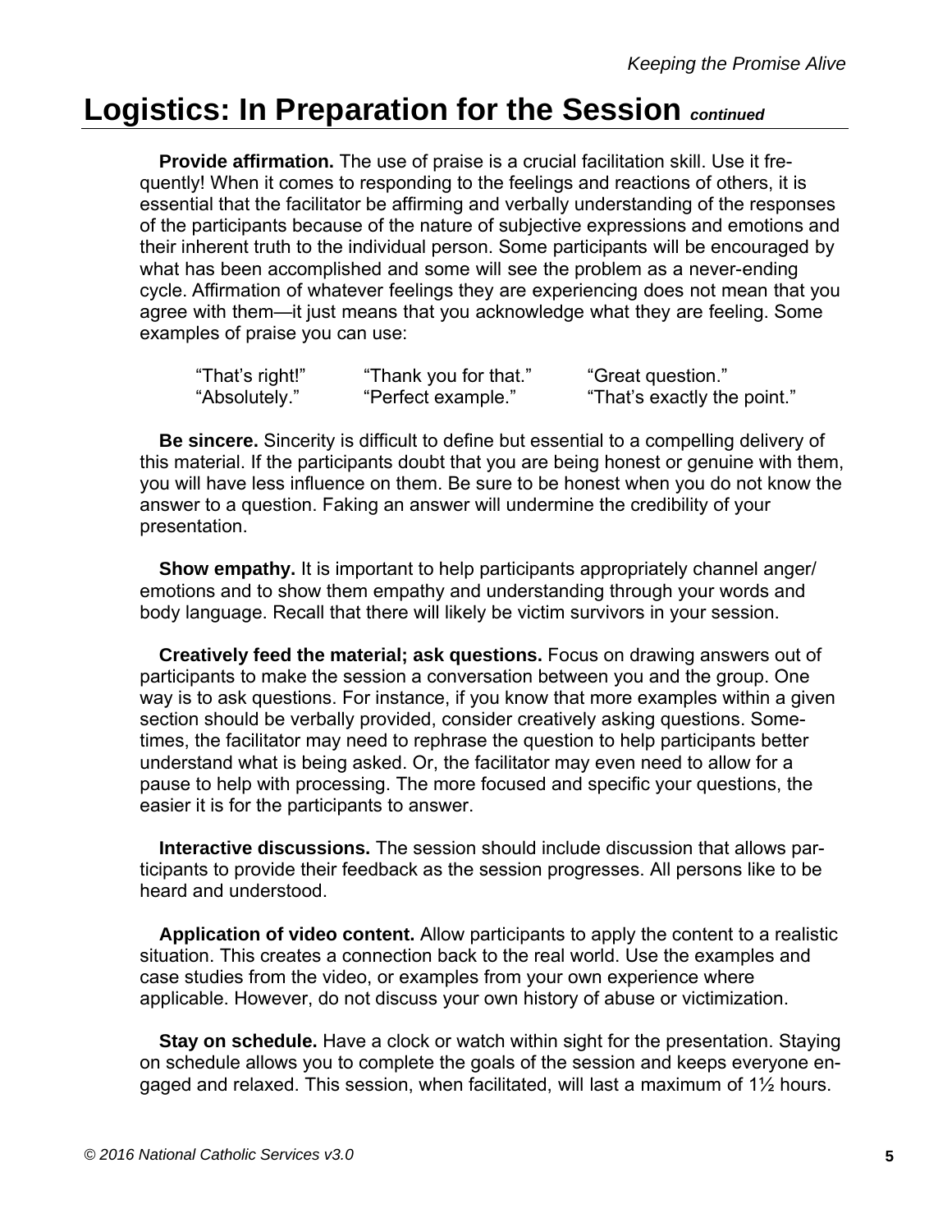# Logistics: In Preparation for the Session *continued*

**Provide affirmation.** The use of praise is a crucial facilitation skill. Use it frequently! When it comes to responding to the feelings and reactions of others, it is essential that the facilitator be affirming and verbally understanding of the responses of the participants because of the nature of subjective expressions and emotions and their inherent truth to the individual person. Some participants will be encouraged by what has been accomplished and some will see the problem as a never-ending cycle. Affirmation of whatever feelings they are experiencing does not mean that you agree with them—it just means that you acknowledge what they are feeling. Some examples of praise you can use:

| | | |
|---|---|---|
| "That's right!" | "Thank you for that." | "Great question." |
| "Absolutely." | "Perfect example." | "That's exactly the point." |

**Be sincere.** Sincerity is difficult to define but essential to a compelling delivery of this material. If the participants doubt that you are being honest or genuine with them, you will have less influence on them. Be sure to be honest when you do not know the answer to a question. Faking an answer will undermine the credibility of your presentation.

**Show empathy.** It is important to help participants appropriately channel anger/emotions and to show them empathy and understanding through your words and body language. Recall that there will likely be victim survivors in your session.

**Creatively feed the material; ask questions.** Focus on drawing answers out of participants to make the session a conversation between you and the group. One way is to ask questions. For instance, if you know that more examples within a given section should be verbally provided, consider creatively asking questions. Sometimes, the facilitator may need to rephrase the question to help participants better understand what is being asked. Or, the facilitator may even need to allow for a pause to help with processing. The more focused and specific your questions, the easier it is for the participants to answer.

**Interactive discussions.** The session should include discussion that allows participants to provide their feedback as the session progresses. All persons like to be heard and understood.

**Application of video content.** Allow participants to apply the content to a realistic situation. This creates a connection back to the real world. Use the examples and case studies from the video, or examples from your own experience where applicable. However, do not discuss your own history of abuse or victimization.

**Stay on schedule.** Have a clock or watch within sight for the presentation. Staying on schedule allows you to complete the goals of the session and keeps everyone engaged and relaxed. This session, when facilitated, will last a maximum of 1½ hours.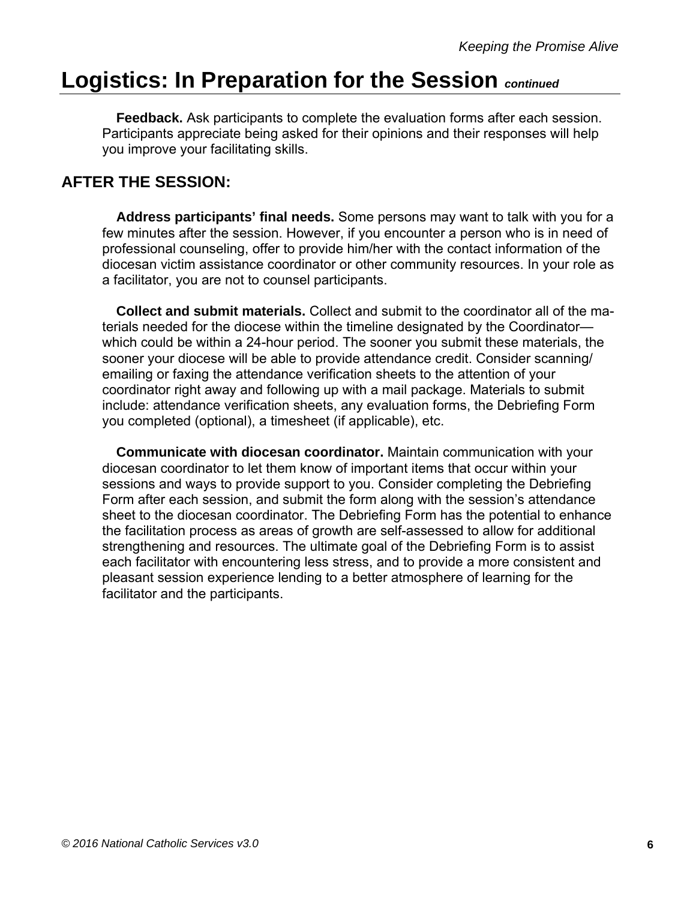# Logistics: In Preparation for the Session *continued*

**Feedback.** Ask participants to complete the evaluation forms after each session. Participants appreciate being asked for their opinions and their responses will help you improve your facilitating skills.

## AFTER THE SESSION:

**Address participants' final needs.** Some persons may want to talk with you for a few minutes after the session. However, if you encounter a person who is in need of professional counseling, offer to provide him/her with the contact information of the diocesan victim assistance coordinator or other community resources. In your role as a facilitator, you are not to counsel participants.

**Collect and submit materials.** Collect and submit to the coordinator all of the materials needed for the diocese within the timeline designated by the Coordinator—which could be within a 24-hour period. The sooner you submit these materials, the sooner your diocese will be able to provide attendance credit. Consider scanning/ emailing or faxing the attendance verification sheets to the attention of your coordinator right away and following up with a mail package. Materials to submit include: attendance verification sheets, any evaluation forms, the Debriefing Form you completed (optional), a timesheet (if applicable), etc.

**Communicate with diocesan coordinator.** Maintain communication with your diocesan coordinator to let them know of important items that occur within your sessions and ways to provide support to you. Consider completing the Debriefing Form after each session, and submit the form along with the session's attendance sheet to the diocesan coordinator. The Debriefing Form has the potential to enhance the facilitation process as areas of growth are self-assessed to allow for additional strengthening and resources. The ultimate goal of the Debriefing Form is to assist each facilitator with encountering less stress, and to provide a more consistent and pleasant session experience lending to a better atmosphere of learning for the facilitator and the participants.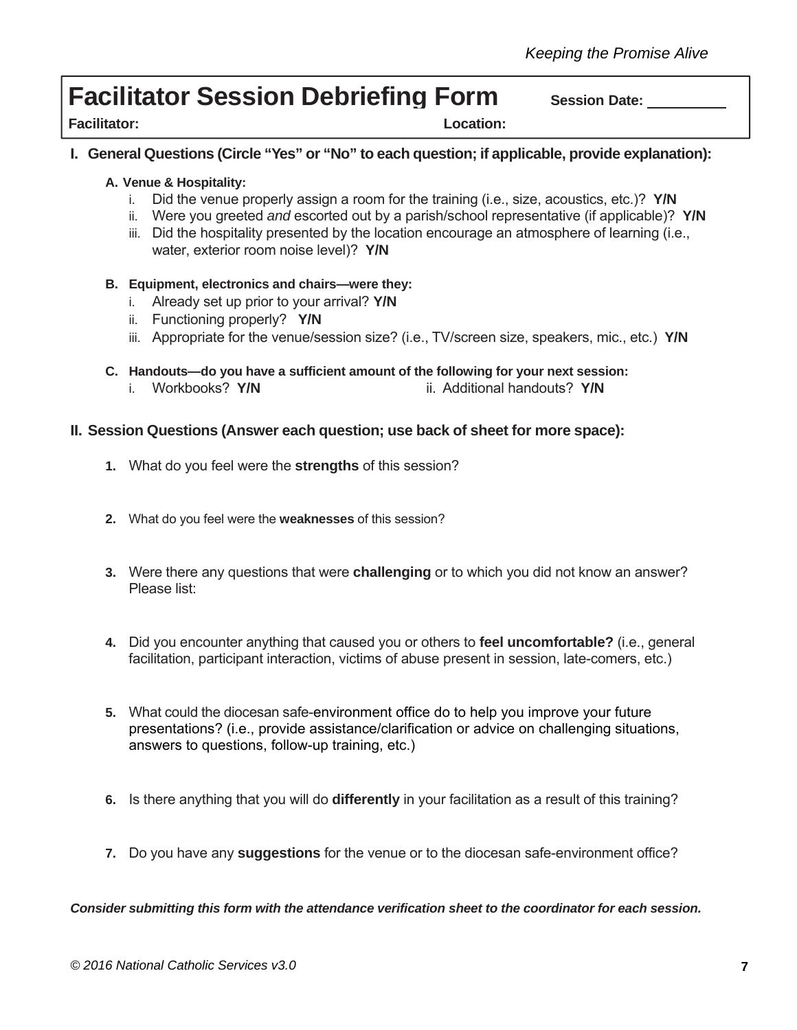# Facilitator Session Debriefing Form

**Session Date:** ______

**Facilitator:** **Location:**

## I. General Questions (Circle "Yes" or "No" to each question; if applicable, provide explanation):

**A. Venue & Hospitality:**

i. Did the venue properly assign a room for the training (i.e., size, acoustics, etc.)? **Y/N**

ii. Were you greeted *and* escorted out by a parish/school representative (if applicable)? **Y/N**

iii. Did the hospitality presented by the location encourage an atmosphere of learning (i.e., water, exterior room noise level)? **Y/N**

**B. Equipment, electronics and chairs—were they:**

i. Already set up prior to your arrival? **Y/N**

ii. Functioning properly? **Y/N**

iii. Appropriate for the venue/session size? (i.e., TV/screen size, speakers, mic., etc.) **Y/N**

**C. Handouts—do you have a sufficient amount of the following for your next session:**

i. Workbooks? **Y/N**

ii. Additional handouts? **Y/N**

## II. Session Questions (Answer each question; use back of sheet for more space):

1. What do you feel were the **strengths** of this session?

2. What do you feel were the **weaknesses** of this session?

3. Were there any questions that were **challenging** or to which you did not know an answer? Please list:

4. Did you encounter anything that caused you or others to **feel uncomfortable?** (i.e., general facilitation, participant interaction, victims of abuse present in session, late-comers, etc.)

5. What could the diocesan safe-environment office do to help you improve your future presentations? (i.e., provide assistance/clarification or advice on challenging situations, answers to questions, follow-up training, etc.)

6. Is there anything that you will do **differently** in your facilitation as a result of this training?

7. Do you have any **suggestions** for the venue or to the diocesan safe-environment office?

***Consider submitting this form with the attendance verification sheet to the coordinator for each session.***

*© 2016 National Catholic Services v3.0*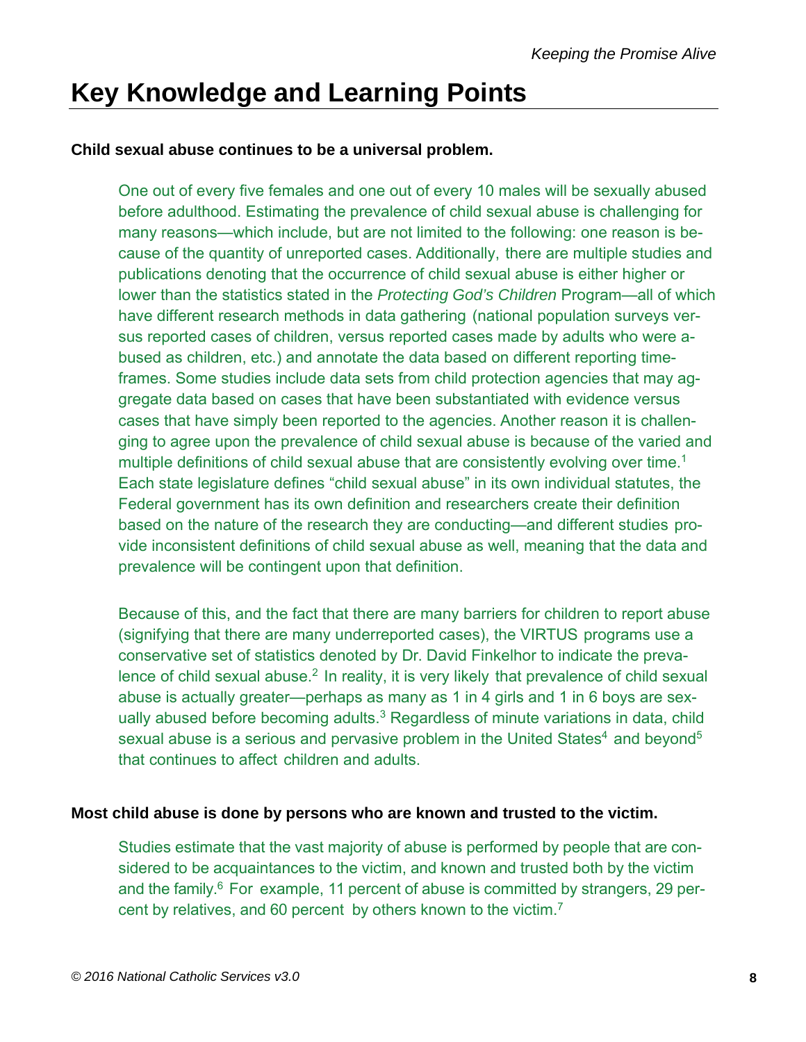# Key Knowledge and Learning Points

**Child sexual abuse continues to be a universal problem.**

One out of every five females and one out of every 10 males will be sexually abused before adulthood. Estimating the prevalence of child sexual abuse is challenging for many reasons—which include, but are not limited to the following: one reason is because of the quantity of unreported cases. Additionally, there are multiple studies and publications denoting that the occurrence of child sexual abuse is either higher or lower than the statistics stated in the *Protecting God's Children* Program—all of which have different research methods in data gathering (national population surveys versus reported cases of children, versus reported cases made by adults who were abused as children, etc.) and annotate the data based on different reporting timeframes. Some studies include data sets from child protection agencies that may aggregate data based on cases that have been substantiated with evidence versus cases that have simply been reported to the agencies. Another reason it is challenging to agree upon the prevalence of child sexual abuse is because of the varied and multiple definitions of child sexual abuse that are consistently evolving over time.[1] Each state legislature defines "child sexual abuse" in its own individual statutes, the Federal government has its own definition and researchers create their definition based on the nature of the research they are conducting—and different studies provide inconsistent definitions of child sexual abuse as well, meaning that the data and prevalence will be contingent upon that definition.

Because of this, and the fact that there are many barriers for children to report abuse (signifying that there are many underreported cases), the VIRTUS programs use a conservative set of statistics denoted by Dr. David Finkelhor to indicate the prevalence of child sexual abuse.[2] In reality, it is very likely that prevalence of child sexual abuse is actually greater—perhaps as many as 1 in 4 girls and 1 in 6 boys are sexually abused before becoming adults.[3] Regardless of minute variations in data, child sexual abuse is a serious and pervasive problem in the United States[4] and beyond[5] that continues to affect children and adults.

**Most child abuse is done by persons who are known and trusted to the victim.**

Studies estimate that the vast majority of abuse is performed by people that are considered to be acquaintances to the victim, and known and trusted both by the victim and the family.[6] For example, 11 percent of abuse is committed by strangers, 29 percent by relatives, and 60 percent by others known to the victim.[7]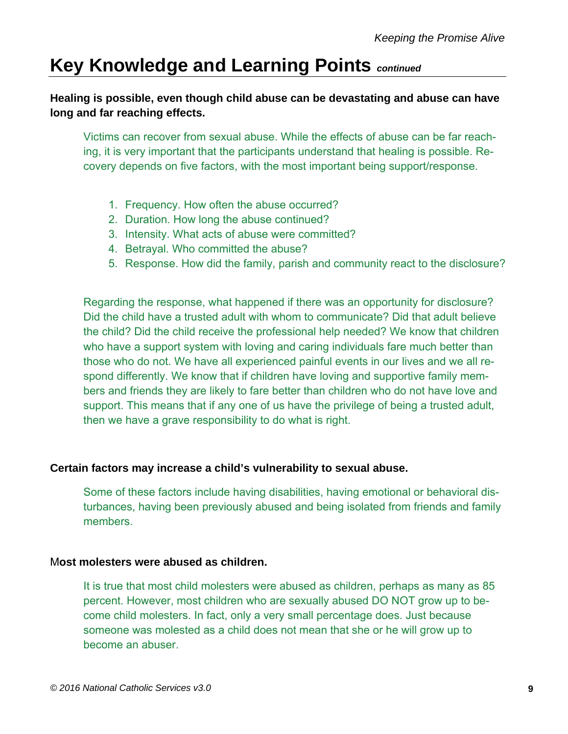# Key Knowledge and Learning Points *continued*

**Healing is possible, even though child abuse can be devastating and abuse can have long and far reaching effects.**

Victims can recover from sexual abuse. While the effects of abuse can be far reaching, it is very important that the participants understand that healing is possible. Recovery depends on five factors, with the most important being support/response.

1. Frequency. How often the abuse occurred?
2. Duration. How long the abuse continued?
3. Intensity. What acts of abuse were committed?
4. Betrayal. Who committed the abuse?
5. Response. How did the family, parish and community react to the disclosure?

Regarding the response, what happened if there was an opportunity for disclosure? Did the child have a trusted adult with whom to communicate? Did that adult believe the child? Did the child receive the professional help needed? We know that children who have a support system with loving and caring individuals fare much better than those who do not. We have all experienced painful events in our lives and we all respond differently. We know that if children have loving and supportive family members and friends they are likely to fare better than children who do not have love and support. This means that if any one of us have the privilege of being a trusted adult, then we have a grave responsibility to do what is right.

**Certain factors may increase a child's vulnerability to sexual abuse.**

Some of these factors include having disabilities, having emotional or behavioral disturbances, having been previously abused and being isolated from friends and family members.

**Most molesters were abused as children.**

It is true that most child molesters were abused as children, perhaps as many as 85 percent. However, most children who are sexually abused DO NOT grow up to become child molesters. In fact, only a very small percentage does. Just because someone was molested as a child does not mean that she or he will grow up to become an abuser.

*© 2016 National Catholic Services v3.0*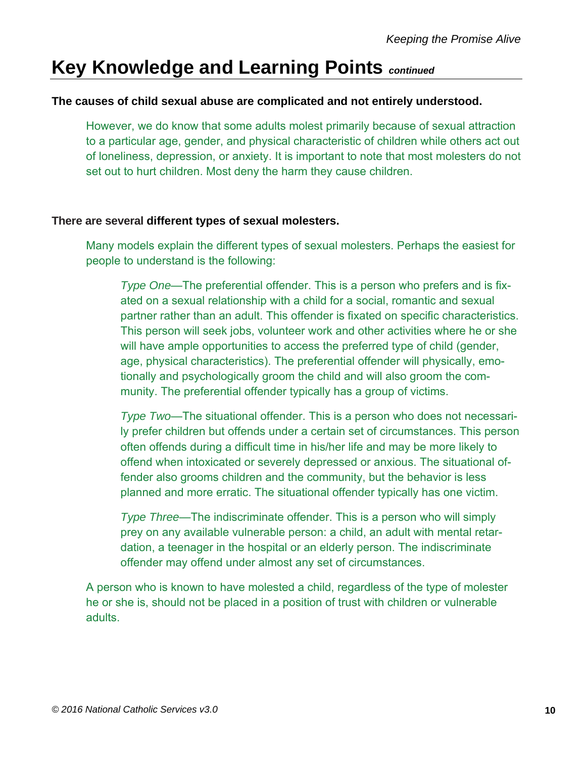# Key Knowledge and Learning Points *continued*

**The causes of child sexual abuse are complicated and not entirely understood.**

However, we do know that some adults molest primarily because of sexual attraction to a particular age, gender, and physical characteristic of children while others act out of loneliness, depression, or anxiety. It is important to note that most molesters do not set out to hurt children. Most deny the harm they cause children.

**There are several different types of sexual molesters.**

Many models explain the different types of sexual molesters. Perhaps the easiest for people to understand is the following:

*Type One*—The preferential offender. This is a person who prefers and is fixated on a sexual relationship with a child for a social, romantic and sexual partner rather than an adult. This offender is fixated on specific characteristics. This person will seek jobs, volunteer work and other activities where he or she will have ample opportunities to access the preferred type of child (gender, age, physical characteristics). The preferential offender will physically, emotionally and psychologically groom the child and will also groom the community. The preferential offender typically has a group of victims.

*Type Two*—The situational offender. This is a person who does not necessarily prefer children but offends under a certain set of circumstances. This person often offends during a difficult time in his/her life and may be more likely to offend when intoxicated or severely depressed or anxious. The situational offender also grooms children and the community, but the behavior is less planned and more erratic. The situational offender typically has one victim.

*Type Three*—The indiscriminate offender. This is a person who will simply prey on any available vulnerable person: a child, an adult with mental retardation, a teenager in the hospital or an elderly person. The indiscriminate offender may offend under almost any set of circumstances.

A person who is known to have molested a child, regardless of the type of molester he or she is, should not be placed in a position of trust with children or vulnerable adults.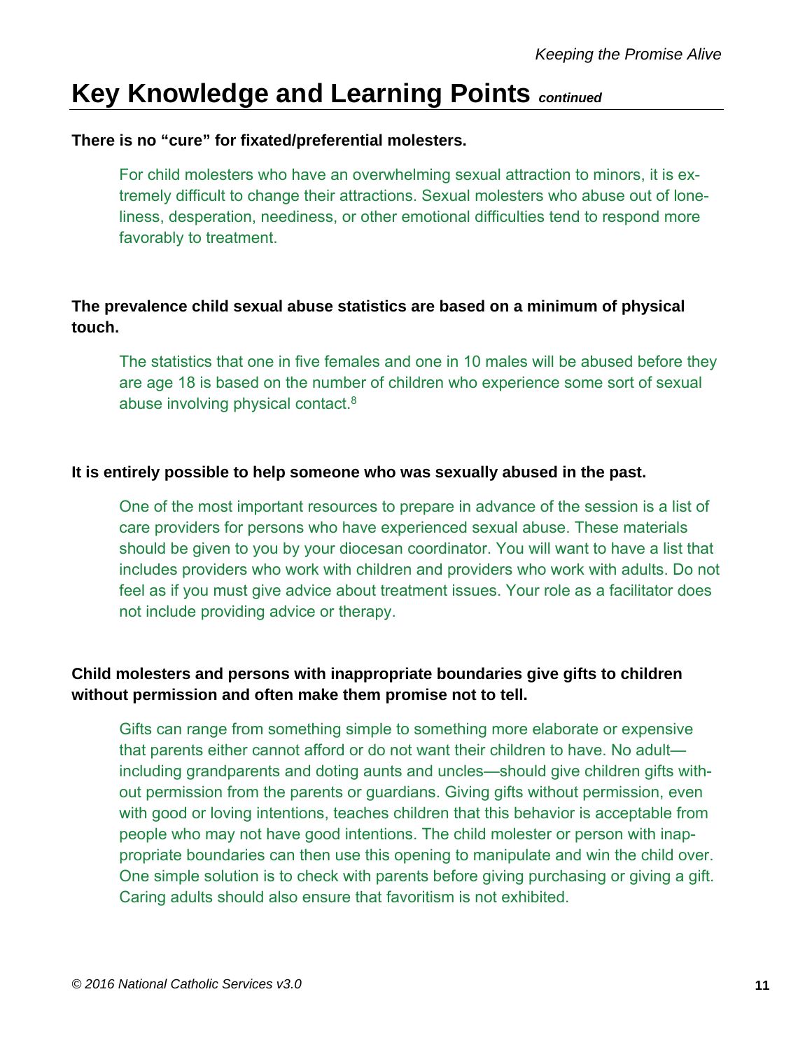## Key Knowledge and Learning Points *continued*

**There is no "cure" for fixated/preferential molesters.**

For child molesters who have an overwhelming sexual attraction to minors, it is extremely difficult to change their attractions. Sexual molesters who abuse out of loneliness, desperation, neediness, or other emotional difficulties tend to respond more favorably to treatment.

**The prevalence child sexual abuse statistics are based on a minimum of physical touch.**

The statistics that one in five females and one in 10 males will be abused before they are age 18 is based on the number of children who experience some sort of sexual abuse involving physical contact.[8]

**It is entirely possible to help someone who was sexually abused in the past.**

One of the most important resources to prepare in advance of the session is a list of care providers for persons who have experienced sexual abuse. These materials should be given to you by your diocesan coordinator. You will want to have a list that includes providers who work with children and providers who work with adults. Do not feel as if you must give advice about treatment issues. Your role as a facilitator does not include providing advice or therapy.

**Child molesters and persons with inappropriate boundaries give gifts to children without permission and often make them promise not to tell.**

Gifts can range from something simple to something more elaborate or expensive that parents either cannot afford or do not want their children to have. No adult—including grandparents and doting aunts and uncles—should give children gifts without permission from the parents or guardians. Giving gifts without permission, even with good or loving intentions, teaches children that this behavior is acceptable from people who may not have good intentions. The child molester or person with inappropriate boundaries can then use this opening to manipulate and win the child over. One simple solution is to check with parents before giving purchasing or giving a gift. Caring adults should also ensure that favoritism is not exhibited.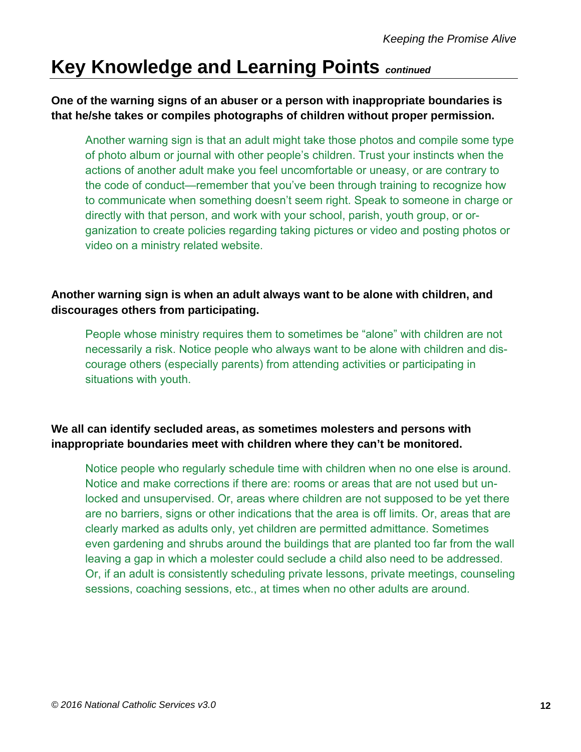# Key Knowledge and Learning Points *continued*

**One of the warning signs of an abuser or a person with inappropriate boundaries is that he/she takes or compiles photographs of children without proper permission.**

Another warning sign is that an adult might take those photos and compile some type of photo album or journal with other people's children. Trust your instincts when the actions of another adult make you feel uncomfortable or uneasy, or are contrary to the code of conduct—remember that you've been through training to recognize how to communicate when something doesn't seem right. Speak to someone in charge or directly with that person, and work with your school, parish, youth group, or organization to create policies regarding taking pictures or video and posting photos or video on a ministry related website.

**Another warning sign is when an adult always want to be alone with children, and discourages others from participating.**

People whose ministry requires them to sometimes be "alone" with children are not necessarily a risk. Notice people who always want to be alone with children and discourage others (especially parents) from attending activities or participating in situations with youth.

**We all can identify secluded areas, as sometimes molesters and persons with inappropriate boundaries meet with children where they can't be monitored.**

Notice people who regularly schedule time with children when no one else is around. Notice and make corrections if there are: rooms or areas that are not used but unlocked and unsupervised. Or, areas where children are not supposed to be yet there are no barriers, signs or other indications that the area is off limits. Or, areas that are clearly marked as adults only, yet children are permitted admittance. Sometimes even gardening and shrubs around the buildings that are planted too far from the wall leaving a gap in which a molester could seclude a child also need to be addressed. Or, if an adult is consistently scheduling private lessons, private meetings, counseling sessions, coaching sessions, etc., at times when no other adults are around.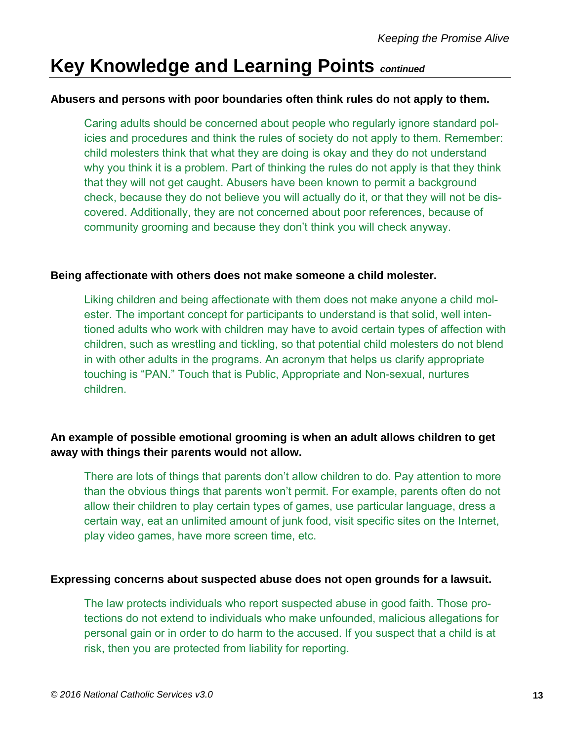# Key Knowledge and Learning Points *continued*

**Abusers and persons with poor boundaries often think rules do not apply to them.**

Caring adults should be concerned about people who regularly ignore standard policies and procedures and think the rules of society do not apply to them. Remember: child molesters think that what they are doing is okay and they do not understand why you think it is a problem. Part of thinking the rules do not apply is that they think that they will not get caught. Abusers have been known to permit a background check, because they do not believe you will actually do it, or that they will not be discovered. Additionally, they are not concerned about poor references, because of community grooming and because they don't think you will check anyway.

**Being affectionate with others does not make someone a child molester.**

Liking children and being affectionate with them does not make anyone a child molester. The important concept for participants to understand is that solid, well intentioned adults who work with children may have to avoid certain types of affection with children, such as wrestling and tickling, so that potential child molesters do not blend in with other adults in the programs. An acronym that helps us clarify appropriate touching is "PAN." Touch that is Public, Appropriate and Non-sexual, nurtures children.

**An example of possible emotional grooming is when an adult allows children to get away with things their parents would not allow.**

There are lots of things that parents don't allow children to do. Pay attention to more than the obvious things that parents won't permit. For example, parents often do not allow their children to play certain types of games, use particular language, dress a certain way, eat an unlimited amount of junk food, visit specific sites on the Internet, play video games, have more screen time, etc.

**Expressing concerns about suspected abuse does not open grounds for a lawsuit.**

The law protects individuals who report suspected abuse in good faith. Those protections do not extend to individuals who make unfounded, malicious allegations for personal gain or in order to do harm to the accused. If you suspect that a child is at risk, then you are protected from liability for reporting.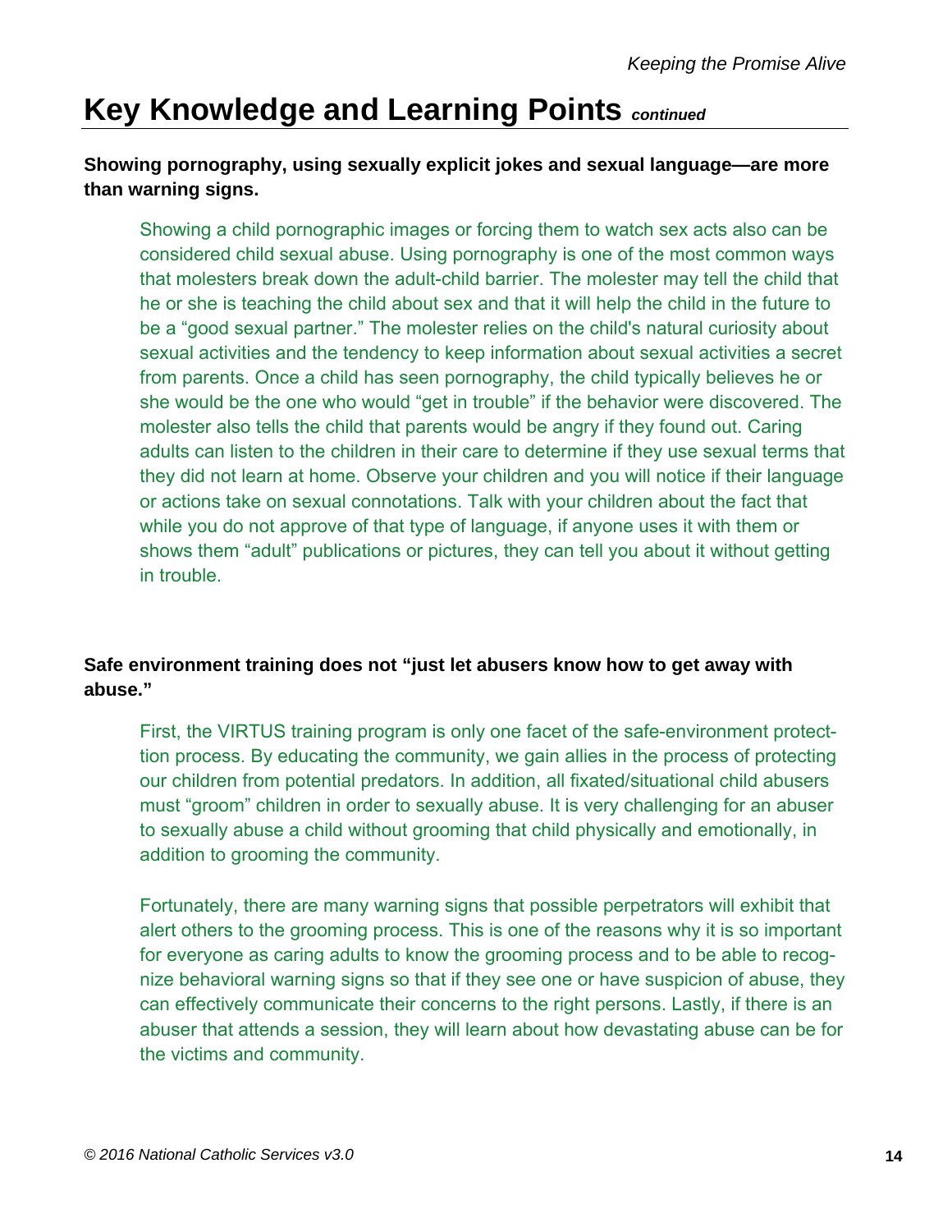# Key Knowledge and Learning Points *continued*

**Showing pornography, using sexually explicit jokes and sexual language—are more than warning signs.**

Showing a child pornographic images or forcing them to watch sex acts also can be considered child sexual abuse. Using pornography is one of the most common ways that molesters break down the adult-child barrier. The molester may tell the child that he or she is teaching the child about sex and that it will help the child in the future to be a "good sexual partner." The molester relies on the child's natural curiosity about sexual activities and the tendency to keep information about sexual activities a secret from parents. Once a child has seen pornography, the child typically believes he or she would be the one who would "get in trouble" if the behavior were discovered. The molester also tells the child that parents would be angry if they found out. Caring adults can listen to the children in their care to determine if they use sexual terms that they did not learn at home. Observe your children and you will notice if their language or actions take on sexual connotations. Talk with your children about the fact that while you do not approve of that type of language, if anyone uses it with them or shows them "adult" publications or pictures, they can tell you about it without getting in trouble.

**Safe environment training does not "just let abusers know how to get away with abuse."**

First, the VIRTUS training program is only one facet of the safe-environment protection process. By educating the community, we gain allies in the process of protecting our children from potential predators. In addition, all fixated/situational child abusers must "groom" children in order to sexually abuse. It is very challenging for an abuser to sexually abuse a child without grooming that child physically and emotionally, in addition to grooming the community.

Fortunately, there are many warning signs that possible perpetrators will exhibit that alert others to the grooming process. This is one of the reasons why it is so important for everyone as caring adults to know the grooming process and to be able to recognize behavioral warning signs so that if they see one or have suspicion of abuse, they can effectively communicate their concerns to the right persons. Lastly, if there is an abuser that attends a session, they will learn about how devastating abuse can be for the victims and community.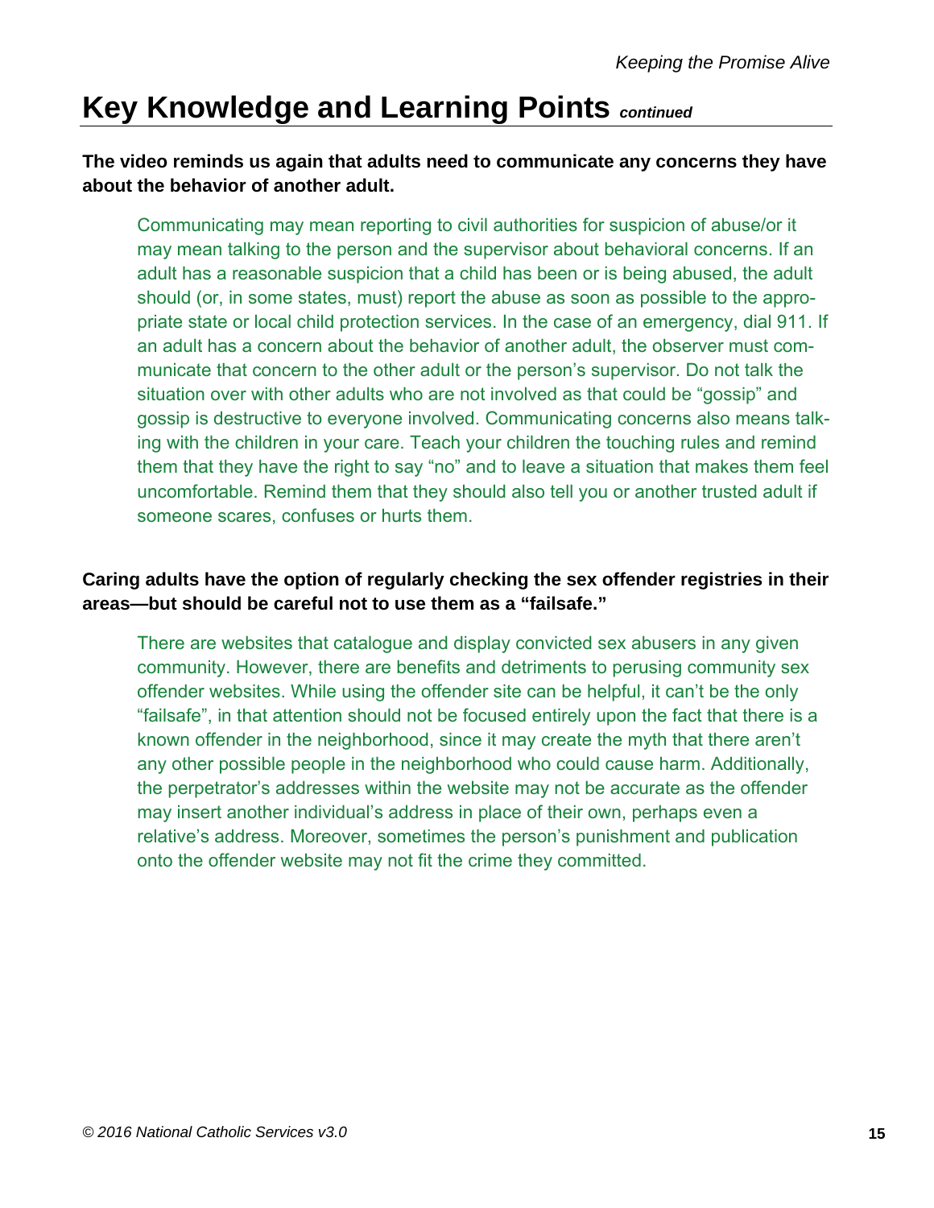# Key Knowledge and Learning Points *continued*

**The video reminds us again that adults need to communicate any concerns they have about the behavior of another adult.**

Communicating may mean reporting to civil authorities for suspicion of abuse/or it may mean talking to the person and the supervisor about behavioral concerns. If an adult has a reasonable suspicion that a child has been or is being abused, the adult should (or, in some states, must) report the abuse as soon as possible to the appropriate state or local child protection services. In the case of an emergency, dial 911. If an adult has a concern about the behavior of another adult, the observer must communicate that concern to the other adult or the person's supervisor. Do not talk the situation over with other adults who are not involved as that could be "gossip" and gossip is destructive to everyone involved. Communicating concerns also means talking with the children in your care. Teach your children the touching rules and remind them that they have the right to say "no" and to leave a situation that makes them feel uncomfortable. Remind them that they should also tell you or another trusted adult if someone scares, confuses or hurts them.

**Caring adults have the option of regularly checking the sex offender registries in their areas—but should be careful not to use them as a "failsafe."**

There are websites that catalogue and display convicted sex abusers in any given community. However, there are benefits and detriments to perusing community sex offender websites. While using the offender site can be helpful, it can't be the only "failsafe", in that attention should not be focused entirely upon the fact that there is a known offender in the neighborhood, since it may create the myth that there aren't any other possible people in the neighborhood who could cause harm. Additionally, the perpetrator's addresses within the website may not be accurate as the offender may insert another individual's address in place of their own, perhaps even a relative's address. Moreover, sometimes the person's punishment and publication onto the offender website may not fit the crime they committed.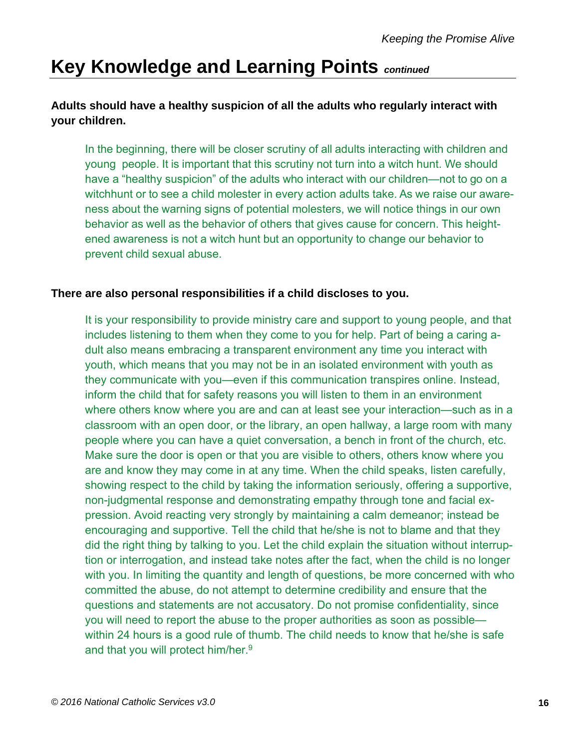# Key Knowledge and Learning Points *continued*

**Adults should have a healthy suspicion of all the adults who regularly interact with your children.**

In the beginning, there will be closer scrutiny of all adults interacting with children and young people. It is important that this scrutiny not turn into a witch hunt. We should have a "healthy suspicion" of the adults who interact with our children—not to go on a witchhunt or to see a child molester in every action adults take. As we raise our awareness about the warning signs of potential molesters, we will notice things in our own behavior as well as the behavior of others that gives cause for concern. This heightened awareness is not a witch hunt but an opportunity to change our behavior to prevent child sexual abuse.

**There are also personal responsibilities if a child discloses to you.**

It is your responsibility to provide ministry care and support to young people, and that includes listening to them when they come to you for help. Part of being a caring adult also means embracing a transparent environment any time you interact with youth, which means that you may not be in an isolated environment with youth as they communicate with you—even if this communication transpires online. Instead, inform the child that for safety reasons you will listen to them in an environment where others know where you are and can at least see your interaction—such as in a classroom with an open door, or the library, an open hallway, a large room with many people where you can have a quiet conversation, a bench in front of the church, etc. Make sure the door is open or that you are visible to others, others know where you are and know they may come in at any time. When the child speaks, listen carefully, showing respect to the child by taking the information seriously, offering a supportive, non-judgmental response and demonstrating empathy through tone and facial expression. Avoid reacting very strongly by maintaining a calm demeanor; instead be encouraging and supportive. Tell the child that he/she is not to blame and that they did the right thing by talking to you. Let the child explain the situation without interruption or interrogation, and instead take notes after the fact, when the child is no longer with you. In limiting the quantity and length of questions, be more concerned with who committed the abuse, do not attempt to determine credibility and ensure that the questions and statements are not accusatory. Do not promise confidentiality, since you will need to report the abuse to the proper authorities as soon as possible—within 24 hours is a good rule of thumb. The child needs to know that he/she is safe and that you will protect him/her.[9]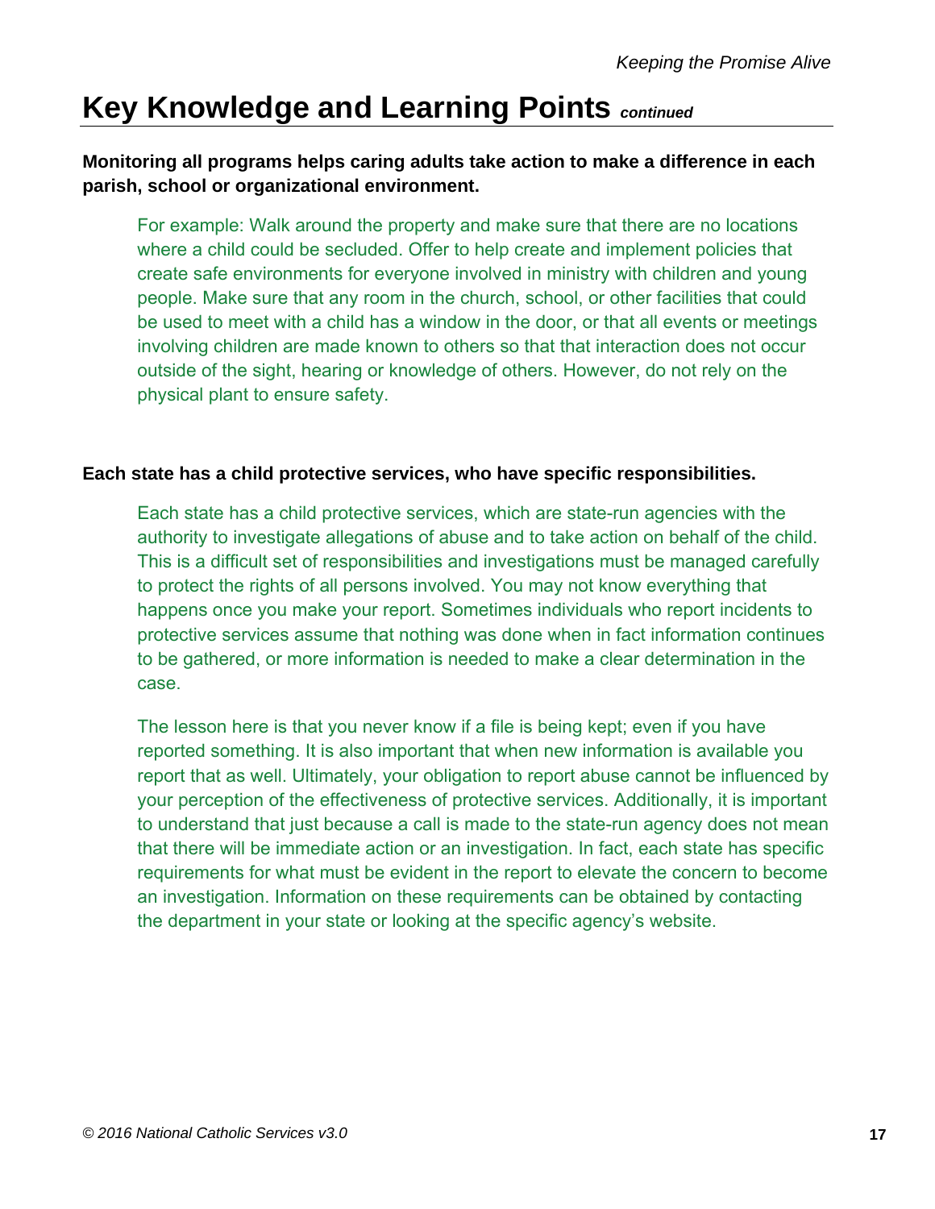## Key Knowledge and Learning Points *continued*

**Monitoring all programs helps caring adults take action to make a difference in each parish, school or organizational environment.**

For example: Walk around the property and make sure that there are no locations where a child could be secluded. Offer to help create and implement policies that create safe environments for everyone involved in ministry with children and young people. Make sure that any room in the church, school, or other facilities that could be used to meet with a child has a window in the door, or that all events or meetings involving children are made known to others so that that interaction does not occur outside of the sight, hearing or knowledge of others. However, do not rely on the physical plant to ensure safety.

**Each state has a child protective services, who have specific responsibilities.**

Each state has a child protective services, which are state-run agencies with the authority to investigate allegations of abuse and to take action on behalf of the child. This is a difficult set of responsibilities and investigations must be managed carefully to protect the rights of all persons involved. You may not know everything that happens once you make your report. Sometimes individuals who report incidents to protective services assume that nothing was done when in fact information continues to be gathered, or more information is needed to make a clear determination in the case.

The lesson here is that you never know if a file is being kept; even if you have reported something. It is also important that when new information is available you report that as well. Ultimately, your obligation to report abuse cannot be influenced by your perception of the effectiveness of protective services. Additionally, it is important to understand that just because a call is made to the state-run agency does not mean that there will be immediate action or an investigation. In fact, each state has specific requirements for what must be evident in the report to elevate the concern to become an investigation. Information on these requirements can be obtained by contacting the department in your state or looking at the specific agency's website.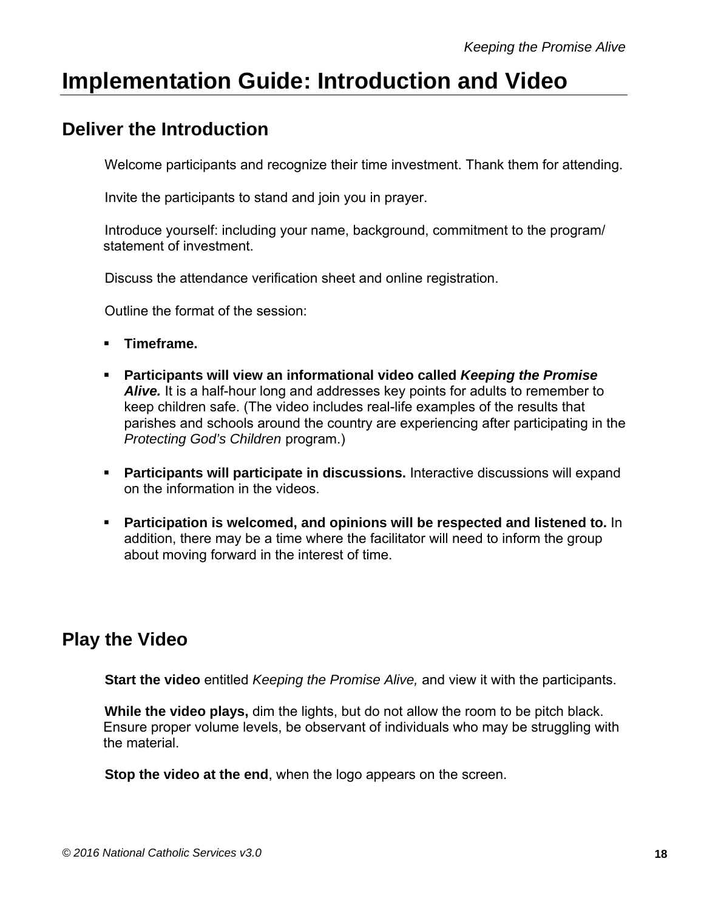# Implementation Guide: Introduction and Video

## Deliver the Introduction

Welcome participants and recognize their time investment. Thank them for attending.

Invite the participants to stand and join you in prayer.

Introduce yourself: including your name, background, commitment to the program/ statement of investment.

Discuss the attendance verification sheet and online registration.

Outline the format of the session:

- **Timeframe.**
- **Participants will view an informational video called *Keeping the Promise Alive.*** It is a half-hour long and addresses key points for adults to remember to keep children safe. (The video includes real-life examples of the results that parishes and schools around the country are experiencing after participating in the *Protecting God's Children* program.)
- **Participants will participate in discussions.** Interactive discussions will expand on the information in the videos.
- **Participation is welcomed, and opinions will be respected and listened to.** In addition, there may be a time where the facilitator will need to inform the group about moving forward in the interest of time.

## Play the Video

**Start the video** entitled *Keeping the Promise Alive,* and view it with the participants.

**While the video plays,** dim the lights, but do not allow the room to be pitch black. Ensure proper volume levels, be observant of individuals who may be struggling with the material.

**Stop the video at the end**, when the logo appears on the screen.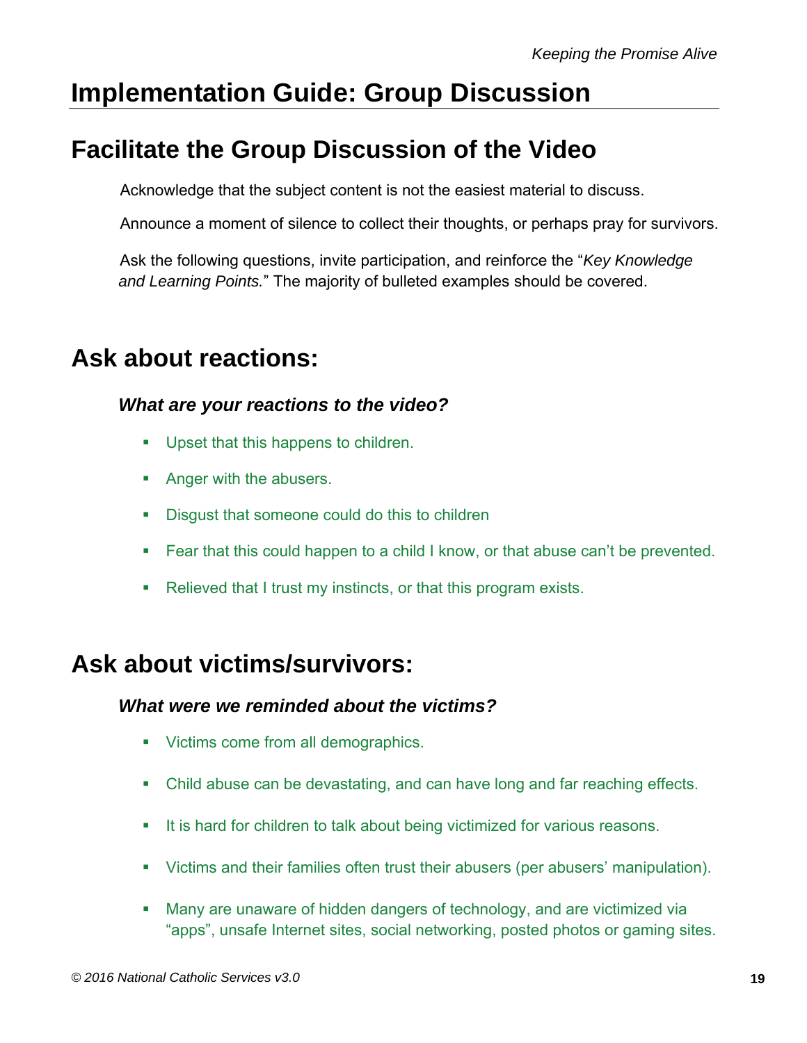# Implementation Guide: Group Discussion

## Facilitate the Group Discussion of the Video

Acknowledge that the subject content is not the easiest material to discuss.

Announce a moment of silence to collect their thoughts, or perhaps pray for survivors.

Ask the following questions, invite participation, and reinforce the "*Key Knowledge and Learning Points.*" The majority of bulleted examples should be covered.

## Ask about reactions:

***What are your reactions to the video?***

- Upset that this happens to children.
- Anger with the abusers.
- Disgust that someone could do this to children
- Fear that this could happen to a child I know, or that abuse can't be prevented.
- Relieved that I trust my instincts, or that this program exists.

## Ask about victims/survivors:

***What were we reminded about the victims?***

- Victims come from all demographics.
- Child abuse can be devastating, and can have long and far reaching effects.
- It is hard for children to talk about being victimized for various reasons.
- Victims and their families often trust their abusers (per abusers' manipulation).
- Many are unaware of hidden dangers of technology, and are victimized via "apps", unsafe Internet sites, social networking, posted photos or gaming sites.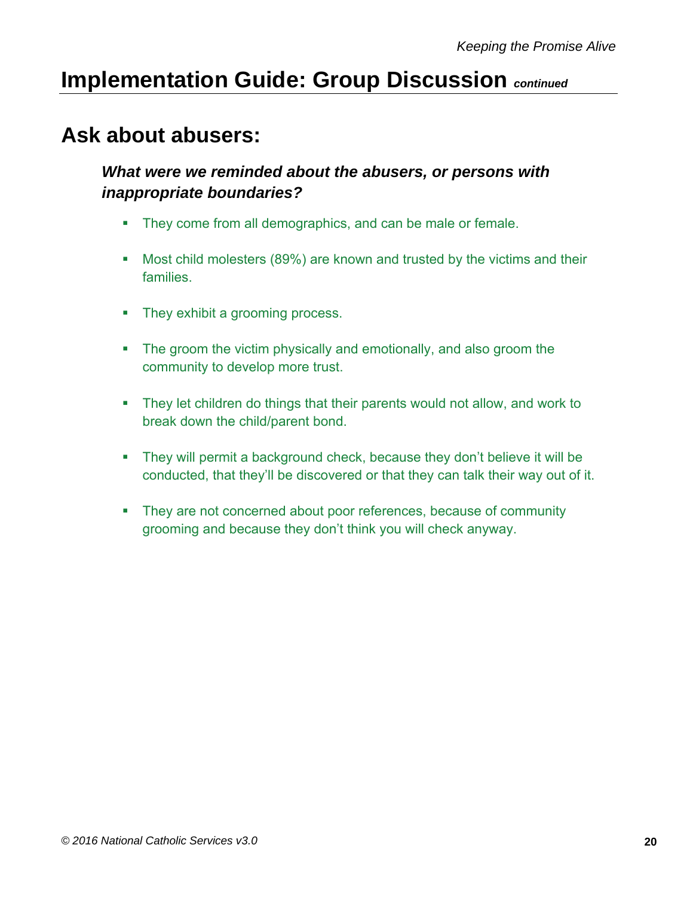# Implementation Guide: Group Discussion *continued*

## Ask about abusers:

### *What were we reminded about the abusers, or persons with inappropriate boundaries?*

- They come from all demographics, and can be male or female.
- Most child molesters (89%) are known and trusted by the victims and their families.
- They exhibit a grooming process.
- The groom the victim physically and emotionally, and also groom the community to develop more trust.
- They let children do things that their parents would not allow, and work to break down the child/parent bond.
- They will permit a background check, because they don't believe it will be conducted, that they'll be discovered or that they can talk their way out of it.
- They are not concerned about poor references, because of community grooming and because they don't think you will check anyway.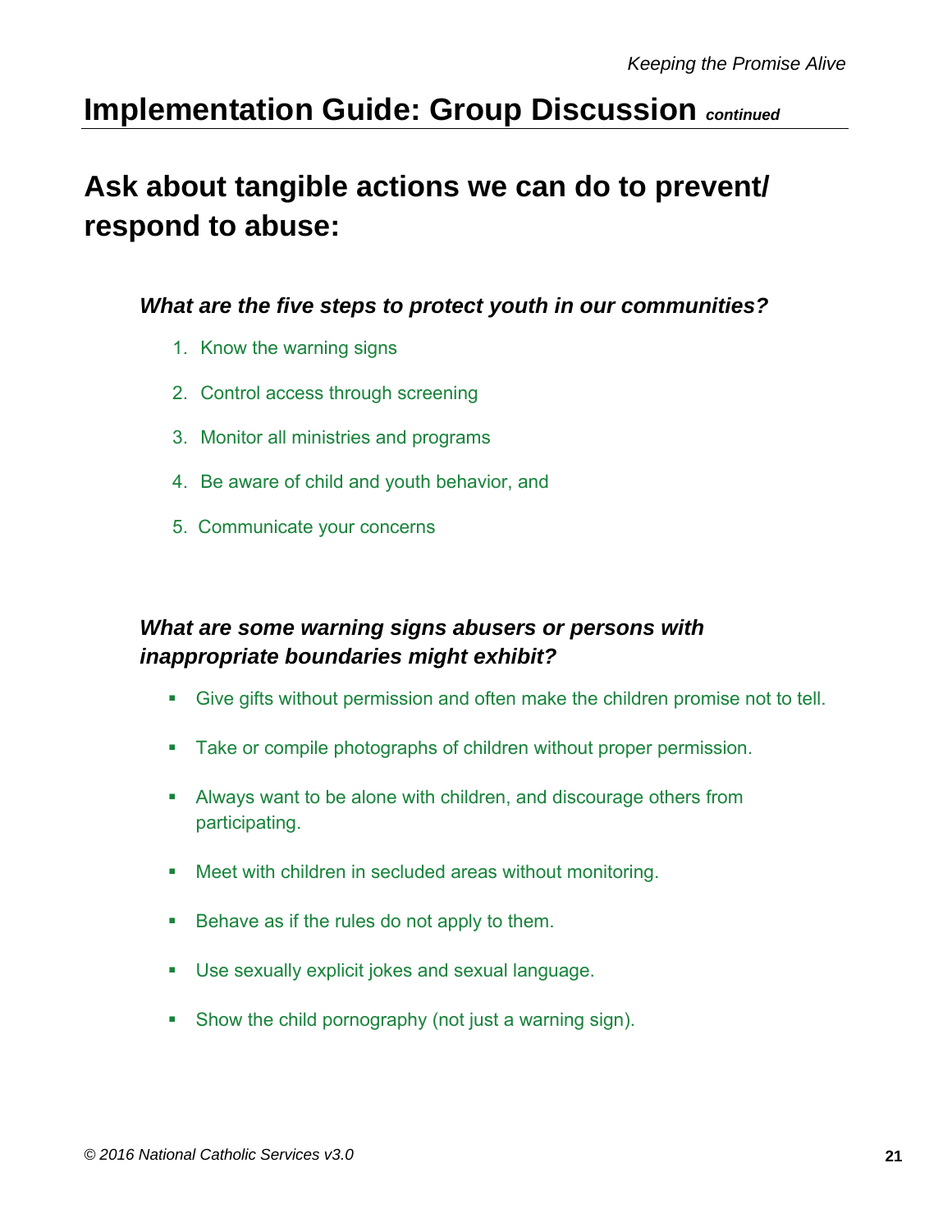## Implementation Guide: Group Discussion *continued*

# Ask about tangible actions we can do to prevent/ respond to abuse:

***What are the five steps to protect youth in our communities?***

1. Know the warning signs
2. Control access through screening
3. Monitor all ministries and programs
4. Be aware of child and youth behavior, and
5. Communicate your concerns

***What are some warning signs abusers or persons with inappropriate boundaries might exhibit?***

- Give gifts without permission and often make the children promise not to tell.
- Take or compile photographs of children without proper permission.
- Always want to be alone with children, and discourage others from participating.
- Meet with children in secluded areas without monitoring.
- Behave as if the rules do not apply to them.
- Use sexually explicit jokes and sexual language.
- Show the child pornography (not just a warning sign).

*© 2016 National Catholic Services v3.0*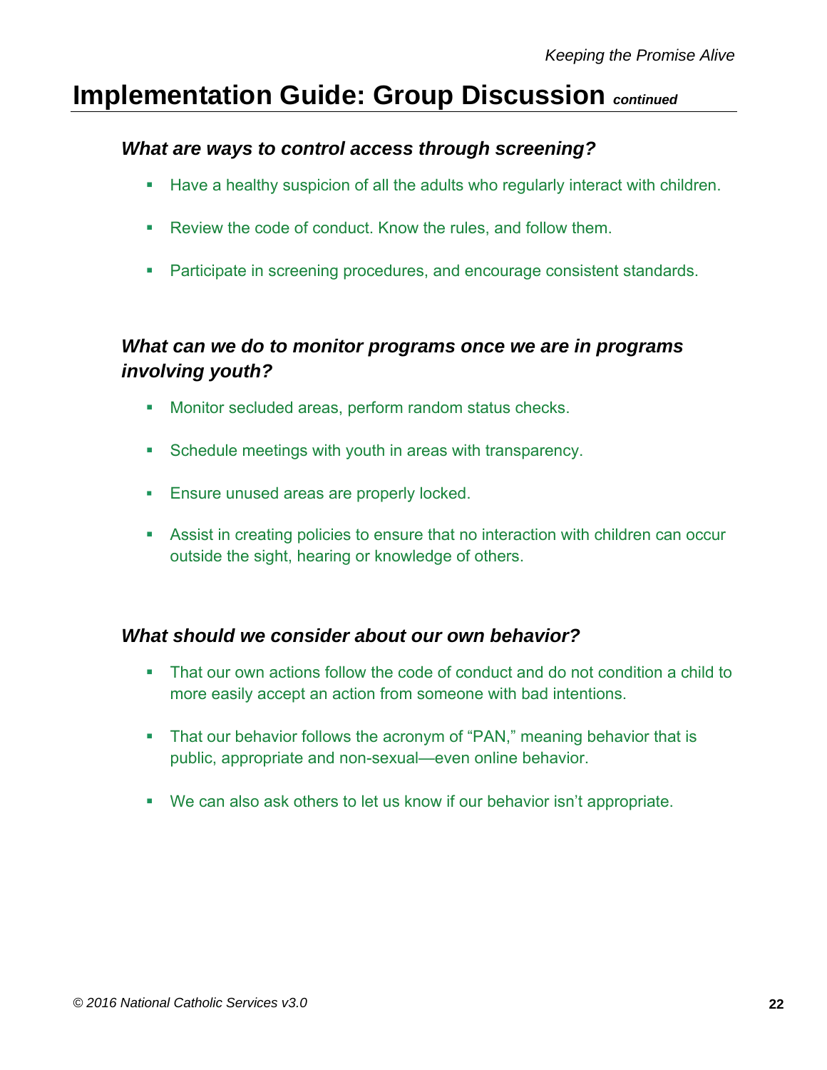# Implementation Guide: Group Discussion *continued*

### *What are ways to control access through screening?*

- Have a healthy suspicion of all the adults who regularly interact with children.
- Review the code of conduct. Know the rules, and follow them.
- Participate in screening procedures, and encourage consistent standards.

### *What can we do to monitor programs once we are in programs involving youth?*

- Monitor secluded areas, perform random status checks.
- Schedule meetings with youth in areas with transparency.
- Ensure unused areas are properly locked.
- Assist in creating policies to ensure that no interaction with children can occur outside the sight, hearing or knowledge of others.

### *What should we consider about our own behavior?*

- That our own actions follow the code of conduct and do not condition a child to more easily accept an action from someone with bad intentions.
- That our behavior follows the acronym of "PAN," meaning behavior that is public, appropriate and non-sexual—even online behavior.
- We can also ask others to let us know if our behavior isn't appropriate.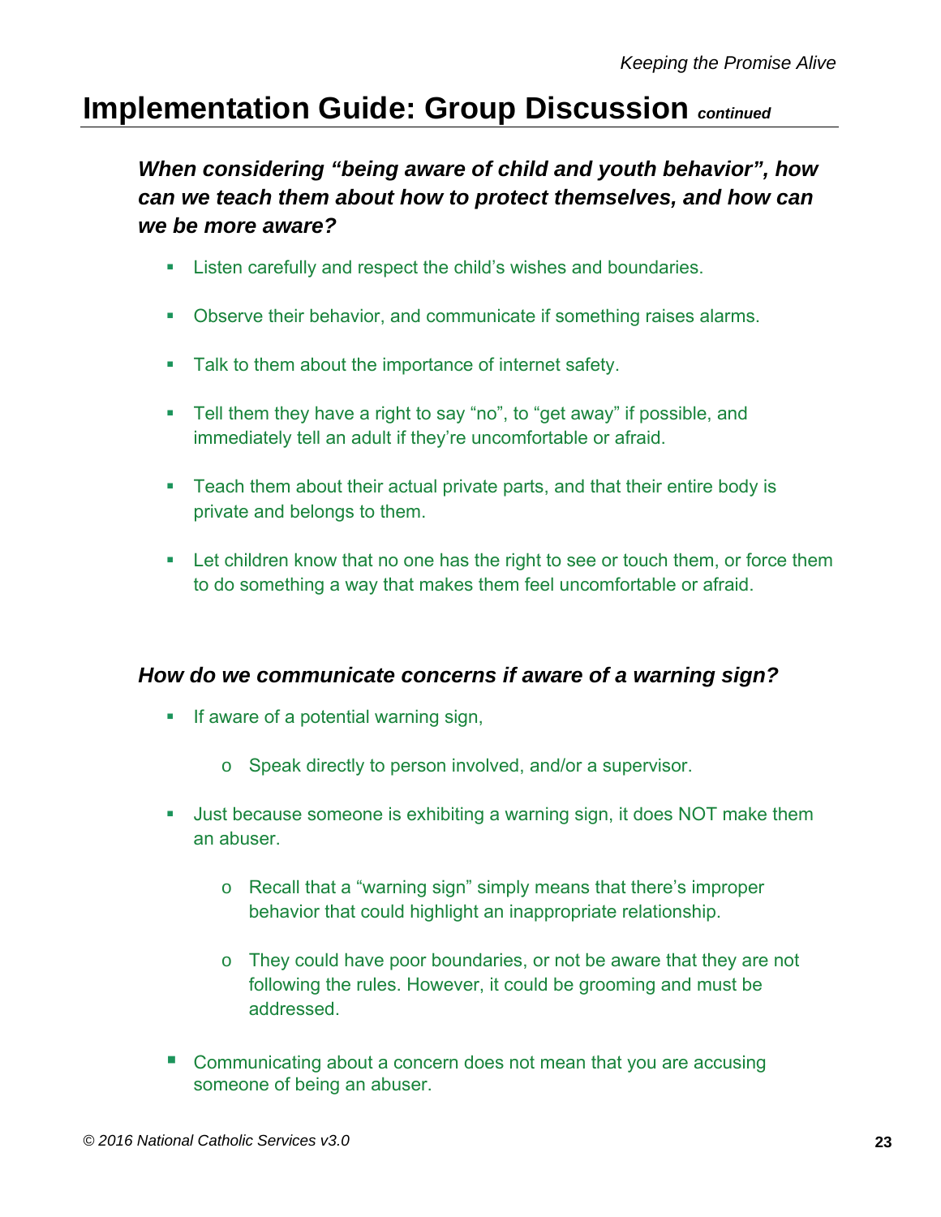## Implementation Guide: Group Discussion *continued*

***When considering "being aware of child and youth behavior", how can we teach them about how to protect themselves, and how can we be more aware?***

- Listen carefully and respect the child's wishes and boundaries.
- Observe their behavior, and communicate if something raises alarms.
- Talk to them about the importance of internet safety.
- Tell them they have a right to say "no", to "get away" if possible, and immediately tell an adult if they're uncomfortable or afraid.
- Teach them about their actual private parts, and that their entire body is private and belongs to them.
- Let children know that no one has the right to see or touch them, or force them to do something a way that makes them feel uncomfortable or afraid.

***How do we communicate concerns if aware of a warning sign?***

- If aware of a potential warning sign,
  - Speak directly to person involved, and/or a supervisor.
- Just because someone is exhibiting a warning sign, it does NOT make them an abuser.
  - Recall that a "warning sign" simply means that there's improper behavior that could highlight an inappropriate relationship.
  - They could have poor boundaries, or not be aware that they are not following the rules. However, it could be grooming and must be addressed.
- Communicating about a concern does not mean that you are accusing someone of being an abuser.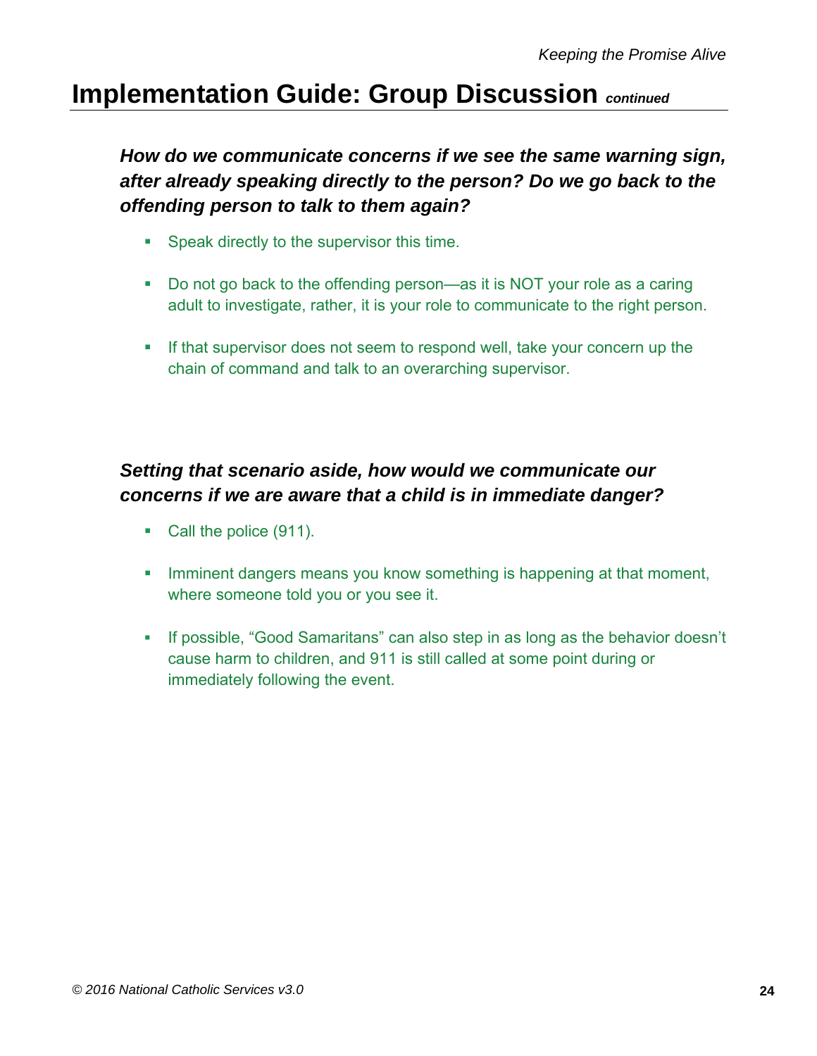## Implementation Guide: Group Discussion *continued*

***How do we communicate concerns if we see the same warning sign, after already speaking directly to the person? Do we go back to the offending person to talk to them again?***

- Speak directly to the supervisor this time.
- Do not go back to the offending person—as it is NOT your role as a caring adult to investigate, rather, it is your role to communicate to the right person.
- If that supervisor does not seem to respond well, take your concern up the chain of command and talk to an overarching supervisor.

***Setting that scenario aside, how would we communicate our concerns if we are aware that a child is in immediate danger?***

- Call the police (911).
- Imminent dangers means you know something is happening at that moment, where someone told you or you see it.
- If possible, "Good Samaritans" can also step in as long as the behavior doesn't cause harm to children, and 911 is still called at some point during or immediately following the event.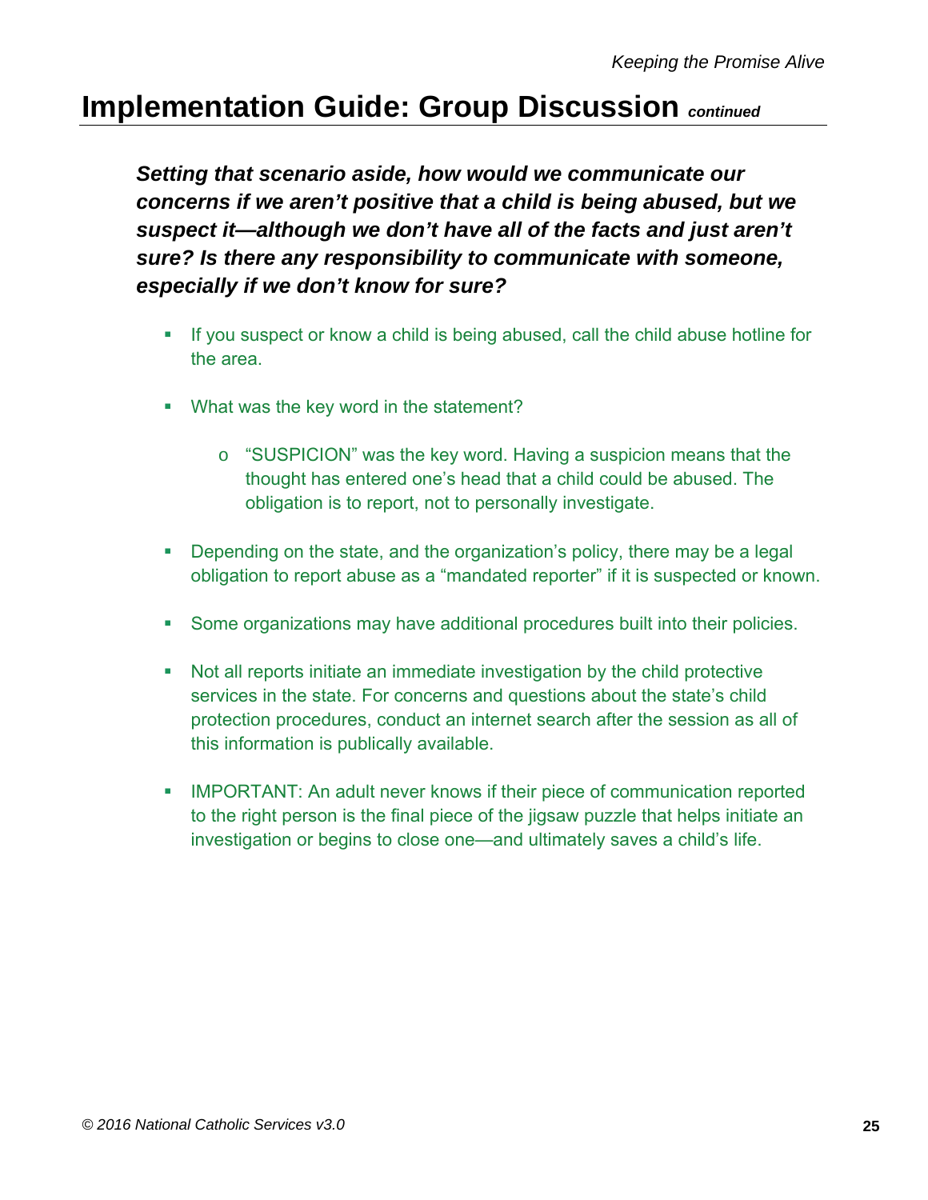# Implementation Guide: Group Discussion *continued*

***Setting that scenario aside, how would we communicate our concerns if we aren't positive that a child is being abused, but we suspect it—although we don't have all of the facts and just aren't sure? Is there any responsibility to communicate with someone, especially if we don't know for sure?***

- If you suspect or know a child is being abused, call the child abuse hotline for the area.
- What was the key word in the statement?
  - "SUSPICION" was the key word. Having a suspicion means that the thought has entered one's head that a child could be abused. The obligation is to report, not to personally investigate.
- Depending on the state, and the organization's policy, there may be a legal obligation to report abuse as a "mandated reporter" if it is suspected or known.
- Some organizations may have additional procedures built into their policies.
- Not all reports initiate an immediate investigation by the child protective services in the state. For concerns and questions about the state's child protection procedures, conduct an internet search after the session as all of this information is publically available.
- IMPORTANT: An adult never knows if their piece of communication reported to the right person is the final piece of the jigsaw puzzle that helps initiate an investigation or begins to close one—and ultimately saves a child's life.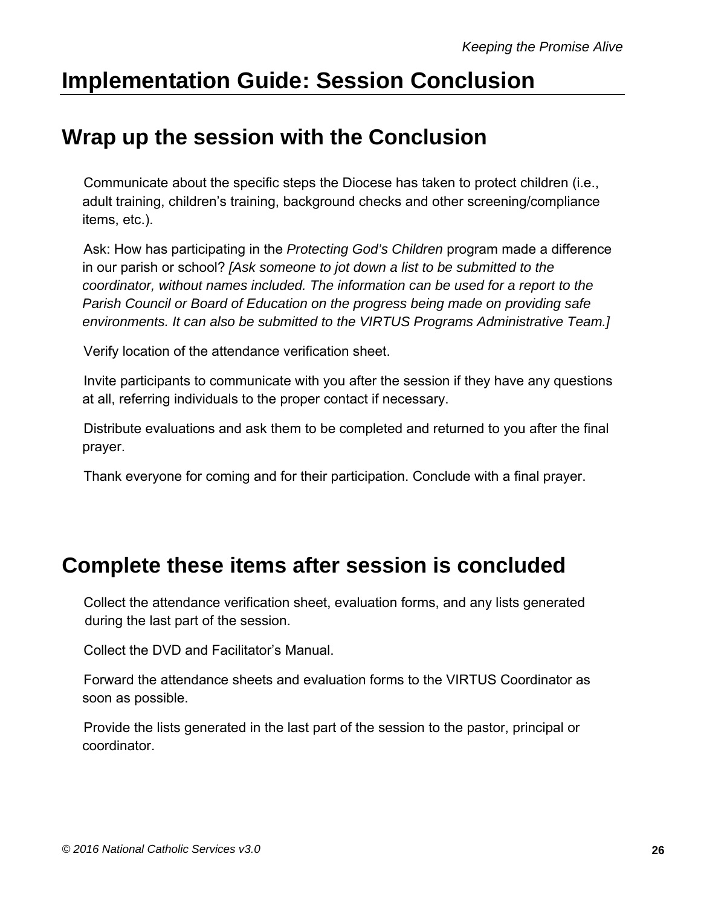# Implementation Guide: Session Conclusion

## Wrap up the session with the Conclusion

Communicate about the specific steps the Diocese has taken to protect children (i.e., adult training, children's training, background checks and other screening/compliance items, etc.).

Ask: How has participating in the *Protecting God's Children* program made a difference in our parish or school? *[Ask someone to jot down a list to be submitted to the coordinator, without names included. The information can be used for a report to the Parish Council or Board of Education on the progress being made on providing safe environments. It can also be submitted to the VIRTUS Programs Administrative Team.]*

Verify location of the attendance verification sheet.

Invite participants to communicate with you after the session if they have any questions at all, referring individuals to the proper contact if necessary.

Distribute evaluations and ask them to be completed and returned to you after the final prayer.

Thank everyone for coming and for their participation. Conclude with a final prayer.

## Complete these items after session is concluded

Collect the attendance verification sheet, evaluation forms, and any lists generated during the last part of the session.

Collect the DVD and Facilitator's Manual.

Forward the attendance sheets and evaluation forms to the VIRTUS Coordinator as soon as possible.

Provide the lists generated in the last part of the session to the pastor, principal or coordinator.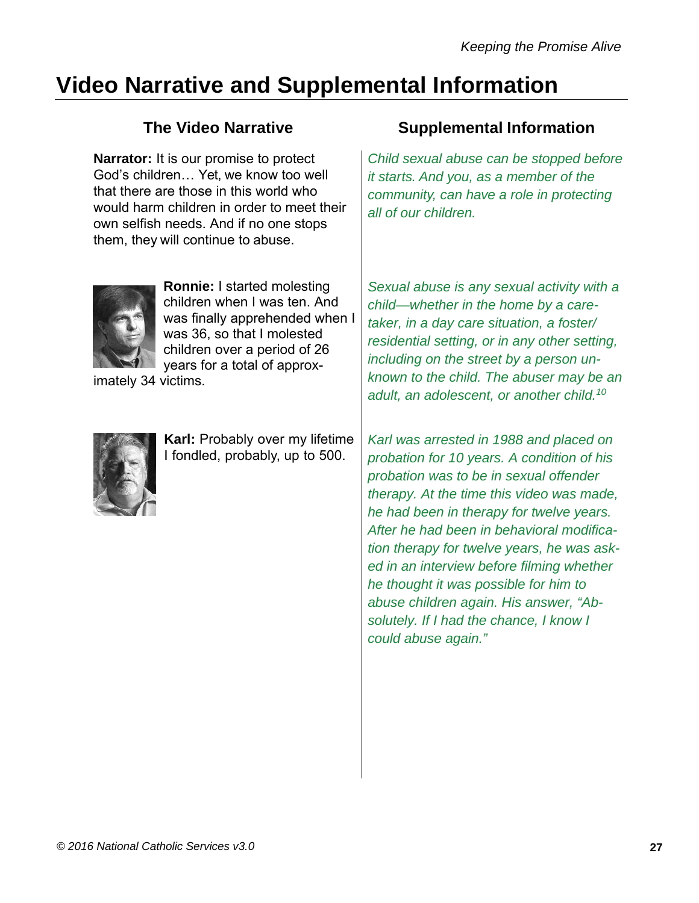# Video Narrative and Supplemental Information

## The Video Narrative

**Narrator:** It is our promise to protect God's children… Yet, we know too well that there are those in this world who would harm children in order to meet their own selfish needs. And if no one stops them, they will continue to abuse.

**Ronnie:** I started molesting children when I was ten. And was finally apprehended when I was 36, so that I molested children over a period of 26 years for a total of approximately 34 victims.

**Karl:** Probably over my lifetime I fondled, probably, up to 500.

## Supplemental Information

*Child sexual abuse can be stopped before it starts. And you, as a member of the community, can have a role in protecting all of our children.*

*Sexual abuse is any sexual activity with a child—whether in the home by a caretaker, in a day care situation, a foster/residential setting, or in any other setting, including on the street by a person unknown to the child. The abuser may be an adult, an adolescent, or another child.*[10]

*Karl was arrested in 1988 and placed on probation for 10 years. A condition of his probation was to be in sexual offender therapy. At the time this video was made, he had been in therapy for twelve years. After he had been in behavioral modification therapy for twelve years, he was asked in an interview before filming whether he thought it was possible for him to abuse children again. His answer, "Absolutely. If I had the chance, I know I could abuse again."*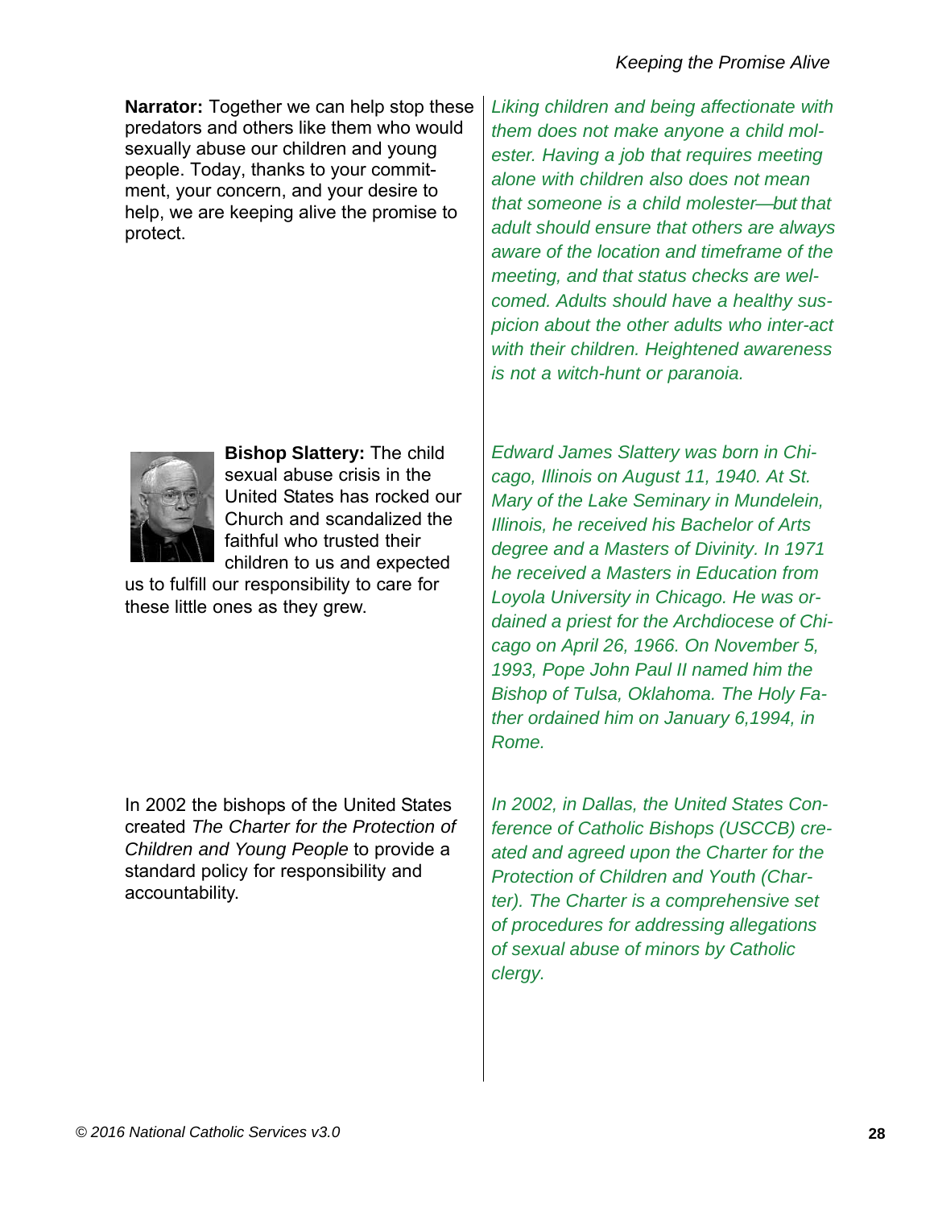**Narrator:** Together we can help stop these predators and others like them who would sexually abuse our children and young people. Today, thanks to your commitment, your concern, and your desire to help, we are keeping alive the promise to protect.

*Liking children and being affectionate with them does not make anyone a child molester. Having a job that requires meeting alone with children also does not mean that someone is a child molester—but that adult should ensure that others are always aware of the location and timeframe of the meeting, and that status checks are welcomed. Adults should have a healthy suspicion about the other adults who inter-act with their children. Heightened awareness is not a witch-hunt or paranoia.*

**Bishop Slattery:** The child sexual abuse crisis in the United States has rocked our Church and scandalized the faithful who trusted their children to us and expected us to fulfill our responsibility to care for these little ones as they grew.

*Edward James Slattery was born in Chicago, Illinois on August 11, 1940. At St. Mary of the Lake Seminary in Mundelein, Illinois, he received his Bachelor of Arts degree and a Masters of Divinity. In 1971 he received a Masters in Education from Loyola University in Chicago. He was ordained a priest for the Archdiocese of Chicago on April 26, 1966. On November 5, 1993, Pope John Paul II named him the Bishop of Tulsa, Oklahoma. The Holy Father ordained him on January 6,1994, in Rome.*

In 2002 the bishops of the United States created *The Charter for the Protection of Children and Young People* to provide a standard policy for responsibility and accountability.

*In 2002, in Dallas, the United States Conference of Catholic Bishops (USCCB) created and agreed upon the Charter for the Protection of Children and Youth (Charter). The Charter is a comprehensive set of procedures for addressing allegations of sexual abuse of minors by Catholic clergy.*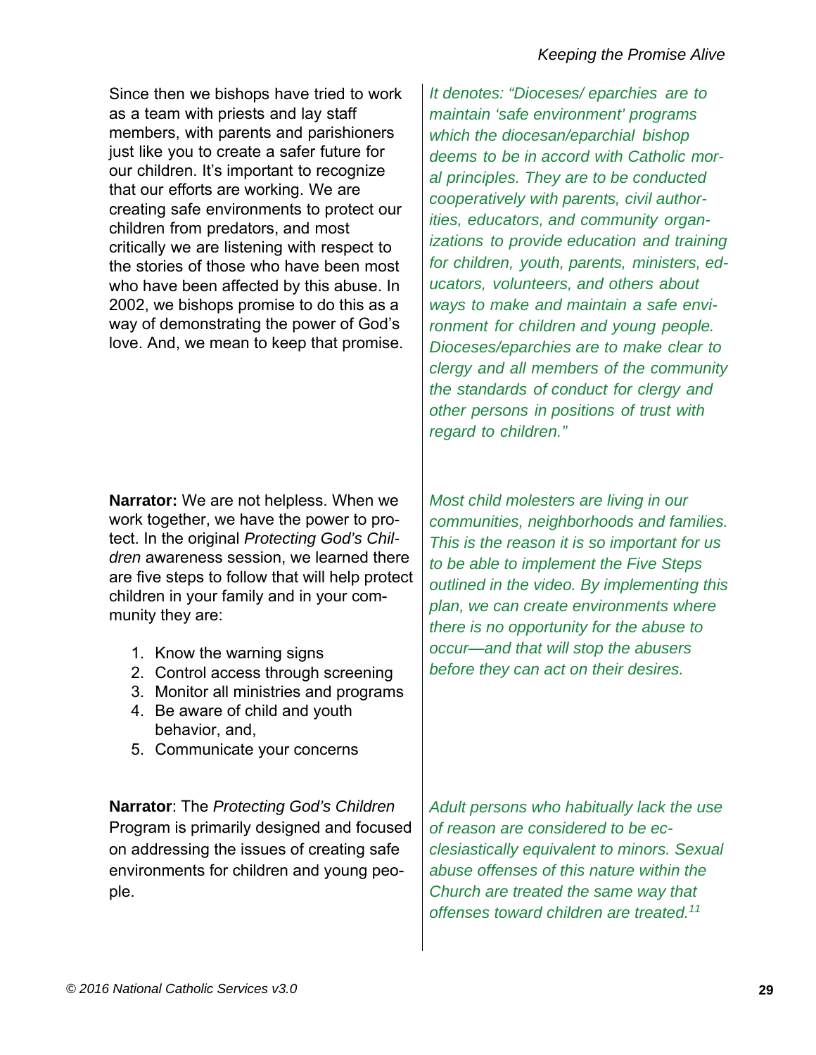Since then we bishops have tried to work as a team with priests and lay staff members, with parents and parishioners just like you to create a safer future for our children. It's important to recognize that our efforts are working. We are creating safe environments to protect our children from predators, and most critically we are listening with respect to the stories of those who have been most who have been affected by this abuse. In 2002, we bishops promise to do this as a way of demonstrating the power of God's love. And, we mean to keep that promise.

*It denotes: "Dioceses/ eparchies are to maintain 'safe environment' programs which the diocesan/eparchial bishop deems to be in accord with Catholic moral principles. They are to be conducted cooperatively with parents, civil authorities, educators, and community organizations to provide education and training for children, youth, parents, ministers, educators, volunteers, and others about ways to make and maintain a safe environment for children and young people. Dioceses/eparchies are to make clear to clergy and all members of the community the standards of conduct for clergy and other persons in positions of trust with regard to children."*

**Narrator:** We are not helpless. When we work together, we have the power to protect. In the original *Protecting God's Children* awareness session, we learned there are five steps to follow that will help protect children in your family and in your community they are:

1. Know the warning signs
2. Control access through screening
3. Monitor all ministries and programs
4. Be aware of child and youth behavior, and,
5. Communicate your concerns

*Most child molesters are living in our communities, neighborhoods and families. This is the reason it is so important for us to be able to implement the Five Steps outlined in the video. By implementing this plan, we can create environments where there is no opportunity for the abuse to occur—and that will stop the abusers before they can act on their desires.*

**Narrator**: The *Protecting God's Children* Program is primarily designed and focused on addressing the issues of creating safe environments for children and young people.

*Adult persons who habitually lack the use of reason are considered to be ecclesiastically equivalent to minors. Sexual abuse offenses of this nature within the Church are treated the same way that offenses toward children are treated.*[11]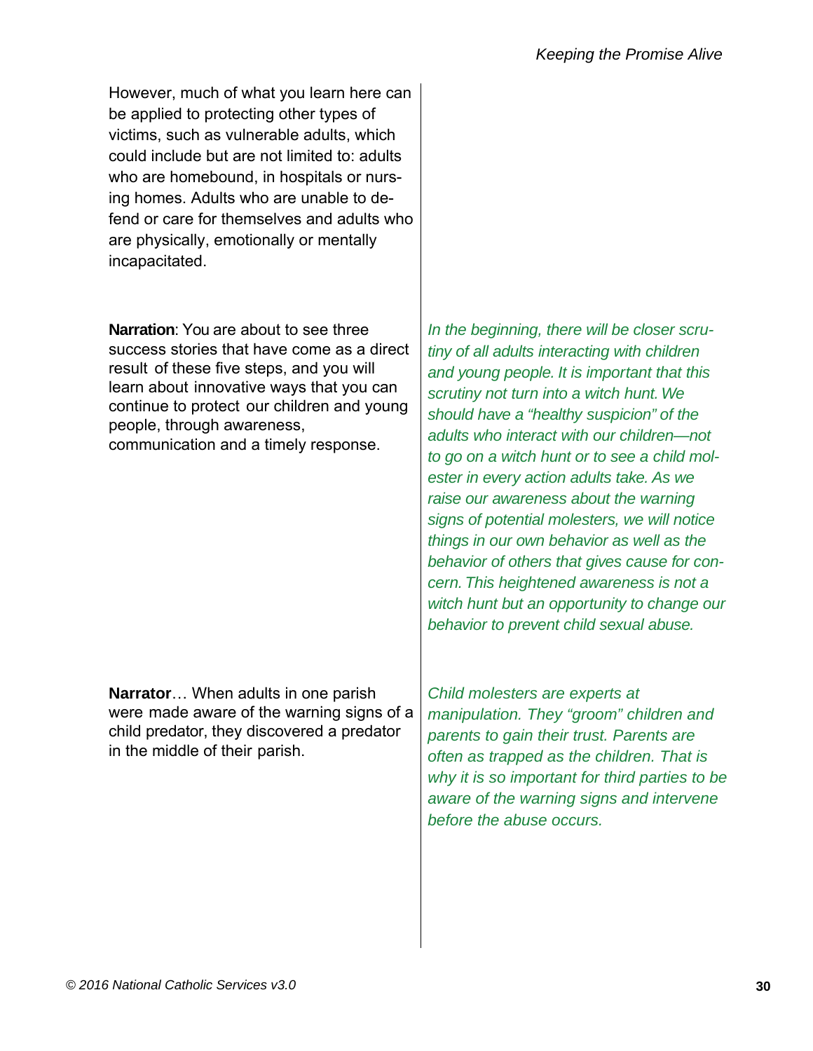However, much of what you learn here can be applied to protecting other types of victims, such as vulnerable adults, which could include but are not limited to: adults who are homebound, in hospitals or nursing homes. Adults who are unable to defend or care for themselves and adults who are physically, emotionally or mentally incapacitated.

**Narration**: You are about to see three success stories that have come as a direct result of these five steps, and you will learn about innovative ways that you can continue to protect our children and young people, through awareness, communication and a timely response.

*In the beginning, there will be closer scrutiny of all adults interacting with children and young people. It is important that this scrutiny not turn into a witch hunt. We should have a "healthy suspicion" of the adults who interact with our children—not to go on a witch hunt or to see a child molester in every action adults take. As we raise our awareness about the warning signs of potential molesters, we will notice things in our own behavior as well as the behavior of others that gives cause for concern. This heightened awareness is not a witch hunt but an opportunity to change our behavior to prevent child sexual abuse.*

**Narrator**… When adults in one parish were made aware of the warning signs of a child predator, they discovered a predator in the middle of their parish.

*Child molesters are experts at manipulation. They "groom" children and parents to gain their trust. Parents are often as trapped as the children. That is why it is so important for third parties to be aware of the warning signs and intervene before the abuse occurs.*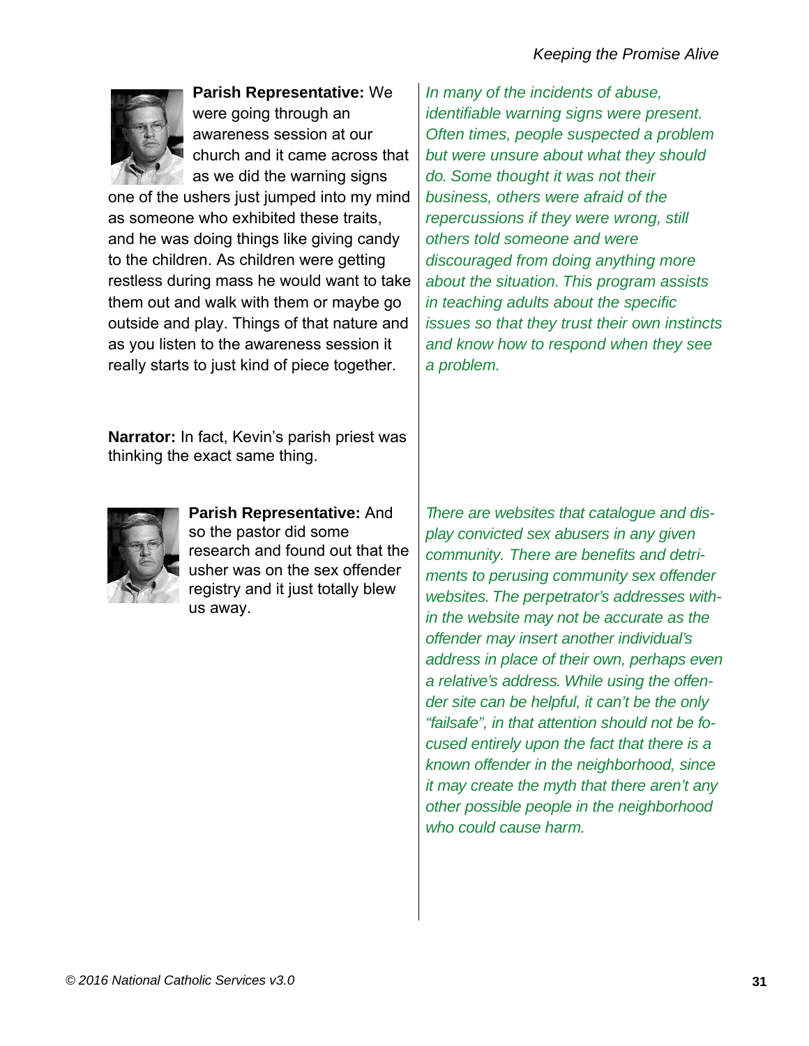**Parish Representative:** We were going through an awareness session at our church and it came across that as we did the warning signs one of the ushers just jumped into my mind as someone who exhibited these traits, and he was doing things like giving candy to the children. As children were getting restless during mass he would want to take them out and walk with them or maybe go outside and play. Things of that nature and as you listen to the awareness session it really starts to just kind of piece together.

*In many of the incidents of abuse, identifiable warning signs were present. Often times, people suspected a problem but were unsure about what they should do. Some thought it was not their business, others were afraid of the repercussions if they were wrong, still others told someone and were discouraged from doing anything more about the situation. This program assists in teaching adults about the specific issues so that they trust their own instincts and know how to respond when they see a problem.*

**Narrator:** In fact, Kevin's parish priest was thinking the exact same thing.

**Parish Representative:** And so the pastor did some research and found out that the usher was on the sex offender registry and it just totally blew us away.

*There are websites that catalogue and display convicted sex abusers in any given community. There are benefits and detriments to perusing community sex offender websites. The perpetrator's addresses within the website may not be accurate as the offender may insert another individual's address in place of their own, perhaps even a relative's address. While using the offender site can be helpful, it can't be the only "failsafe", in that attention should not be focused entirely upon the fact that there is a known offender in the neighborhood, since it may create the myth that there aren't any other possible people in the neighborhood who could cause harm.*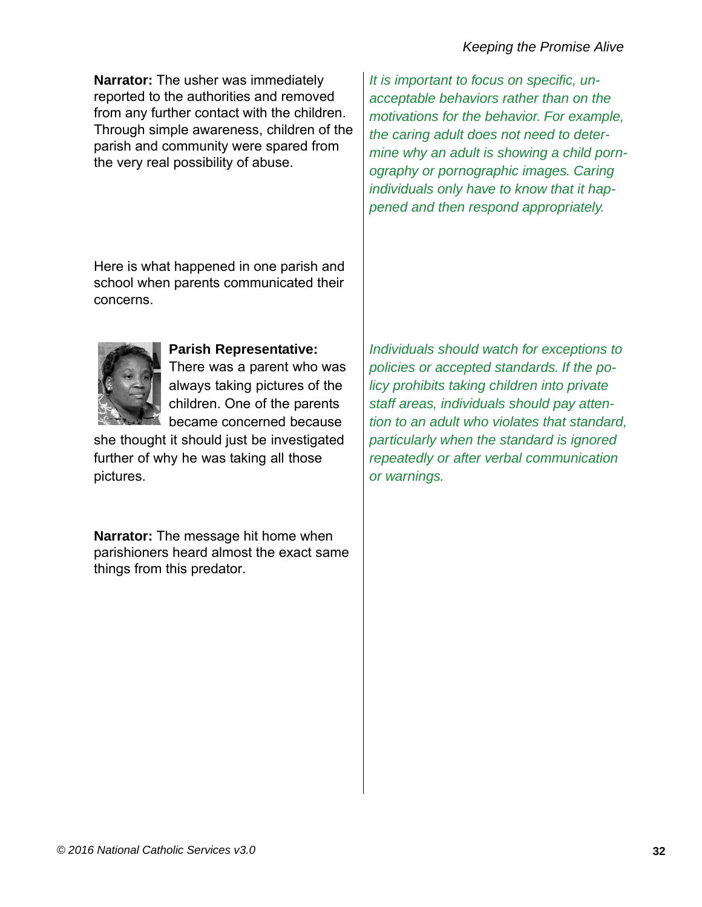**Narrator:** The usher was immediately reported to the authorities and removed from any further contact with the children. Through simple awareness, children of the parish and community were spared from the very real possibility of abuse.

*It is important to focus on specific, unacceptable behaviors rather than on the motivations for the behavior. For example, the caring adult does not need to determine why an adult is showing a child pornography or pornographic images. Caring individuals only have to know that it happened and then respond appropriately.*

Here is what happened in one parish and school when parents communicated their concerns.

**Parish Representative:** There was a parent who was always taking pictures of the children. One of the parents became concerned because she thought it should just be investigated further of why he was taking all those pictures.

*Individuals should watch for exceptions to policies or accepted standards. If the policy prohibits taking children into private staff areas, individuals should pay attention to an adult who violates that standard, particularly when the standard is ignored repeatedly or after verbal communication or warnings.*

**Narrator:** The message hit home when parishioners heard almost the exact same things from this predator.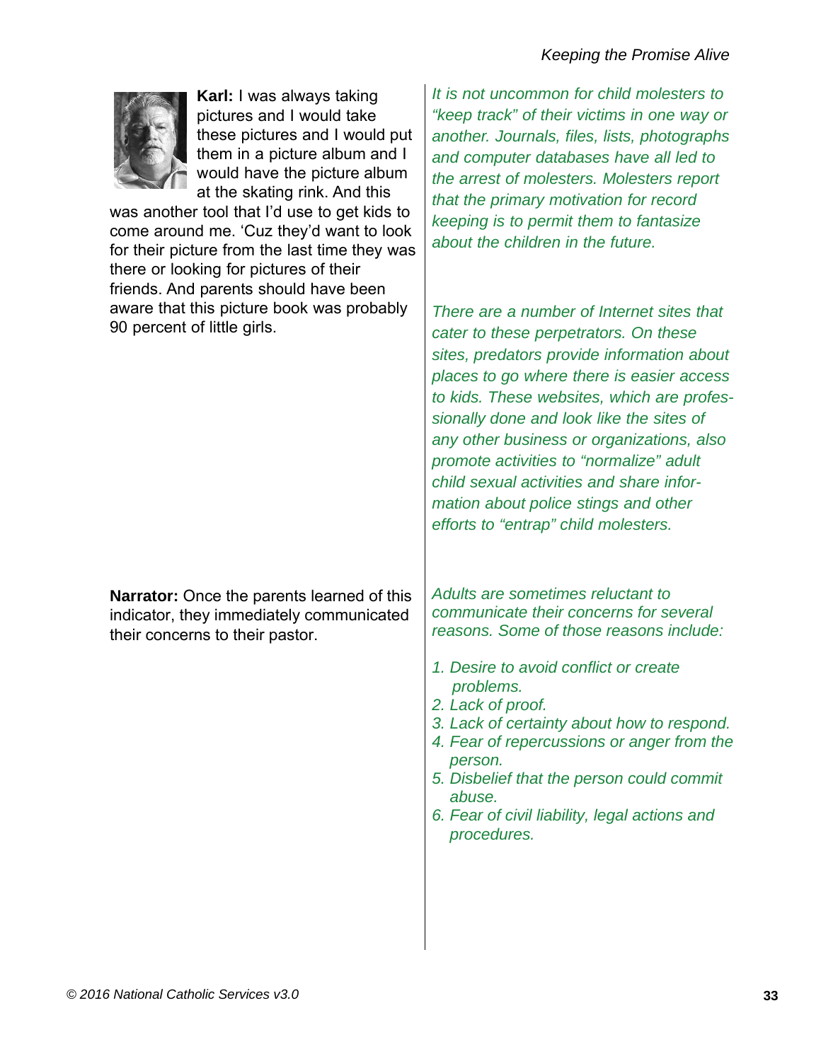**Karl:** I was always taking pictures and I would take these pictures and I would put them in a picture album and I would have the picture album at the skating rink. And this was another tool that I'd use to get kids to come around me. 'Cuz they'd want to look for their picture from the last time they was there or looking for pictures of their friends. And parents should have been aware that this picture book was probably 90 percent of little girls.

*It is not uncommon for child molesters to "keep track" of their victims in one way or another. Journals, files, lists, photographs and computer databases have all led to the arrest of molesters. Molesters report that the primary motivation for record keeping is to permit them to fantasize about the children in the future.*

*There are a number of Internet sites that cater to these perpetrators. On these sites, predators provide information about places to go where there is easier access to kids. These websites, which are professionally done and look like the sites of any other business or organizations, also promote activities to "normalize" adult child sexual activities and share information about police stings and other efforts to "entrap" child molesters.*

**Narrator:** Once the parents learned of this indicator, they immediately communicated their concerns to their pastor.

*Adults are sometimes reluctant to communicate their concerns for several reasons. Some of those reasons include:*

1. *Desire to avoid conflict or create problems.*
2. *Lack of proof.*
3. *Lack of certainty about how to respond.*
4. *Fear of repercussions or anger from the person.*
5. *Disbelief that the person could commit abuse.*
6. *Fear of civil liability, legal actions and procedures.*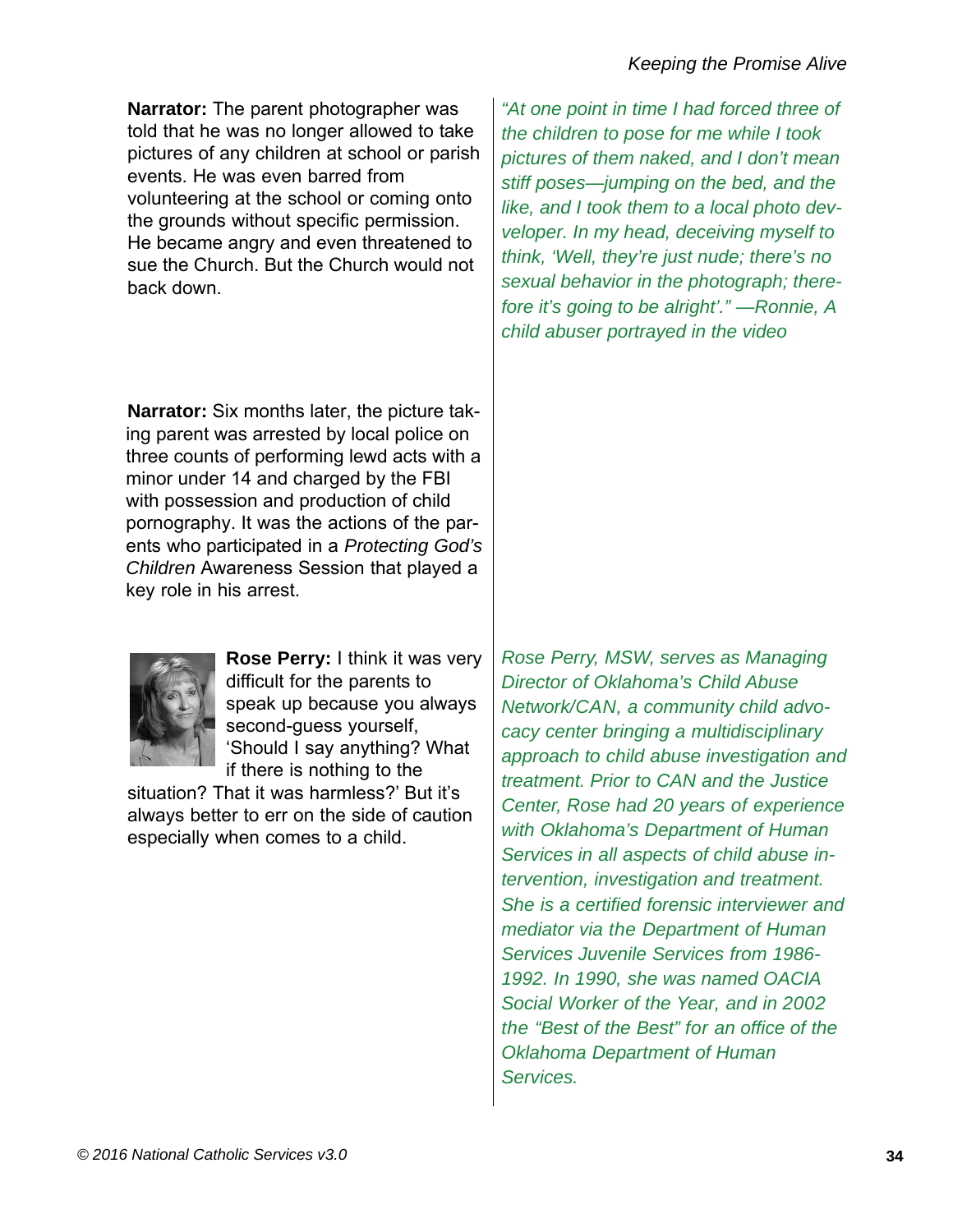**Narrator:** The parent photographer was told that he was no longer allowed to take pictures of any children at school or parish events. He was even barred from volunteering at the school or coming onto the grounds without specific permission. He became angry and even threatened to sue the Church. But the Church would not back down.

*"At one point in time I had forced three of the children to pose for me while I took pictures of them naked, and I don't mean stiff poses—jumping on the bed, and the like, and I took them to a local photo devveloper. In my head, deceiving myself to think, 'Well, they're just nude; there's no sexual behavior in the photograph; therefore it's going to be alright'." —Ronnie, A child abuser portrayed in the video*

**Narrator:** Six months later, the picture taking parent was arrested by local police on three counts of performing lewd acts with a minor under 14 and charged by the FBI with possession and production of child pornography. It was the actions of the parents who participated in a *Protecting God's Children* Awareness Session that played a key role in his arrest.

**Rose Perry:** I think it was very difficult for the parents to speak up because you always second-guess yourself, 'Should I say anything? What if there is nothing to the situation? That it was harmless?' But it's always better to err on the side of caution especially when comes to a child.

*Rose Perry, MSW, serves as Managing Director of Oklahoma's Child Abuse Network/CAN, a community child advocacy center bringing a multidisciplinary approach to child abuse investigation and treatment. Prior to CAN and the Justice Center, Rose had 20 years of experience with Oklahoma's Department of Human Services in all aspects of child abuse intervention, investigation and treatment. She is a certified forensic interviewer and mediator via the Department of Human Services Juvenile Services from 1986-1992. In 1990, she was named OACIA Social Worker of the Year, and in 2002 the "Best of the Best" for an office of the Oklahoma Department of Human Services.*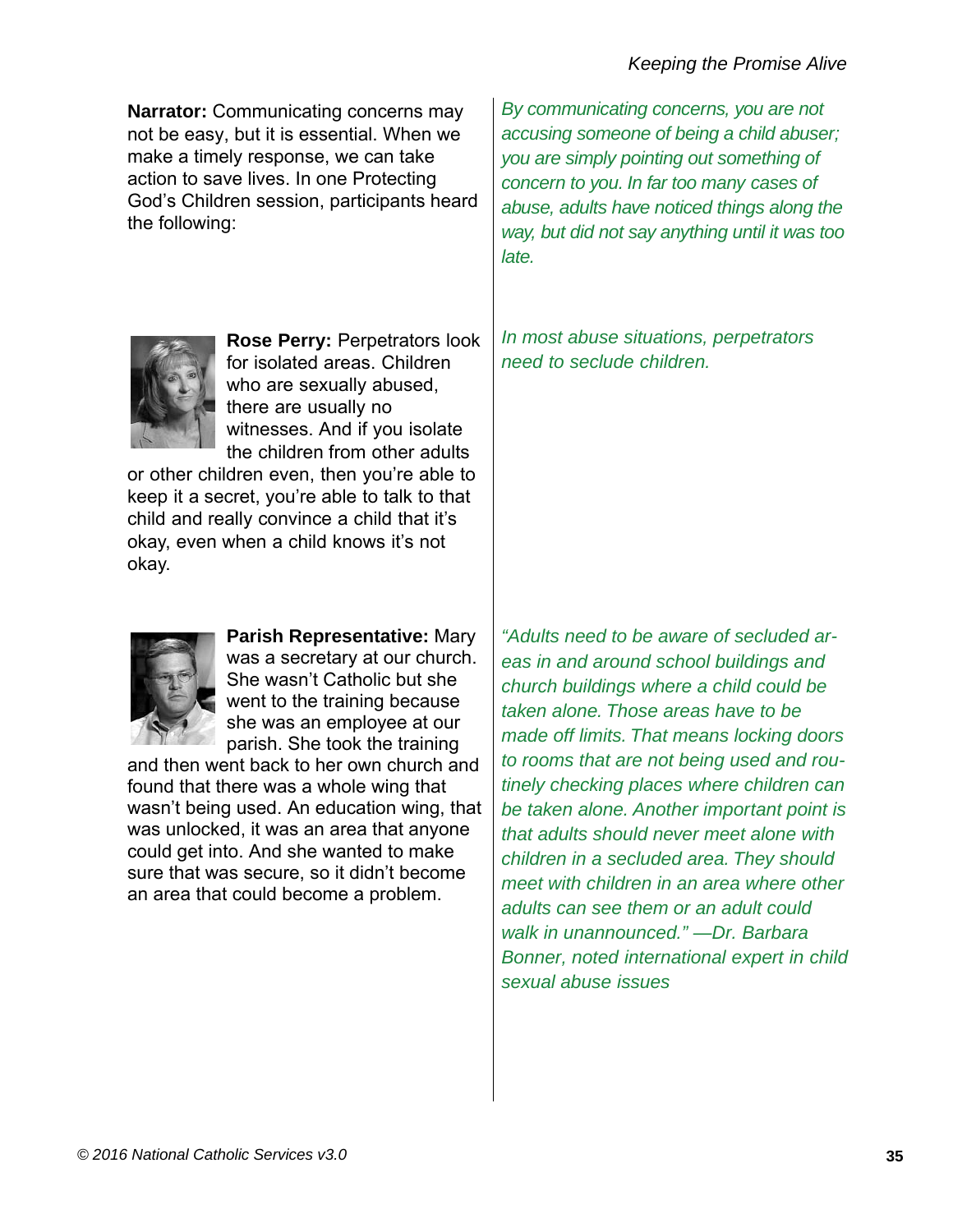**Narrator:** Communicating concerns may not be easy, but it is essential. When we make a timely response, we can take action to save lives. In one Protecting God's Children session, participants heard the following:

*By communicating concerns, you are not accusing someone of being a child abuser; you are simply pointing out something of concern to you. In far too many cases of abuse, adults have noticed things along the way, but did not say anything until it was too late.*

**Rose Perry:** Perpetrators look for isolated areas. Children who are sexually abused, there are usually no witnesses. And if you isolate the children from other adults or other children even, then you're able to keep it a secret, you're able to talk to that child and really convince a child that it's okay, even when a child knows it's not okay.

*In most abuse situations, perpetrators need to seclude children.*

**Parish Representative:** Mary was a secretary at our church. She wasn't Catholic but she went to the training because she was an employee at our parish. She took the training and then went back to her own church and found that there was a whole wing that wasn't being used. An education wing, that was unlocked, it was an area that anyone could get into. And she wanted to make sure that was secure, so it didn't become an area that could become a problem.

*"Adults need to be aware of secluded areas in and around school buildings and church buildings where a child could be taken alone. Those areas have to be made off limits. That means locking doors to rooms that are not being used and routinely checking places where children can be taken alone. Another important point is that adults should never meet alone with children in a secluded area. They should meet with children in an area where other adults can see them or an adult could walk in unannounced." —Dr. Barbara Bonner, noted international expert in child sexual abuse issues*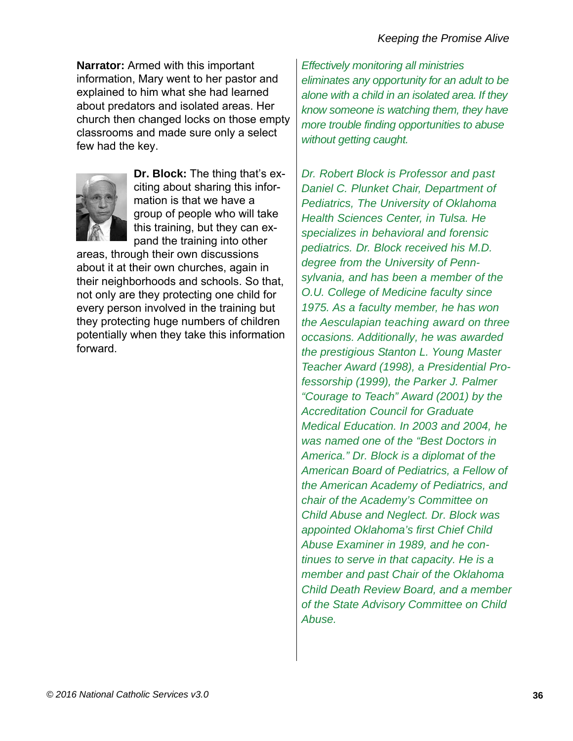**Narrator:** Armed with this important information, Mary went to her pastor and explained to him what she had learned about predators and isolated areas. Her church then changed locks on those empty classrooms and made sure only a select few had the key.

**Dr. Block:** The thing that's exciting about sharing this information is that we have a group of people who will take this training, but they can expand the training into other areas, through their own discussions about it at their own churches, again in their neighborhoods and schools. So that, not only are they protecting one child for every person involved in the training but they protecting huge numbers of children potentially when they take this information forward.

*Effectively monitoring all ministries eliminates any opportunity for an adult to be alone with a child in an isolated area. If they know someone is watching them, they have more trouble finding opportunities to abuse without getting caught.*

*Dr. Robert Block is Professor and past Daniel C. Plunket Chair, Department of Pediatrics, The University of Oklahoma Health Sciences Center, in Tulsa. He specializes in behavioral and forensic pediatrics. Dr. Block received his M.D. degree from the University of Pennsylvania, and has been a member of the O.U. College of Medicine faculty since 1975. As a faculty member, he has won the Aesculapian teaching award on three occasions. Additionally, he was awarded the prestigious Stanton L. Young Master Teacher Award (1998), a Presidential Professorship (1999), the Parker J. Palmer "Courage to Teach" Award (2001) by the Accreditation Council for Graduate Medical Education. In 2003 and 2004, he was named one of the "Best Doctors in America." Dr. Block is a diplomat of the American Board of Pediatrics, a Fellow of the American Academy of Pediatrics, and chair of the Academy's Committee on Child Abuse and Neglect. Dr. Block was appointed Oklahoma's first Chief Child Abuse Examiner in 1989, and he continues to serve in that capacity. He is a member and past Chair of the Oklahoma Child Death Review Board, and a member of the State Advisory Committee on Child Abuse.*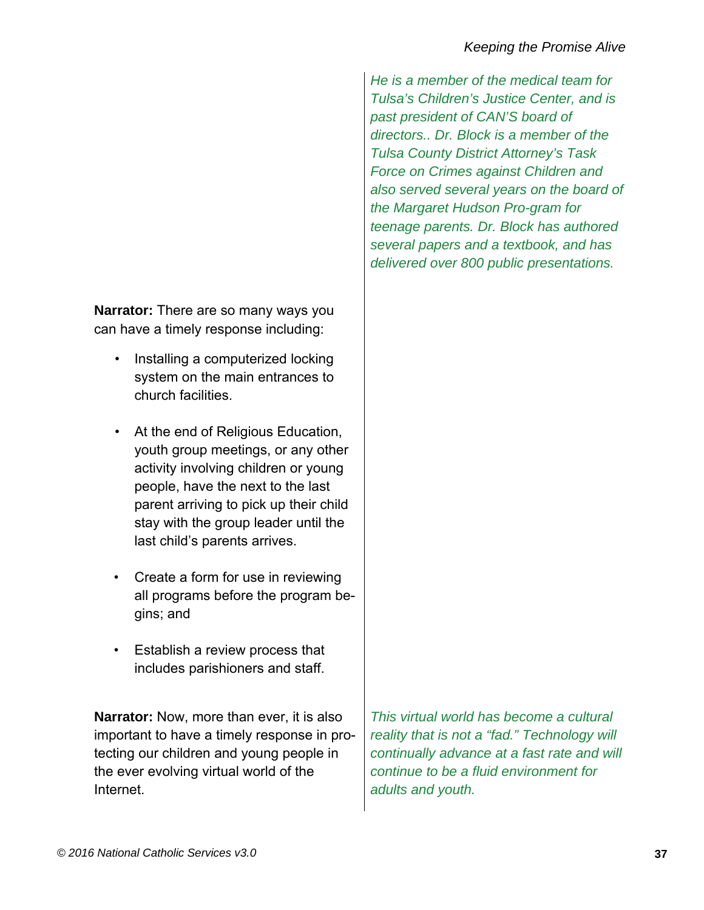*He is a member of the medical team for Tulsa's Children's Justice Center, and is past president of CAN'S board of directors.. Dr. Block is a member of the Tulsa County District Attorney's Task Force on Crimes against Children and also served several years on the board of the Margaret Hudson Pro-gram for teenage parents. Dr. Block has authored several papers and a textbook, and has delivered over 800 public presentations.*

**Narrator:** There are so many ways you can have a timely response including:

- Installing a computerized locking system on the main entrances to church facilities.
- At the end of Religious Education, youth group meetings, or any other activity involving children or young people, have the next to the last parent arriving to pick up their child stay with the group leader until the last child's parents arrives.
- Create a form for use in reviewing all programs before the program begins; and
- Establish a review process that includes parishioners and staff.

**Narrator:** Now, more than ever, it is also important to have a timely response in protecting our children and young people in the ever evolving virtual world of the Internet.

*This virtual world has become a cultural reality that is not a "fad." Technology will continually advance at a fast rate and will continue to be a fluid environment for adults and youth.*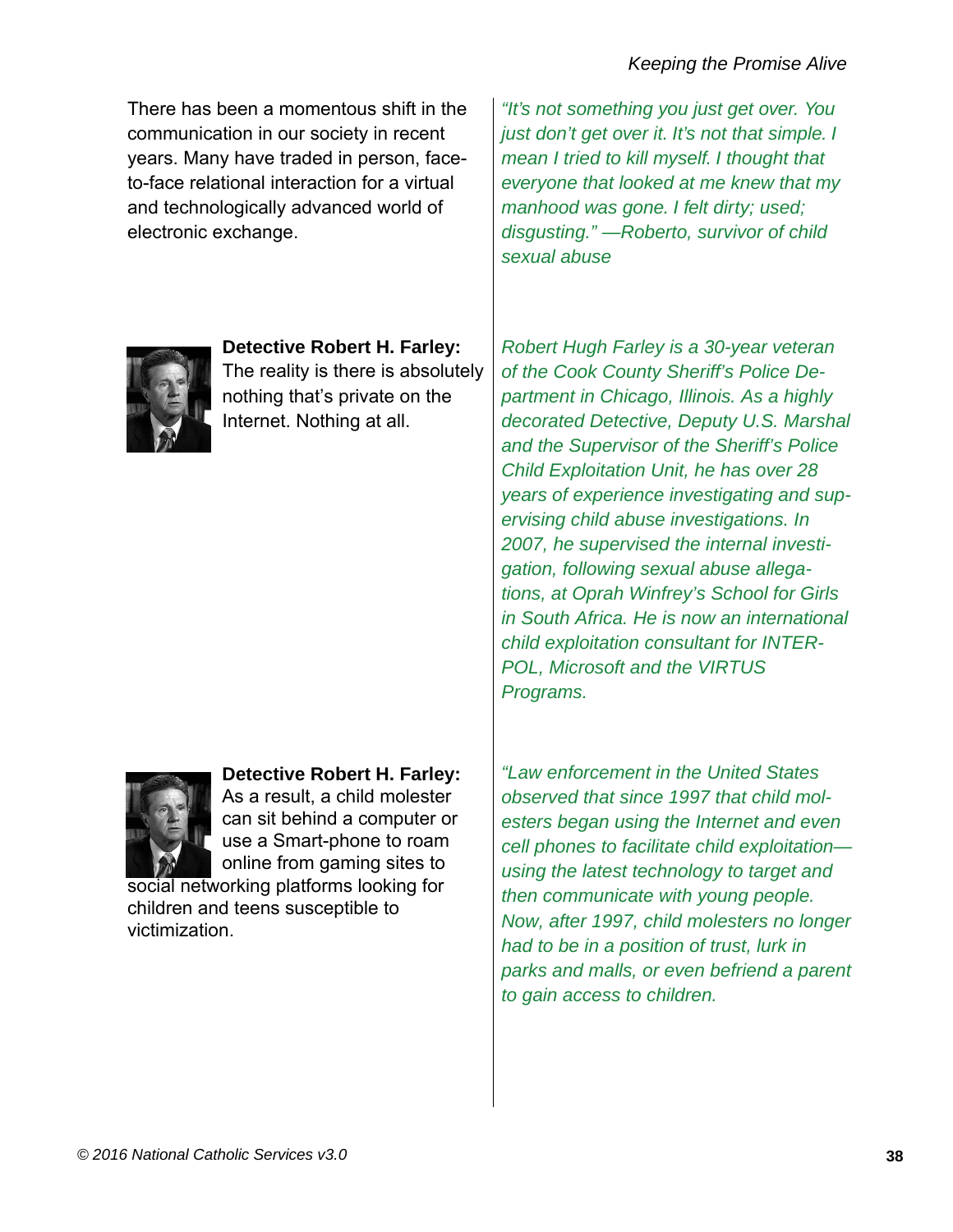There has been a momentous shift in the communication in our society in recent years. Many have traded in person, face-to-face relational interaction for a virtual and technologically advanced world of electronic exchange.

*"It's not something you just get over. You just don't get over it. It's not that simple. I mean I tried to kill myself. I thought that everyone that looked at me knew that my manhood was gone. I felt dirty; used; disgusting." —Roberto, survivor of child sexual abuse*

**Detective Robert H. Farley:** The reality is there is absolutely nothing that's private on the Internet. Nothing at all.

*Robert Hugh Farley is a 30-year veteran of the Cook County Sheriff's Police Department in Chicago, Illinois. As a highly decorated Detective, Deputy U.S. Marshal and the Supervisor of the Sheriff's Police Child Exploitation Unit, he has over 28 years of experience investigating and supervising child abuse investigations. In 2007, he supervised the internal investigation, following sexual abuse allegations, at Oprah Winfrey's School for Girls in South Africa. He is now an international child exploitation consultant for INTERPOL, Microsoft and the VIRTUS Programs.*

**Detective Robert H. Farley:** As a result, a child molester can sit behind a computer or use a Smart-phone to roam online from gaming sites to social networking platforms looking for children and teens susceptible to victimization.

*"Law enforcement in the United States observed that since 1997 that child molesters began using the Internet and even cell phones to facilitate child exploitation—using the latest technology to target and then communicate with young people. Now, after 1997, child molesters no longer had to be in a position of trust, lurk in parks and malls, or even befriend a parent to gain access to children.*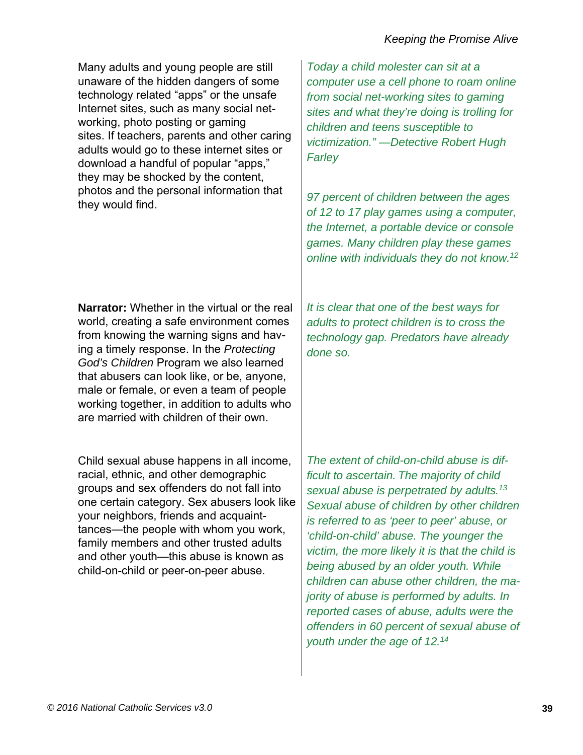Many adults and young people are still unaware of the hidden dangers of some technology related "apps" or the unsafe Internet sites, such as many social net-working, photo posting or gaming sites. If teachers, parents and other caring adults would go to these internet sites or download a handful of popular "apps," they may be shocked by the content, photos and the personal information that they would find.

*Today a child molester can sit at a computer use a cell phone to roam online from social net-working sites to gaming sites and what they're doing is trolling for children and teens susceptible to victimization." —Detective Robert Hugh Farley*

*97 percent of children between the ages of 12 to 17 play games using a computer, the Internet, a portable device or console games. Many children play these games online with individuals they do not know.[12]*

**Narrator:** Whether in the virtual or the real world, creating a safe environment comes from knowing the warning signs and having a timely response. In the *Protecting God's Children* Program we also learned that abusers can look like, or be, anyone, male or female, or even a team of people working together, in addition to adults who are married with children of their own.

*It is clear that one of the best ways for adults to protect children is to cross the technology gap. Predators have already done so.*

Child sexual abuse happens in all income, racial, ethnic, and other demographic groups and sex offenders do not fall into one certain category. Sex abusers look like your neighbors, friends and acquaint-tances—the people with whom you work, family members and other trusted adults and other youth—this abuse is known as child-on-child or peer-on-peer abuse.

*The extent of child-on-child abuse is difficult to ascertain. The majority of child sexual abuse is perpetrated by adults.[13] Sexual abuse of children by other children is referred to as 'peer to peer' abuse, or 'child-on-child' abuse. The younger the victim, the more likely it is that the child is being abused by an older youth. While children can abuse other children, the majority of abuse is performed by adults. In reported cases of abuse, adults were the offenders in 60 percent of sexual abuse of youth under the age of 12.[14]*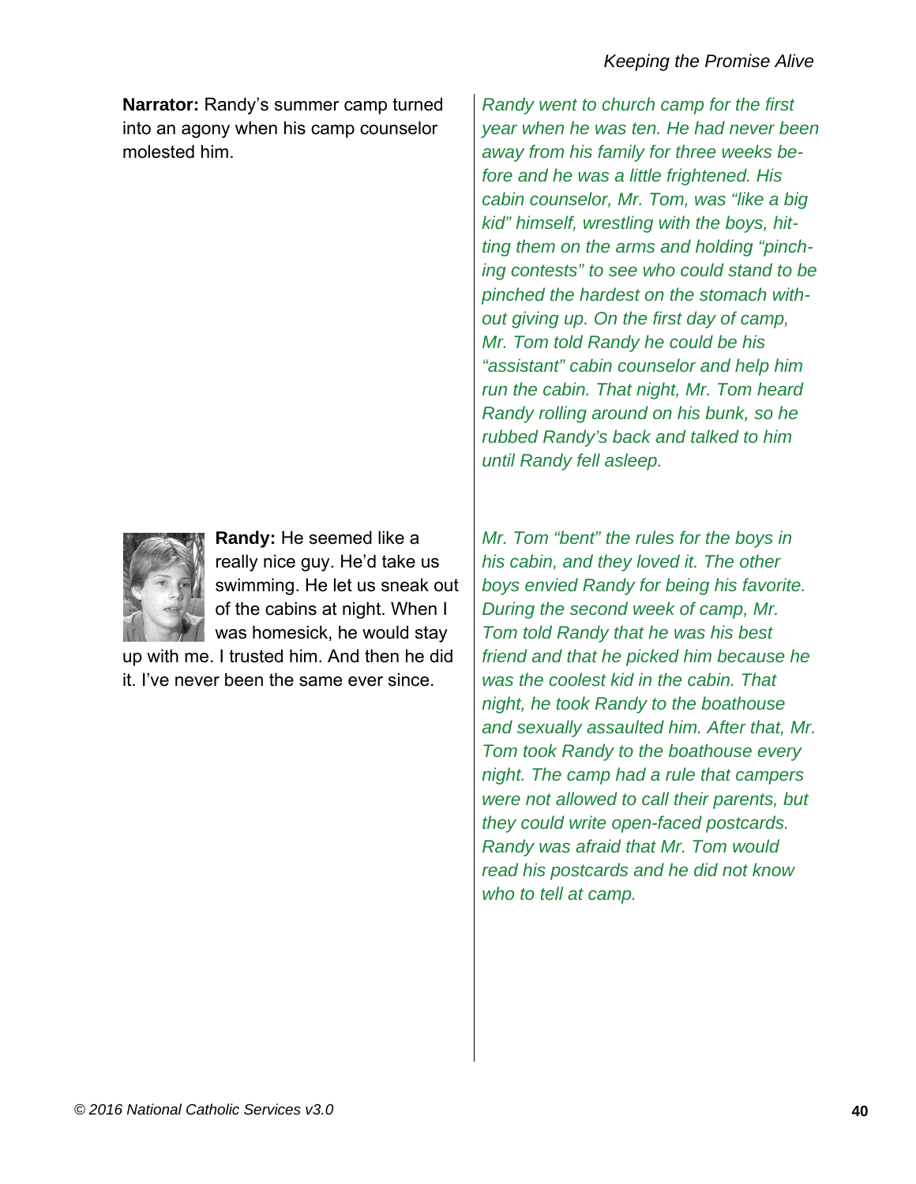**Narrator:** Randy's summer camp turned into an agony when his camp counselor molested him.

*Randy went to church camp for the first year when he was ten. He had never been away from his family for three weeks before and he was a little frightened. His cabin counselor, Mr. Tom, was "like a big kid" himself, wrestling with the boys, hitting them on the arms and holding "pinching contests" to see who could stand to be pinched the hardest on the stomach without giving up. On the first day of camp, Mr. Tom told Randy he could be his "assistant" cabin counselor and help him run the cabin. That night, Mr. Tom heard Randy rolling around on his bunk, so he rubbed Randy's back and talked to him until Randy fell asleep.*

**Randy:** He seemed like a really nice guy. He'd take us swimming. He let us sneak out of the cabins at night. When I was homesick, he would stay up with me. I trusted him. And then he did it. I've never been the same ever since.

*Mr. Tom "bent" the rules for the boys in his cabin, and they loved it. The other boys envied Randy for being his favorite. During the second week of camp, Mr. Tom told Randy that he was his best friend and that he picked him because he was the coolest kid in the cabin. That night, he took Randy to the boathouse and sexually assaulted him. After that, Mr. Tom took Randy to the boathouse every night. The camp had a rule that campers were not allowed to call their parents, but they could write open-faced postcards. Randy was afraid that Mr. Tom would read his postcards and he did not know who to tell at camp.*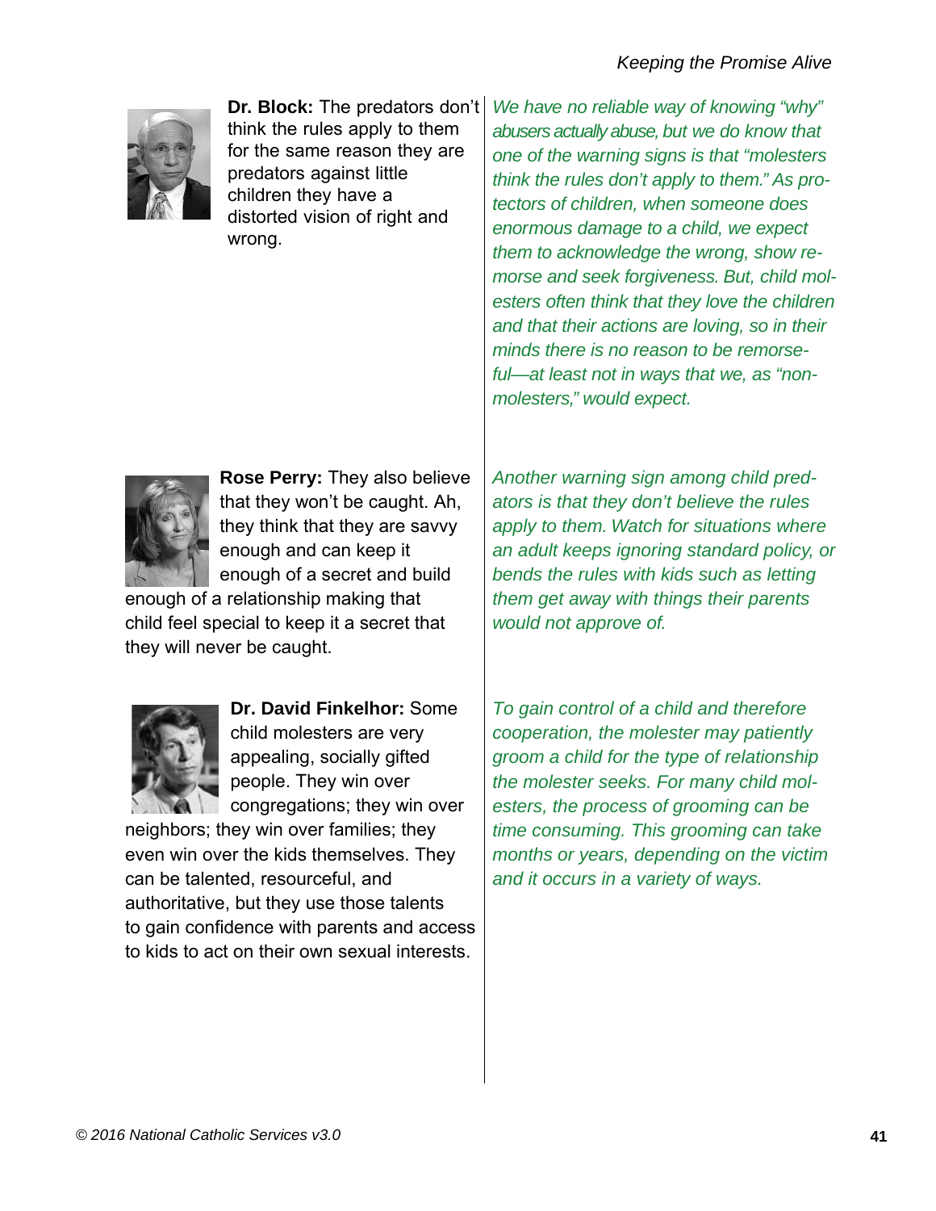**Dr. Block:** The predators don't think the rules apply to them for the same reason they are predators against little children they have a distorted vision of right and wrong.

*We have no reliable way of knowing "why" abusers actually abuse, but we do know that one of the warning signs is that "molesters think the rules don't apply to them." As protectors of children, when someone does enormous damage to a child, we expect them to acknowledge the wrong, show remorse and seek forgiveness. But, child molesters often think that they love the children and that their actions are loving, so in their minds there is no reason to be remorseful—at least not in ways that we, as "non-molesters," would expect.*

**Rose Perry:** They also believe that they won't be caught. Ah, they think that they are savvy enough and can keep it enough of a secret and build enough of a relationship making that child feel special to keep it a secret that they will never be caught.

*Another warning sign among child predators is that they don't believe the rules apply to them. Watch for situations where an adult keeps ignoring standard policy, or bends the rules with kids such as letting them get away with things their parents would not approve of.*

**Dr. David Finkelhor:** Some child molesters are very appealing, socially gifted people. They win over congregations; they win over neighbors; they win over families; they even win over the kids themselves. They can be talented, resourceful, and authoritative, but they use those talents to gain confidence with parents and access to kids to act on their own sexual interests.

*To gain control of a child and therefore cooperation, the molester may patiently groom a child for the type of relationship the molester seeks. For many child molesters, the process of grooming can be time consuming. This grooming can take months or years, depending on the victim and it occurs in a variety of ways.*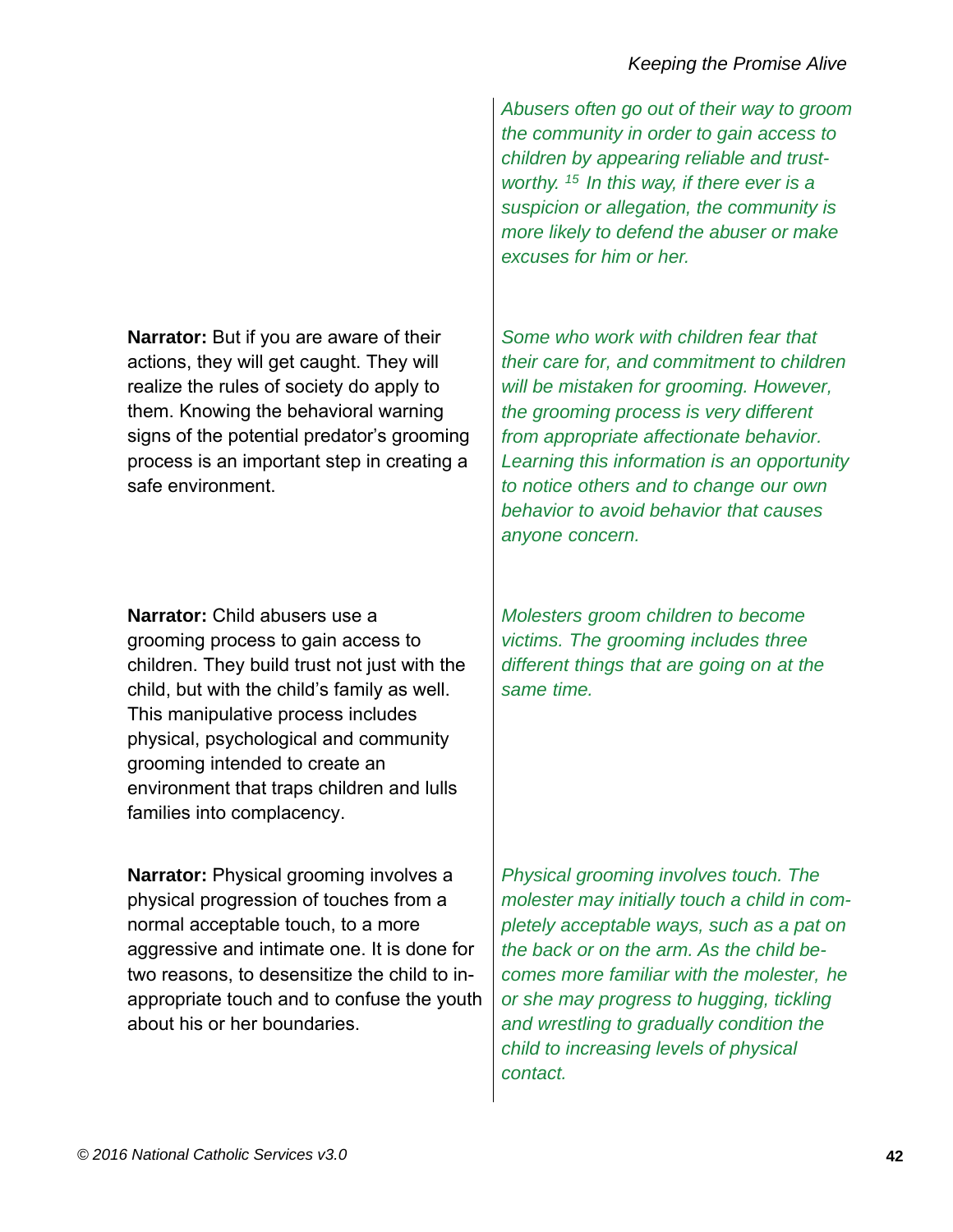*Abusers often go out of their way to groom the community in order to gain access to children by appearing reliable and trustworthy.* [15] *In this way, if there ever is a suspicion or allegation, the community is more likely to defend the abuser or make excuses for him or her.*

**Narrator:** But if you are aware of their actions, they will get caught. They will realize the rules of society do apply to them. Knowing the behavioral warning signs of the potential predator's grooming process is an important step in creating a safe environment.

*Some who work with children fear that their care for, and commitment to children will be mistaken for grooming. However, the grooming process is very different from appropriate affectionate behavior. Learning this information is an opportunity to notice others and to change our own behavior to avoid behavior that causes anyone concern.*

**Narrator:** Child abusers use a grooming process to gain access to children. They build trust not just with the child, but with the child's family as well. This manipulative process includes physical, psychological and community grooming intended to create an environment that traps children and lulls families into complacency.

*Molesters groom children to become victims. The grooming includes three different things that are going on at the same time.*

**Narrator:** Physical grooming involves a physical progression of touches from a normal acceptable touch, to a more aggressive and intimate one. It is done for two reasons, to desensitize the child to inappropriate touch and to confuse the youth about his or her boundaries.

*Physical grooming involves touch. The molester may initially touch a child in completely acceptable ways, such as a pat on the back or on the arm. As the child becomes more familiar with the molester, he or she may progress to hugging, tickling and wrestling to gradually condition the child to increasing levels of physical contact.*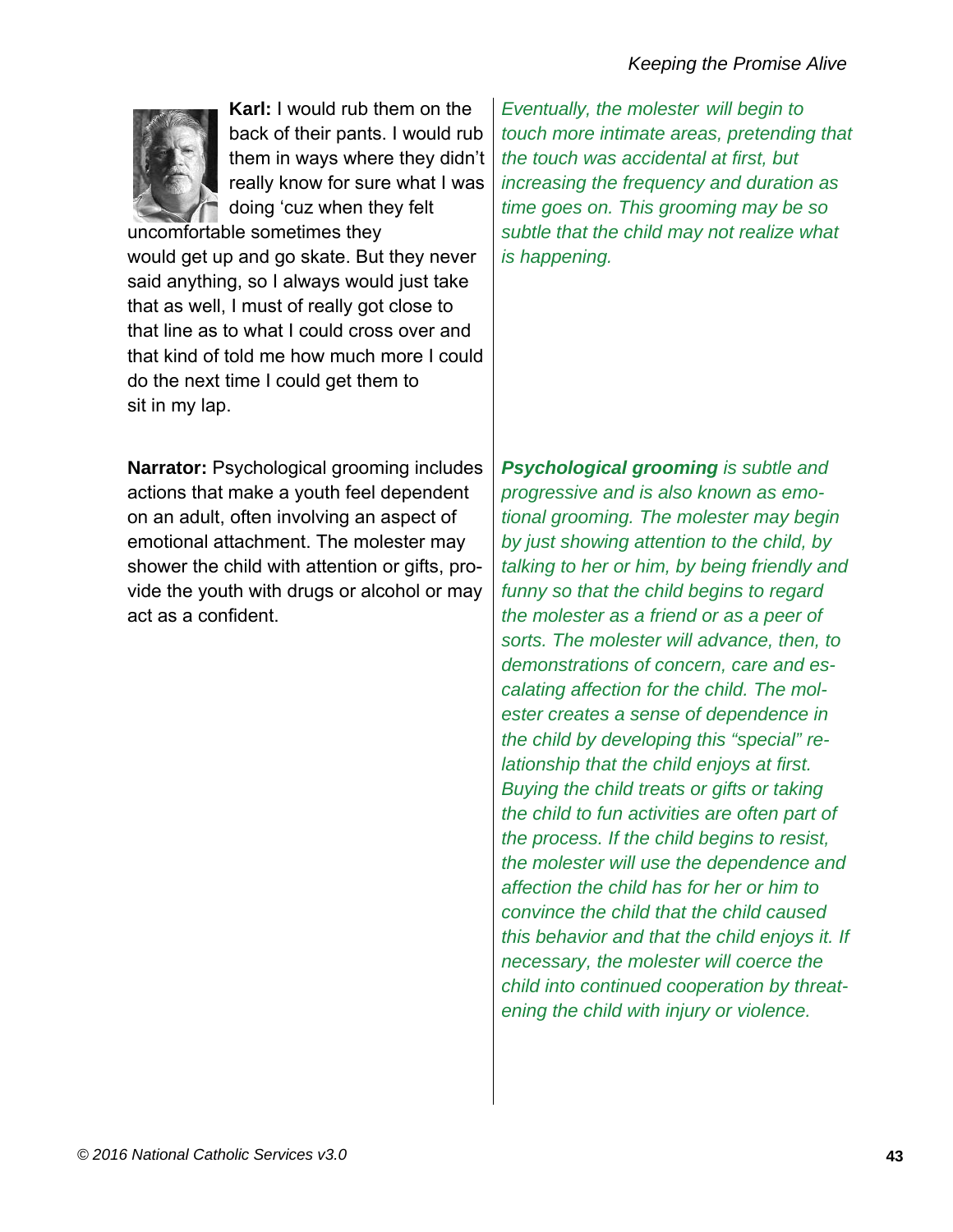**Karl:** I would rub them on the back of their pants. I would rub them in ways where they didn't really know for sure what I was doing 'cuz when they felt uncomfortable sometimes they would get up and go skate. But they never said anything, so I always would just take that as well, I must of really got close to that line as to what I could cross over and that kind of told me how much more I could do the next time I could get them to sit in my lap.

*Eventually, the molester will begin to touch more intimate areas, pretending that the touch was accidental at first, but increasing the frequency and duration as time goes on. This grooming may be so subtle that the child may not realize what is happening.*

**Narrator:** Psychological grooming includes actions that make a youth feel dependent on an adult, often involving an aspect of emotional attachment. The molester may shower the child with attention or gifts, provide the youth with drugs or alcohol or may act as a confident.

***Psychological grooming*** *is subtle and progressive and is also known as emotional grooming. The molester may begin by just showing attention to the child, by talking to her or him, by being friendly and funny so that the child begins to regard the molester as a friend or as a peer of sorts. The molester will advance, then, to demonstrations of concern, care and escalating affection for the child. The molester creates a sense of dependence in the child by developing this "special" relationship that the child enjoys at first. Buying the child treats or gifts or taking the child to fun activities are often part of the process. If the child begins to resist, the molester will use the dependence and affection the child has for her or him to convince the child that the child caused this behavior and that the child enjoys it. If necessary, the molester will coerce the child into continued cooperation by threatening the child with injury or violence.*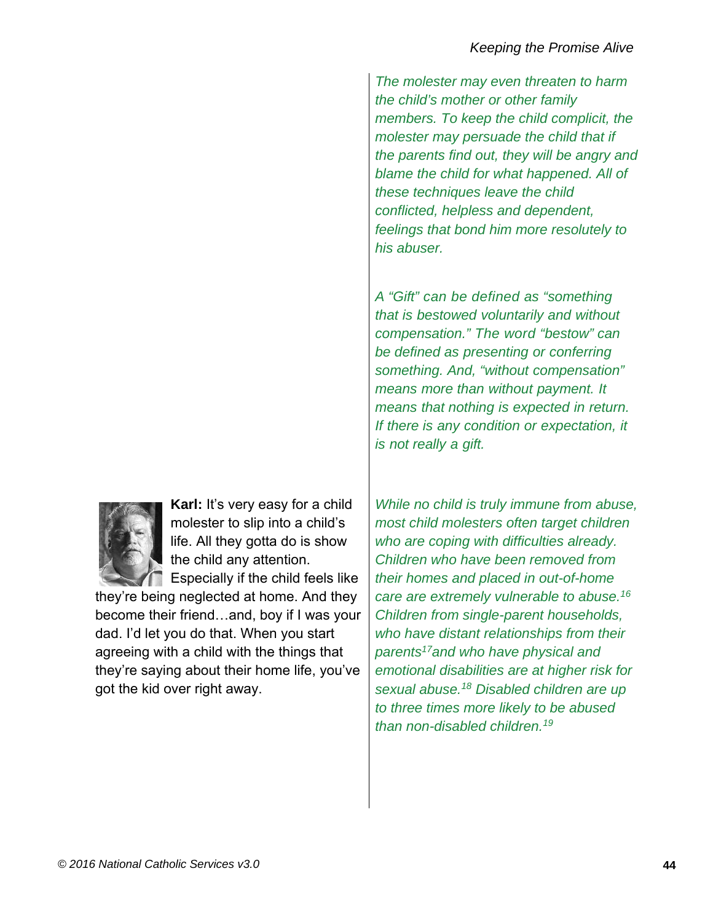*The molester may even threaten to harm the child's mother or other family members. To keep the child complicit, the molester may persuade the child that if the parents find out, they will be angry and blame the child for what happened. All of these techniques leave the child conflicted, helpless and dependent, feelings that bond him more resolutely to his abuser.*

*A "Gift" can be defined as "something that is bestowed voluntarily and without compensation." The word "bestow" can be defined as presenting or conferring something. And, "without compensation" means more than without payment. It means that nothing is expected in return. If there is any condition or expectation, it is not really a gift.*

**Karl:** It's very easy for a child molester to slip into a child's life. All they gotta do is show the child any attention. Especially if the child feels like they're being neglected at home. And they become their friend…and, boy if I was your dad. I'd let you do that. When you start agreeing with a child with the things that they're saying about their home life, you've got the kid over right away.

*While no child is truly immune from abuse, most child molesters often target children who are coping with difficulties already. Children who have been removed from their homes and placed in out-of-home care are extremely vulnerable to abuse.[16] Children from single-parent households, who have distant relationships from their parents[17]and who have physical and emotional disabilities are at higher risk for sexual abuse.[18] Disabled children are up to three times more likely to be abused than non-disabled children.[19]*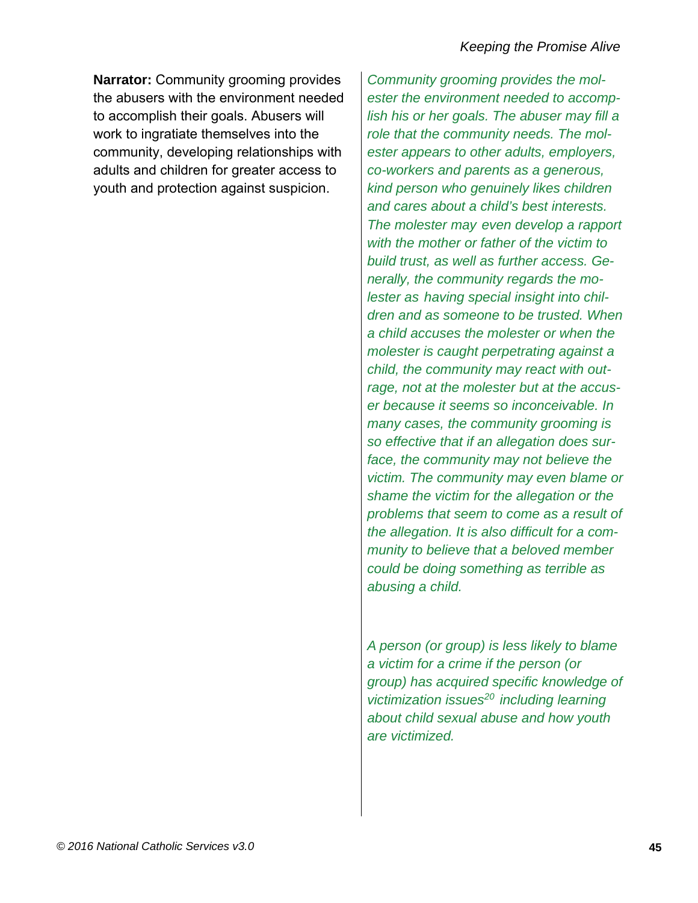**Narrator:** Community grooming provides the abusers with the environment needed to accomplish their goals. Abusers will work to ingratiate themselves into the community, developing relationships with adults and children for greater access to youth and protection against suspicion.

*Community grooming provides the molester the environment needed to accomplish his or her goals. The abuser may fill a role that the community needs. The molester appears to other adults, employers, co-workers and parents as a generous, kind person who genuinely likes children and cares about a child's best interests. The molester may even develop a rapport with the mother or father of the victim to build trust, as well as further access. Generally, the community regards the molester as having special insight into children and as someone to be trusted. When a child accuses the molester or when the molester is caught perpetrating against a child, the community may react with outrage, not at the molester but at the accuser because it seems so inconceivable. In many cases, the community grooming is so effective that if an allegation does surface, the community may not believe the victim. The community may even blame or shame the victim for the allegation or the problems that seem to come as a result of the allegation. It is also difficult for a community to believe that a beloved member could be doing something as terrible as abusing a child.*

*A person (or group) is less likely to blame a victim for a crime if the person (or group) has acquired specific knowledge of victimization issues[20] including learning about child sexual abuse and how youth are victimized.*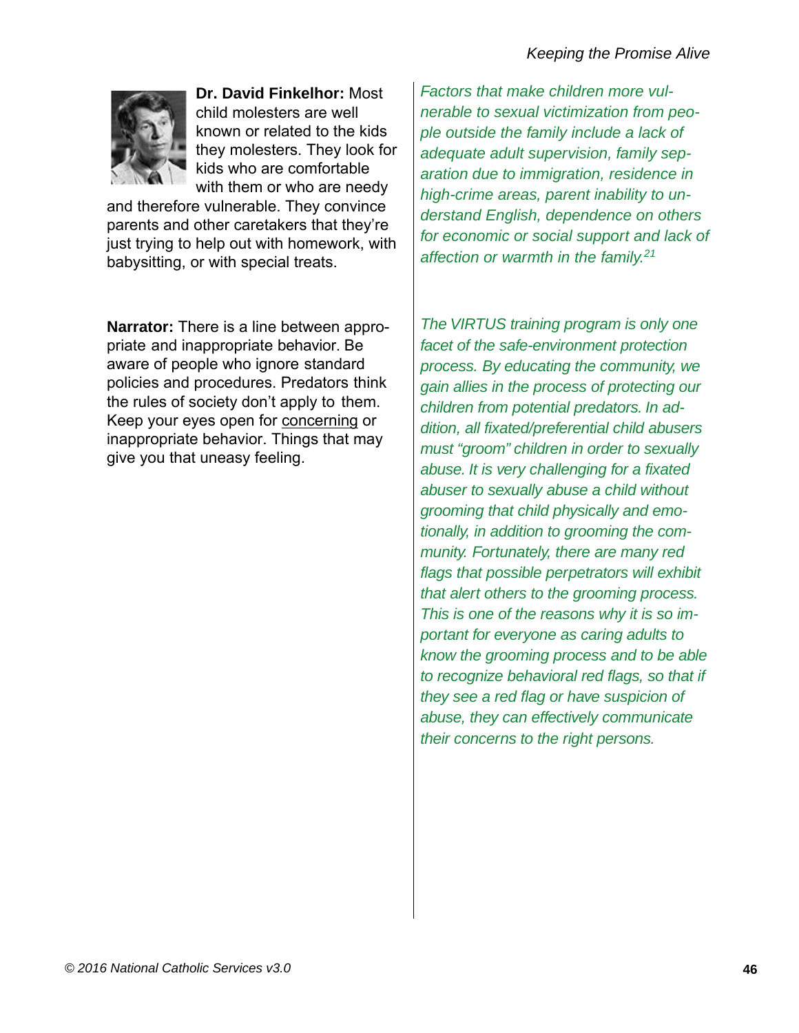**Dr. David Finkelhor:** Most child molesters are well known or related to the kids they molesters. They look for kids who are comfortable with them or who are needy and therefore vulnerable. They convince parents and other caretakers that they're just trying to help out with homework, with babysitting, or with special treats.

*Factors that make children more vulnerable to sexual victimization from people outside the family include a lack of adequate adult supervision, family separation due to immigration, residence in high-crime areas, parent inability to understand English, dependence on others for economic or social support and lack of affection or warmth in the family.[21]*

**Narrator:** There is a line between appropriate and inappropriate behavior. Be aware of people who ignore standard policies and procedures. Predators think the rules of society don't apply to them. Keep your eyes open for concerning or inappropriate behavior. Things that may give you that uneasy feeling.

*The VIRTUS training program is only one facet of the safe-environment protection process. By educating the community, we gain allies in the process of protecting our children from potential predators. In addition, all fixated/preferential child abusers must "groom" children in order to sexually abuse. It is very challenging for a fixated abuser to sexually abuse a child without grooming that child physically and emotionally, in addition to grooming the community. Fortunately, there are many red flags that possible perpetrators will exhibit that alert others to the grooming process. This is one of the reasons why it is so important for everyone as caring adults to know the grooming process and to be able to recognize behavioral red flags, so that if they see a red flag or have suspicion of abuse, they can effectively communicate their concerns to the right persons.*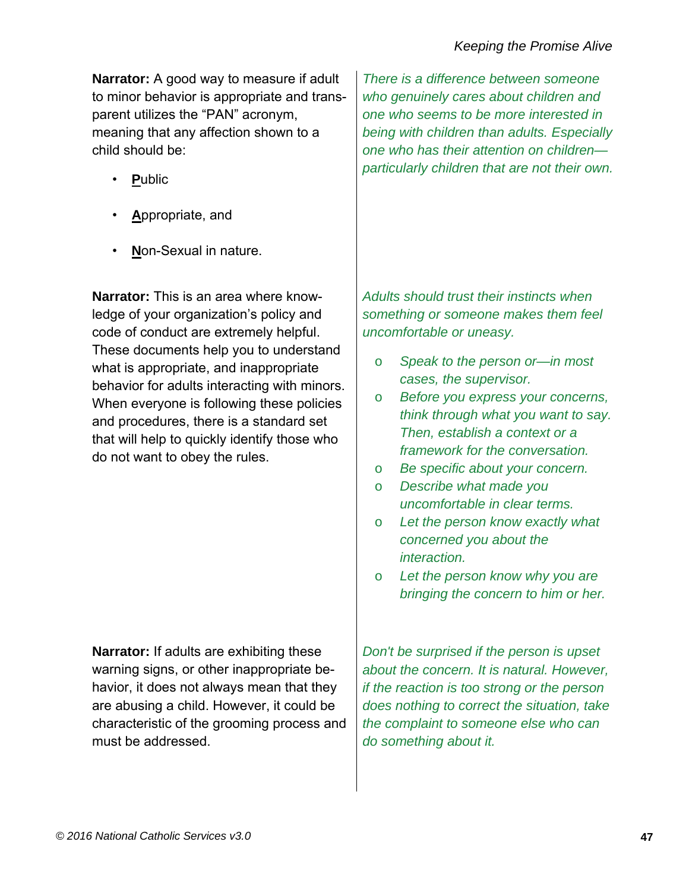**Narrator:** A good way to measure if adult to minor behavior is appropriate and transparent utilizes the "PAN" acronym, meaning that any affection shown to a child should be:

- **P**ublic
- **A**ppropriate, and
- **N**on-Sexual in nature.

*There is a difference between someone who genuinely cares about children and one who seems to be more interested in being with children than adults. Especially one who has their attention on children—particularly children that are not their own.*

**Narrator:** This is an area where knowledge of your organization's policy and code of conduct are extremely helpful. These documents help you to understand what is appropriate, and inappropriate behavior for adults interacting with minors. When everyone is following these policies and procedures, there is a standard set that will help to quickly identify those who do not want to obey the rules.

*Adults should trust their instincts when something or someone makes them feel uncomfortable or uneasy.*

- *Speak to the person or—in most cases, the supervisor.*
- *Before you express your concerns, think through what you want to say. Then, establish a context or a framework for the conversation.*
- *Be specific about your concern.*
- *Describe what made you uncomfortable in clear terms.*
- *Let the person know exactly what concerned you about the interaction.*
- *Let the person know why you are bringing the concern to him or her.*

**Narrator:** If adults are exhibiting these warning signs, or other inappropriate behavior, it does not always mean that they are abusing a child. However, it could be characteristic of the grooming process and must be addressed.

*Don't be surprised if the person is upset about the concern. It is natural. However, if the reaction is too strong or the person does nothing to correct the situation, take the complaint to someone else who can do something about it.*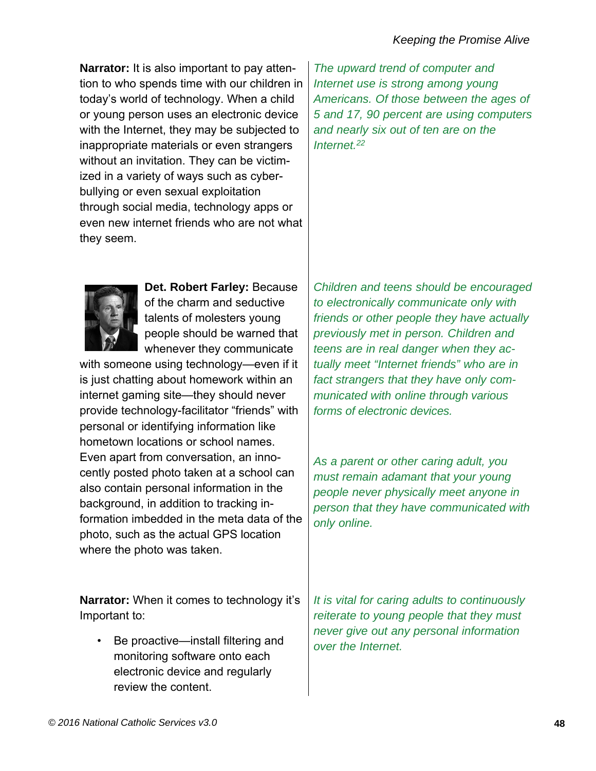**Narrator:** It is also important to pay attention to who spends time with our children in today's world of technology. When a child or young person uses an electronic device with the Internet, they may be subjected to inappropriate materials or even strangers without an invitation. They can be victimized in a variety of ways such as cyberbullying or even sexual exploitation through social media, technology apps or even new internet friends who are not what they seem.

*The upward trend of computer and Internet use is strong among young Americans. Of those between the ages of 5 and 17, 90 percent are using computers and nearly six out of ten are on the Internet.*[22]

**Det. Robert Farley:** Because of the charm and seductive talents of molesters young people should be warned that whenever they communicate with someone using technology—even if it is just chatting about homework within an internet gaming site—they should never provide technology-facilitator "friends" with personal or identifying information like hometown locations or school names. Even apart from conversation, an innocently posted photo taken at a school can also contain personal information in the background, in addition to tracking information imbedded in the meta data of the photo, such as the actual GPS location where the photo was taken.

*Children and teens should be encouraged to electronically communicate only with friends or other people they have actually previously met in person. Children and teens are in real danger when they actually meet "Internet friends" who are in fact strangers that they have only communicated with online through various forms of electronic devices.*

*As a parent or other caring adult, you must remain adamant that your young people never physically meet anyone in person that they have communicated with only online.*

**Narrator:** When it comes to technology it's Important to:

- Be proactive—install filtering and monitoring software onto each electronic device and regularly review the content.

*It is vital for caring adults to continuously reiterate to young people that they must never give out any personal information over the Internet.*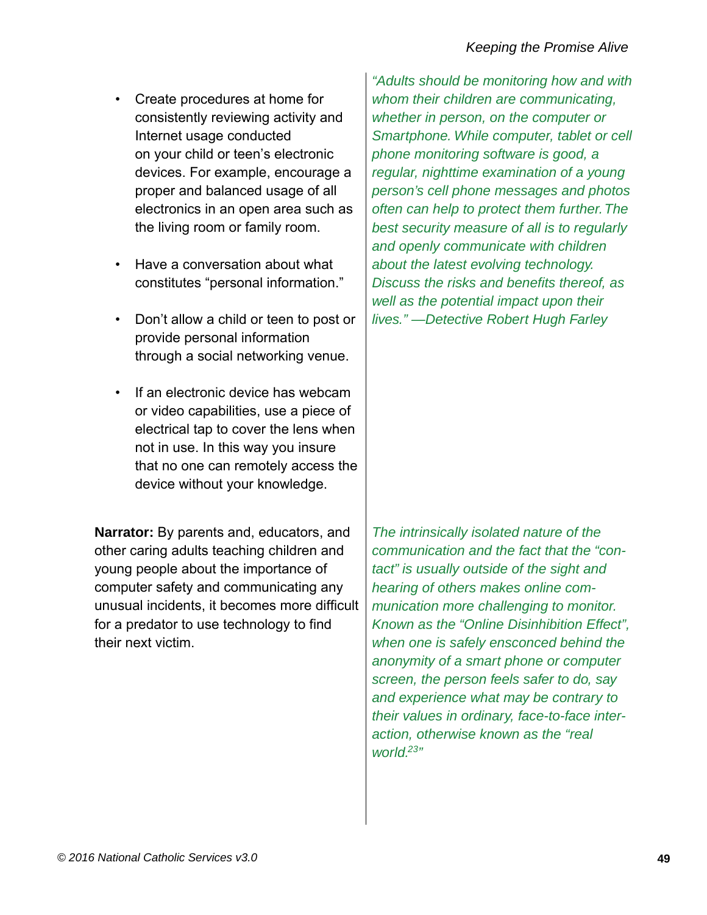- Create procedures at home for consistently reviewing activity and Internet usage conducted on your child or teen's electronic devices. For example, encourage a proper and balanced usage of all electronics in an open area such as the living room or family room.

- Have a conversation about what constitutes "personal information."

- Don't allow a child or teen to post or provide personal information through a social networking venue.

- If an electronic device has webcam or video capabilities, use a piece of electrical tap to cover the lens when not in use. In this way you insure that no one can remotely access the device without your knowledge.

*"Adults should be monitoring how and with whom their children are communicating, whether in person, on the computer or Smartphone. While computer, tablet or cell phone monitoring software is good, a regular, nighttime examination of a young person's cell phone messages and photos often can help to protect them further. The best security measure of all is to regularly and openly communicate with children about the latest evolving technology. Discuss the risks and benefits thereof, as well as the potential impact upon their lives." —Detective Robert Hugh Farley*

**Narrator:** By parents and, educators, and other caring adults teaching children and young people about the importance of computer safety and communicating any unusual incidents, it becomes more difficult for a predator to use technology to find their next victim.

*The intrinsically isolated nature of the communication and the fact that the "contact" is usually outside of the sight and hearing of others makes online communication more challenging to monitor. Known as the "Online Disinhibition Effect", when one is safely ensconced behind the anonymity of a smart phone or computer screen, the person feels safer to do, say and experience what may be contrary to their values in ordinary, face-to-face interaction, otherwise known as the "real world.[23]"*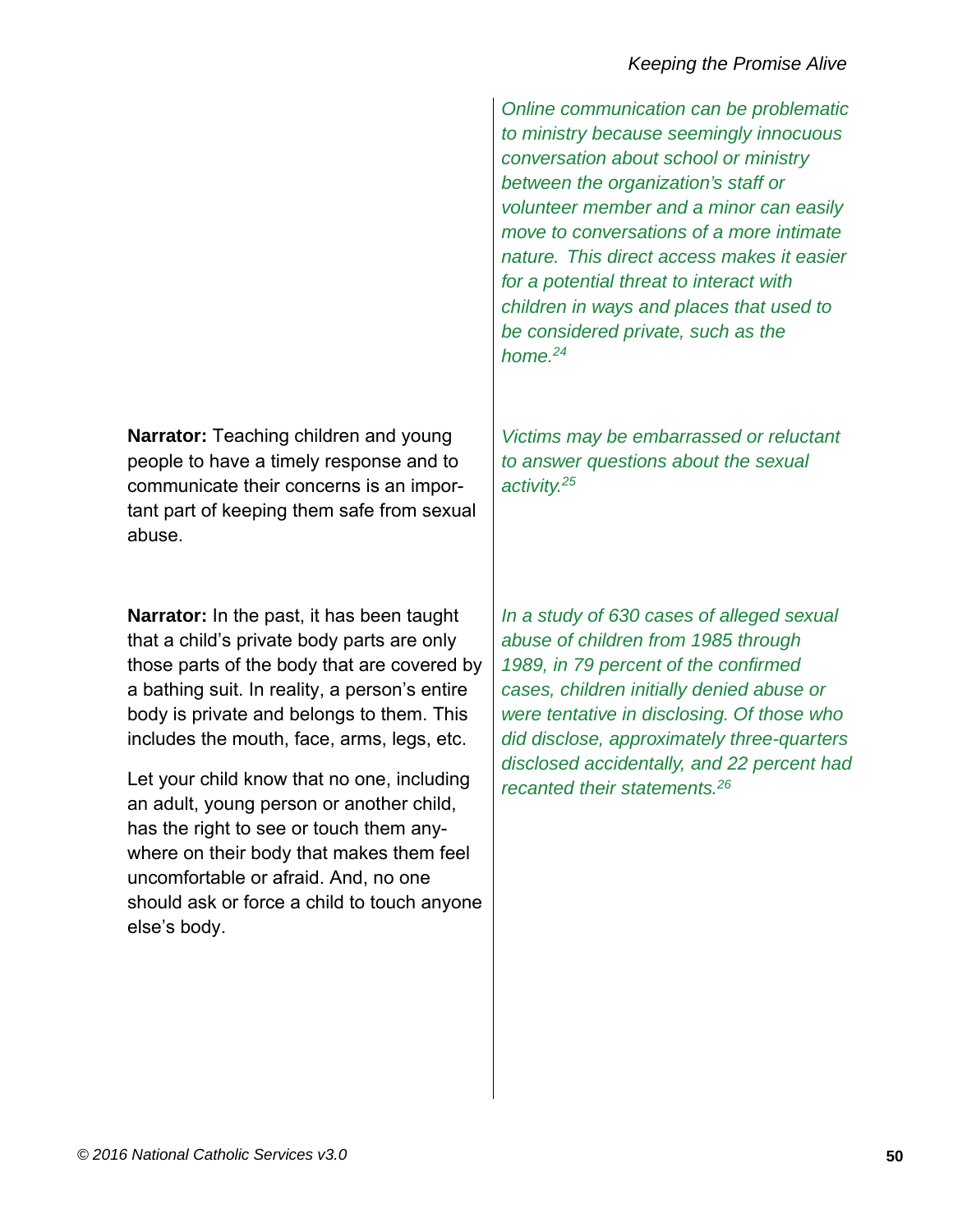*Online communication can be problematic to ministry because seemingly innocuous conversation about school or ministry between the organization's staff or volunteer member and a minor can easily move to conversations of a more intimate nature. This direct access makes it easier for a potential threat to interact with children in ways and places that used to be considered private, such as the home.*[24]

**Narrator:** Teaching children and young people to have a timely response and to communicate their concerns is an important part of keeping them safe from sexual abuse.

*Victims may be embarrassed or reluctant to answer questions about the sexual activity.*[25]

**Narrator:** In the past, it has been taught that a child's private body parts are only those parts of the body that are covered by a bathing suit. In reality, a person's entire body is private and belongs to them. This includes the mouth, face, arms, legs, etc.

Let your child know that no one, including an adult, young person or another child, has the right to see or touch them anywhere on their body that makes them feel uncomfortable or afraid. And, no one should ask or force a child to touch anyone else's body.

*In a study of 630 cases of alleged sexual abuse of children from 1985 through 1989, in 79 percent of the confirmed cases, children initially denied abuse or were tentative in disclosing. Of those who did disclose, approximately three-quarters disclosed accidentally, and 22 percent had recanted their statements.*[26]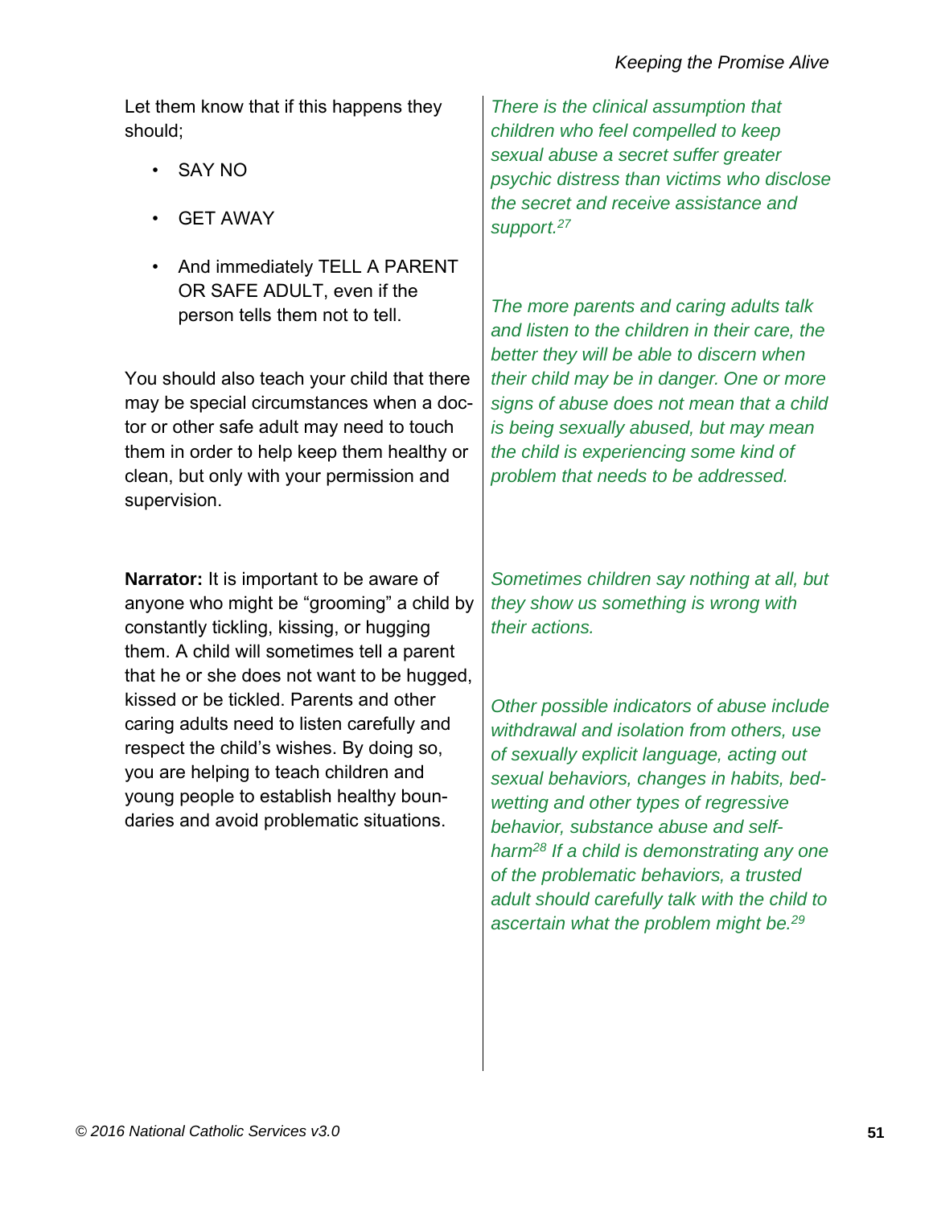Let them know that if this happens they should;

- SAY NO
- GET AWAY
- And immediately TELL A PARENT OR SAFE ADULT, even if the person tells them not to tell.

You should also teach your child that there may be special circumstances when a doctor or other safe adult may need to touch them in order to help keep them healthy or clean, but only with your permission and supervision.

**Narrator:** It is important to be aware of anyone who might be “grooming” a child by constantly tickling, kissing, or hugging them. A child will sometimes tell a parent that he or she does not want to be hugged, kissed or be tickled. Parents and other caring adults need to listen carefully and respect the child’s wishes. By doing so, you are helping to teach children and young people to establish healthy boundaries and avoid problematic situations.

*There is the clinical assumption that children who feel compelled to keep sexual abuse a secret suffer greater psychic distress than victims who disclose the secret and receive assistance and support.*[27]

*The more parents and caring adults talk and listen to the children in their care, the better they will be able to discern when their child may be in danger. One or more signs of abuse does not mean that a child is being sexually abused, but may mean the child is experiencing some kind of problem that needs to be addressed.*

*Sometimes children say nothing at all, but they show us something is wrong with their actions.*

*Other possible indicators of abuse include withdrawal and isolation from others, use of sexually explicit language, acting out sexual behaviors, changes in habits, bed-wetting and other types of regressive behavior, substance abuse and self-harm*[28] *If a child is demonstrating any one of the problematic behaviors, a trusted adult should carefully talk with the child to ascertain what the problem might be.*[29]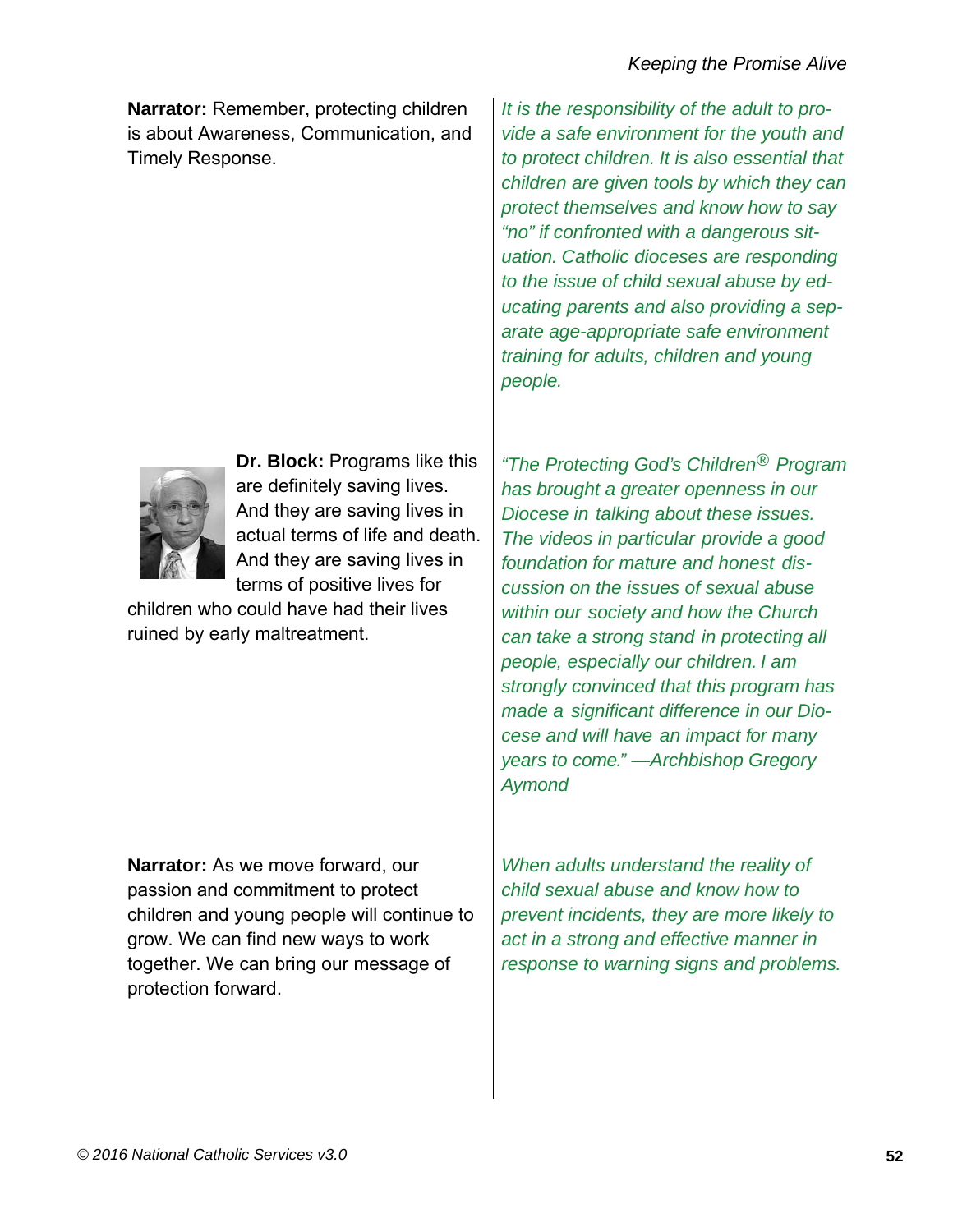**Narrator:** Remember, protecting children is about Awareness, Communication, and Timely Response.

*It is the responsibility of the adult to provide a safe environment for the youth and to protect children. It is also essential that children are given tools by which they can protect themselves and know how to say "no" if confronted with a dangerous situation. Catholic dioceses are responding to the issue of child sexual abuse by educating parents and also providing a separate age-appropriate safe environment training for adults, children and young people.*

**Dr. Block:** Programs like this are definitely saving lives. And they are saving lives in actual terms of life and death. And they are saving lives in terms of positive lives for children who could have had their lives ruined by early maltreatment.

*"The Protecting God's Children® Program has brought a greater openness in our Diocese in talking about these issues. The videos in particular provide a good foundation for mature and honest discussion on the issues of sexual abuse within our society and how the Church can take a strong stand in protecting all people, especially our children. I am strongly convinced that this program has made a significant difference in our Diocese and will have an impact for many years to come." —Archbishop Gregory Aymond*

**Narrator:** As we move forward, our passion and commitment to protect children and young people will continue to grow. We can find new ways to work together. We can bring our message of protection forward.

*When adults understand the reality of child sexual abuse and know how to prevent incidents, they are more likely to act in a strong and effective manner in response to warning signs and problems.*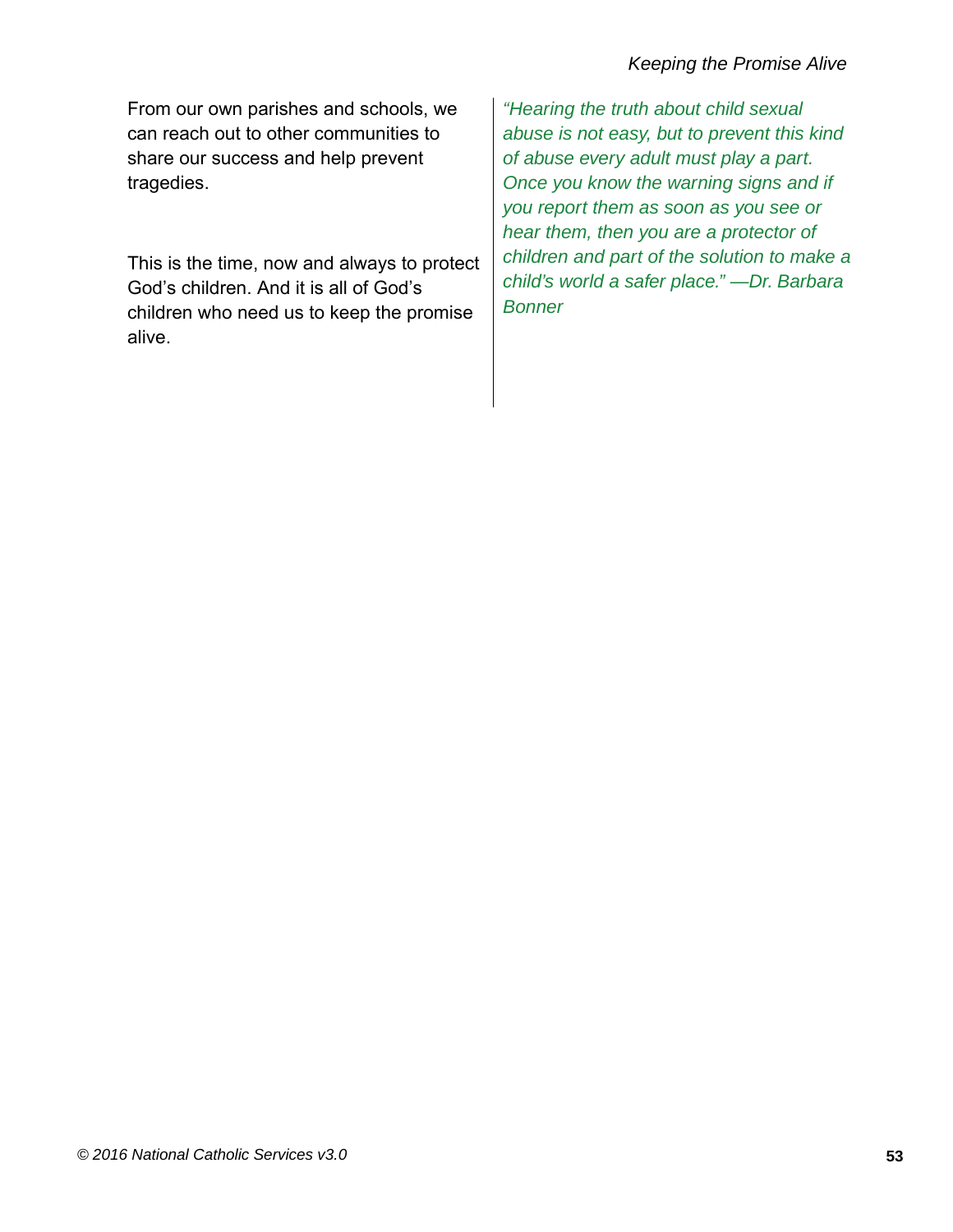From our own parishes and schools, we can reach out to other communities to share our success and help prevent tragedies.

This is the time, now and always to protect God's children. And it is all of God's children who need us to keep the promise alive.

*"Hearing the truth about child sexual abuse is not easy, but to prevent this kind of abuse every adult must play a part. Once you know the warning signs and if you report them as soon as you see or hear them, then you are a protector of children and part of the solution to make a child's world a safer place." —Dr. Barbara Bonner*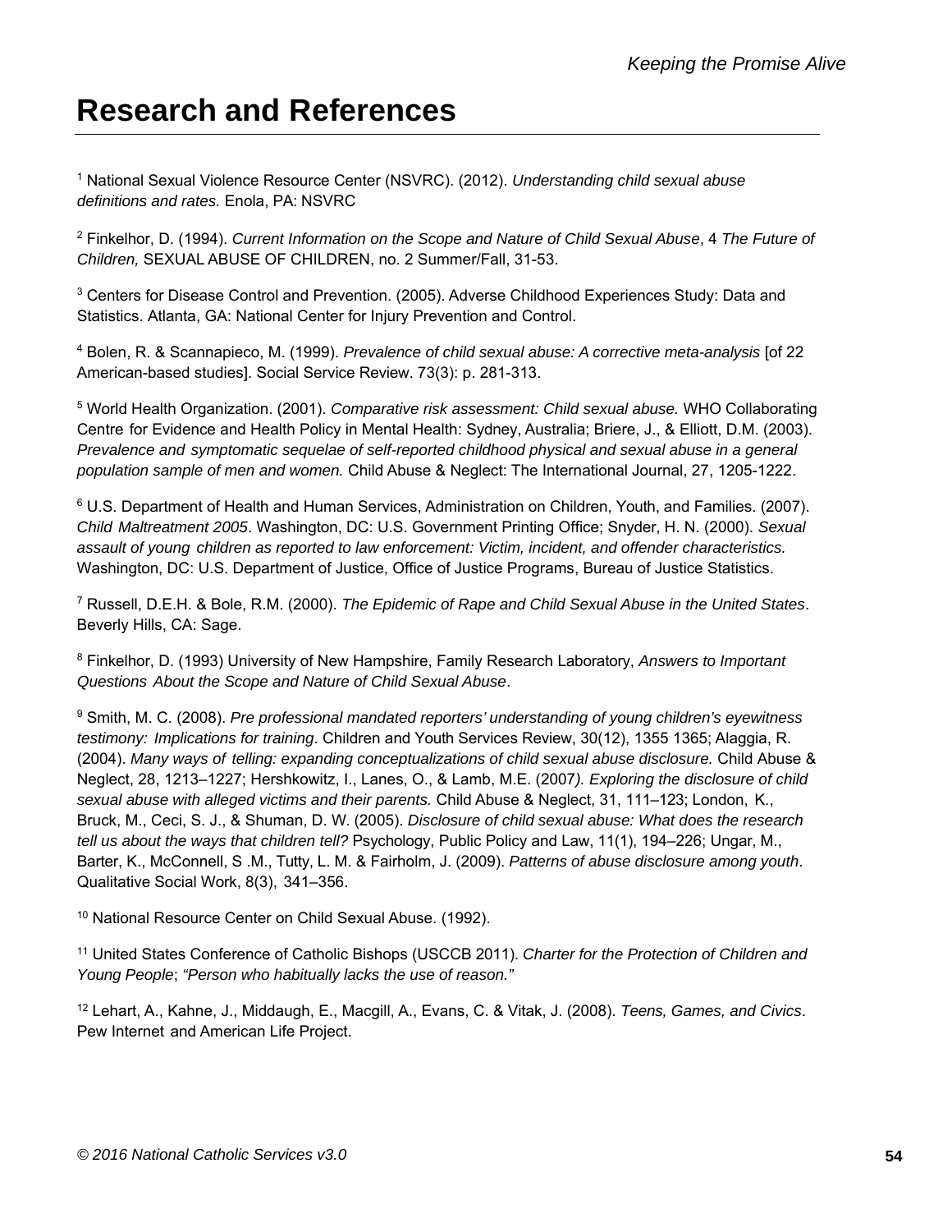# Research and References

[1] National Sexual Violence Resource Center (NSVRC). (2012). *Understanding child sexual abuse definitions and rates.* Enola, PA: NSVRC

[2] Finkelhor, D. (1994). *Current Information on the Scope and Nature of Child Sexual Abuse*, 4 *The Future of Children,* SEXUAL ABUSE OF CHILDREN, no. 2 Summer/Fall, 31-53.

[3] Centers for Disease Control and Prevention. (2005). Adverse Childhood Experiences Study: Data and Statistics. Atlanta, GA: National Center for Injury Prevention and Control.

[4] Bolen, R. & Scannapieco, M. (1999). *Prevalence of child sexual abuse: A corrective meta-analysis* [of 22 American-based studies]. Social Service Review. 73(3): p. 281-313.

[5] World Health Organization. (2001). *Comparative risk assessment: Child sexual abuse.* WHO Collaborating Centre for Evidence and Health Policy in Mental Health: Sydney, Australia; Briere, J., & Elliott, D.M. (2003). *Prevalence and symptomatic sequelae of self-reported childhood physical and sexual abuse in a general population sample of men and women.* Child Abuse & Neglect: The International Journal, 27, 1205-1222.

[6] U.S. Department of Health and Human Services, Administration on Children, Youth, and Families. (2007). *Child Maltreatment 2005*. Washington, DC: U.S. Government Printing Office; Snyder, H. N. (2000). *Sexual assault of young children as reported to law enforcement: Victim, incident, and offender characteristics.* Washington, DC: U.S. Department of Justice, Office of Justice Programs, Bureau of Justice Statistics.

[7] Russell, D.E.H. & Bole, R.M. (2000). *The Epidemic of Rape and Child Sexual Abuse in the United States*. Beverly Hills, CA: Sage.

[8] Finkelhor, D. (1993) University of New Hampshire, Family Research Laboratory, *Answers to Important Questions About the Scope and Nature of Child Sexual Abuse*.

[9] Smith, M. C. (2008). *Pre professional mandated reporters' understanding of young children's eyewitness testimony: Implications for training*. Children and Youth Services Review, 30(12), 1355 1365; Alaggia, R. (2004). *Many ways of telling: expanding conceptualizations of child sexual abuse disclosure.* Child Abuse & Neglect, 28, 1213–1227; Hershkowitz, I., Lanes, O., & Lamb, M.E. (2007*). Exploring the disclosure of child sexual abuse with alleged victims and their parents.* Child Abuse & Neglect, 31, 111–123; London, K., Bruck, M., Ceci, S. J., & Shuman, D. W. (2005). *Disclosure of child sexual abuse: What does the research tell us about the ways that children tell?* Psychology, Public Policy and Law, 11(1), 194–226; Ungar, M., Barter, K., McConnell, S .M., Tutty, L. M. & Fairholm, J. (2009). *Patterns of abuse disclosure among youth*. Qualitative Social Work, 8(3), 341–356.

[10] National Resource Center on Child Sexual Abuse. (1992).

[11] United States Conference of Catholic Bishops (USCCB 2011). *Charter for the Protection of Children and Young People*; *"Person who habitually lacks the use of reason."*

[12] Lehart, A., Kahne, J., Middaugh, E., Macgill, A., Evans, C. & Vitak, J. (2008). *Teens, Games, and Civics*. Pew Internet and American Life Project.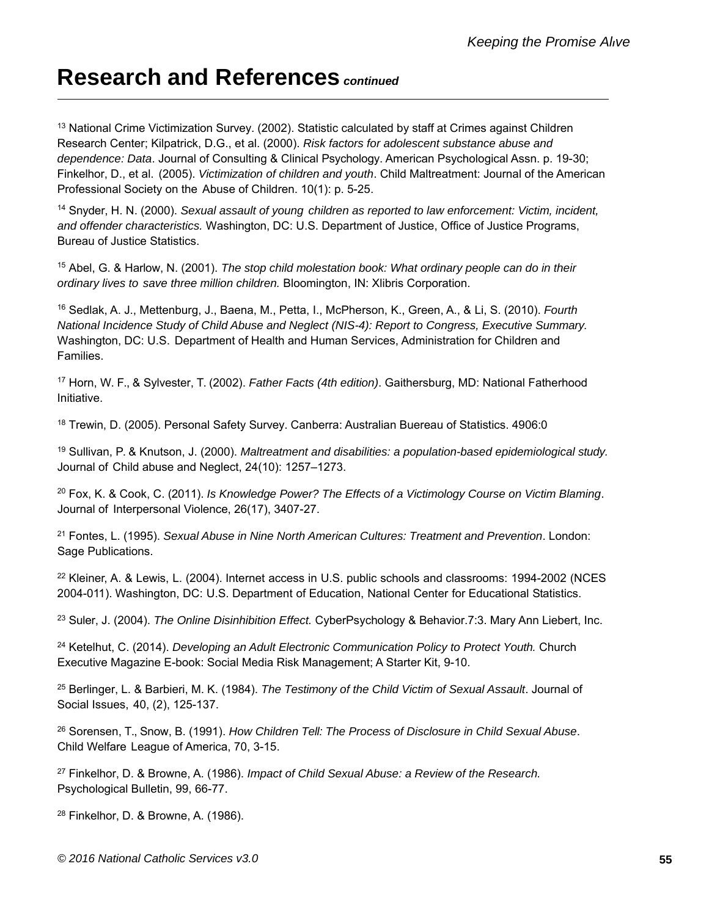# Research and References *continued*

[13] National Crime Victimization Survey. (2002). Statistic calculated by staff at Crimes against Children Research Center; Kilpatrick, D.G., et al. (2000). *Risk factors for adolescent substance abuse and dependence: Data*. Journal of Consulting & Clinical Psychology. American Psychological Assn. p. 19-30; Finkelhor, D., et al. (2005). *Victimization of children and youth*. Child Maltreatment: Journal of the American Professional Society on the Abuse of Children. 10(1): p. 5-25.

[14] Snyder, H. N. (2000). *Sexual assault of young children as reported to law enforcement: Victim, incident, and offender characteristics.* Washington, DC: U.S. Department of Justice, Office of Justice Programs, Bureau of Justice Statistics.

[15] Abel, G. & Harlow, N. (2001). *The stop child molestation book: What ordinary people can do in their ordinary lives to save three million children.* Bloomington, IN: Xlibris Corporation.

[16] Sedlak, A. J., Mettenburg, J., Baena, M., Petta, I., McPherson, K., Green, A., & Li, S. (2010). *Fourth National Incidence Study of Child Abuse and Neglect (NIS-4): Report to Congress, Executive Summary.* Washington, DC: U.S. Department of Health and Human Services, Administration for Children and Families.

[17] Horn, W. F., & Sylvester, T. (2002). *Father Facts (4th edition)*. Gaithersburg, MD: National Fatherhood Initiative.

[18] Trewin, D. (2005). Personal Safety Survey. Canberra: Australian Buereau of Statistics. 4906:0

[19] Sullivan, P. & Knutson, J. (2000). *Maltreatment and disabilities: a population-based epidemiological study.* Journal of Child abuse and Neglect, 24(10): 1257–1273.

[20] Fox, K. & Cook, C. (2011). *Is Knowledge Power? The Effects of a Victimology Course on Victim Blaming*. Journal of Interpersonal Violence, 26(17), 3407-27.

[21] Fontes, L. (1995). *Sexual Abuse in Nine North American Cultures: Treatment and Prevention*. London: Sage Publications.

[22] Kleiner, A. & Lewis, L. (2004). Internet access in U.S. public schools and classrooms: 1994-2002 (NCES 2004-011). Washington, DC: U.S. Department of Education, National Center for Educational Statistics.

[23] Suler, J. (2004). *The Online Disinhibition Effect.* CyberPsychology & Behavior.7:3. Mary Ann Liebert, Inc.

[24] Ketelhut, C. (2014). *Developing an Adult Electronic Communication Policy to Protect Youth.* Church Executive Magazine E-book: Social Media Risk Management; A Starter Kit, 9-10.

[25] Berlinger, L. & Barbieri, M. K. (1984). *The Testimony of the Child Victim of Sexual Assault*. Journal of Social Issues, 40, (2), 125-137.

[26] Sorensen, T., Snow, B. (1991). *How Children Tell: The Process of Disclosure in Child Sexual Abuse*. Child Welfare League of America, 70, 3-15.

[27] Finkelhor, D. & Browne, A. (1986). *Impact of Child Sexual Abuse: a Review of the Research.* Psychological Bulletin, 99, 66-77.

[28] Finkelhor, D. & Browne, A. (1986).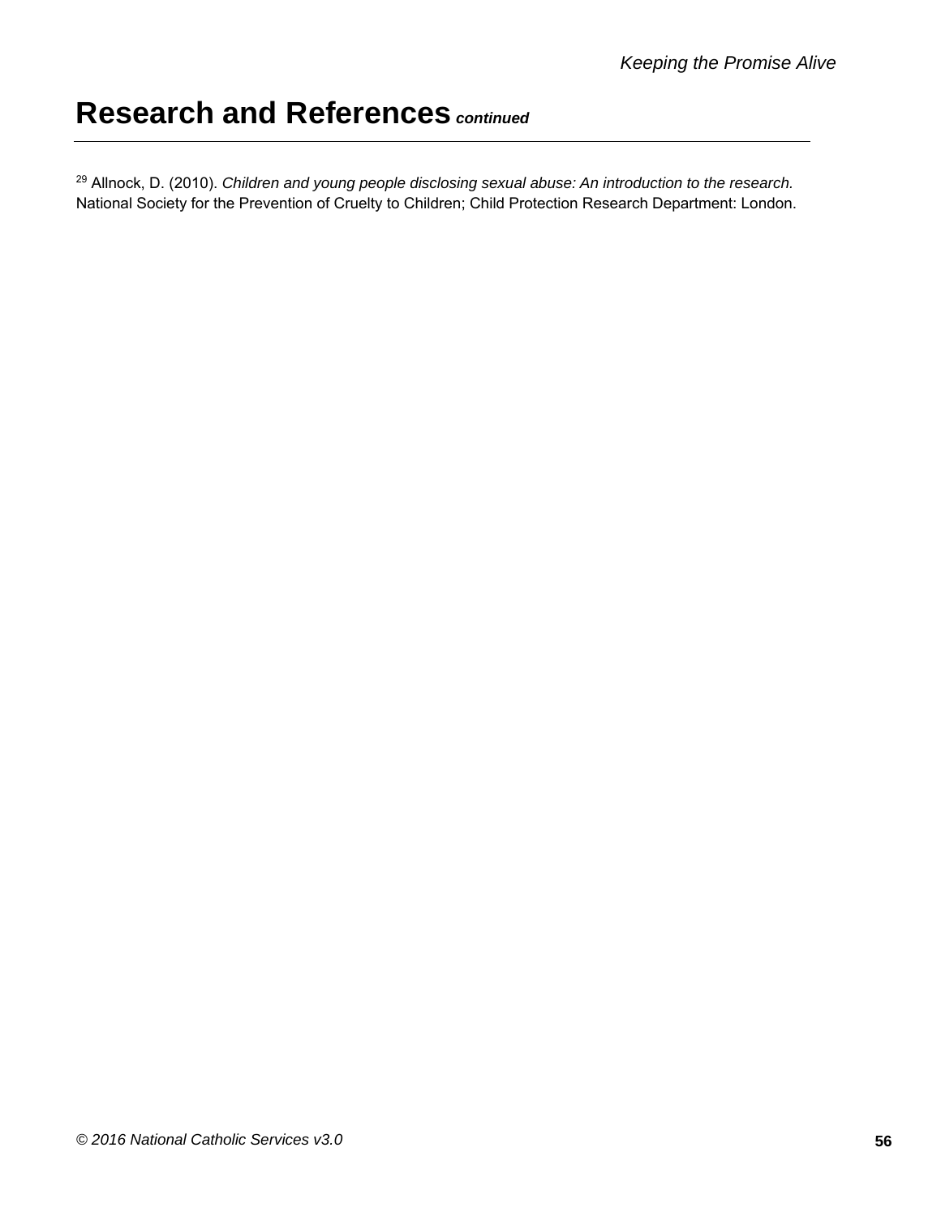# Research and References *continued*

[29] Allnock, D. (2010). *Children and young people disclosing sexual abuse: An introduction to the research.* National Society for the Prevention of Cruelty to Children; Child Protection Research Department: London.